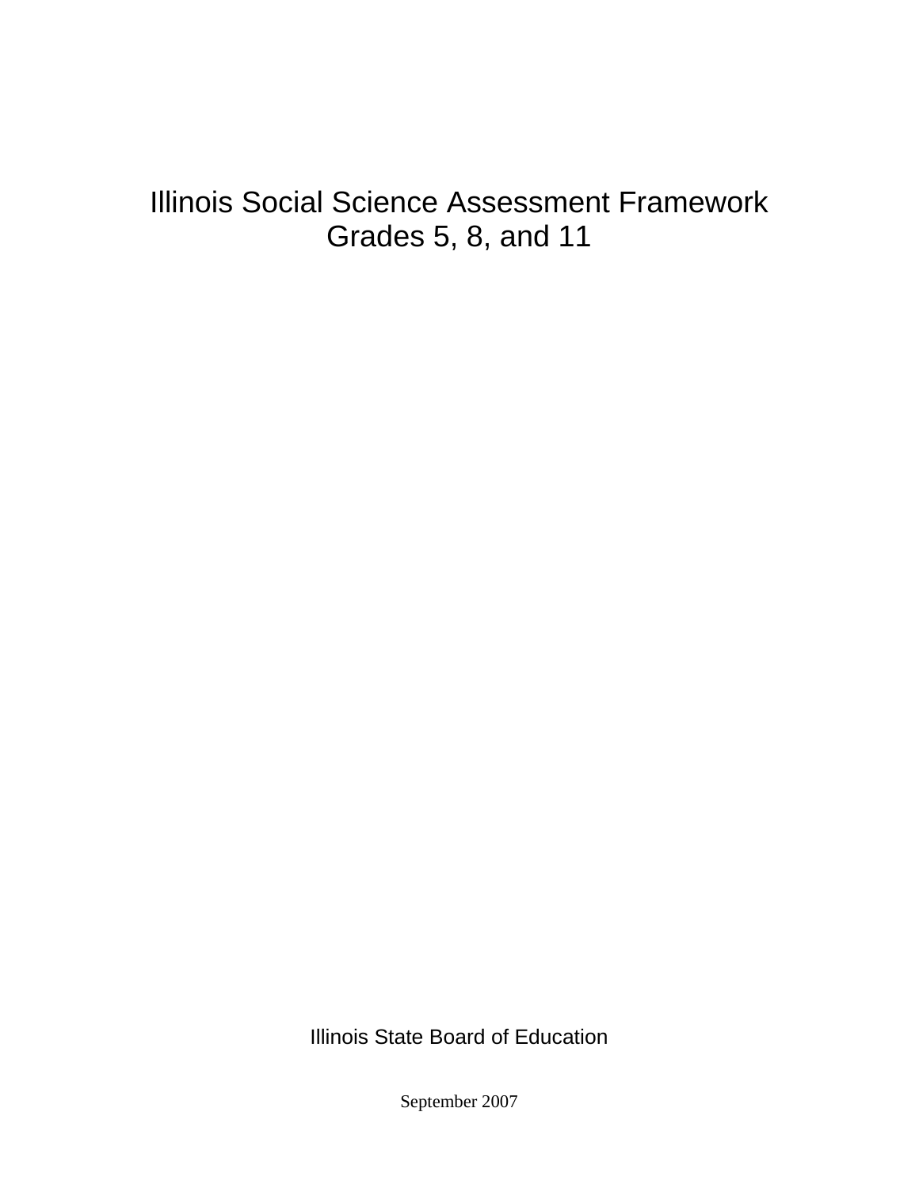# Illinois Social Science Assessment Framework
# Grades 5, 8, and 11

Illinois State Board of Education

September 2007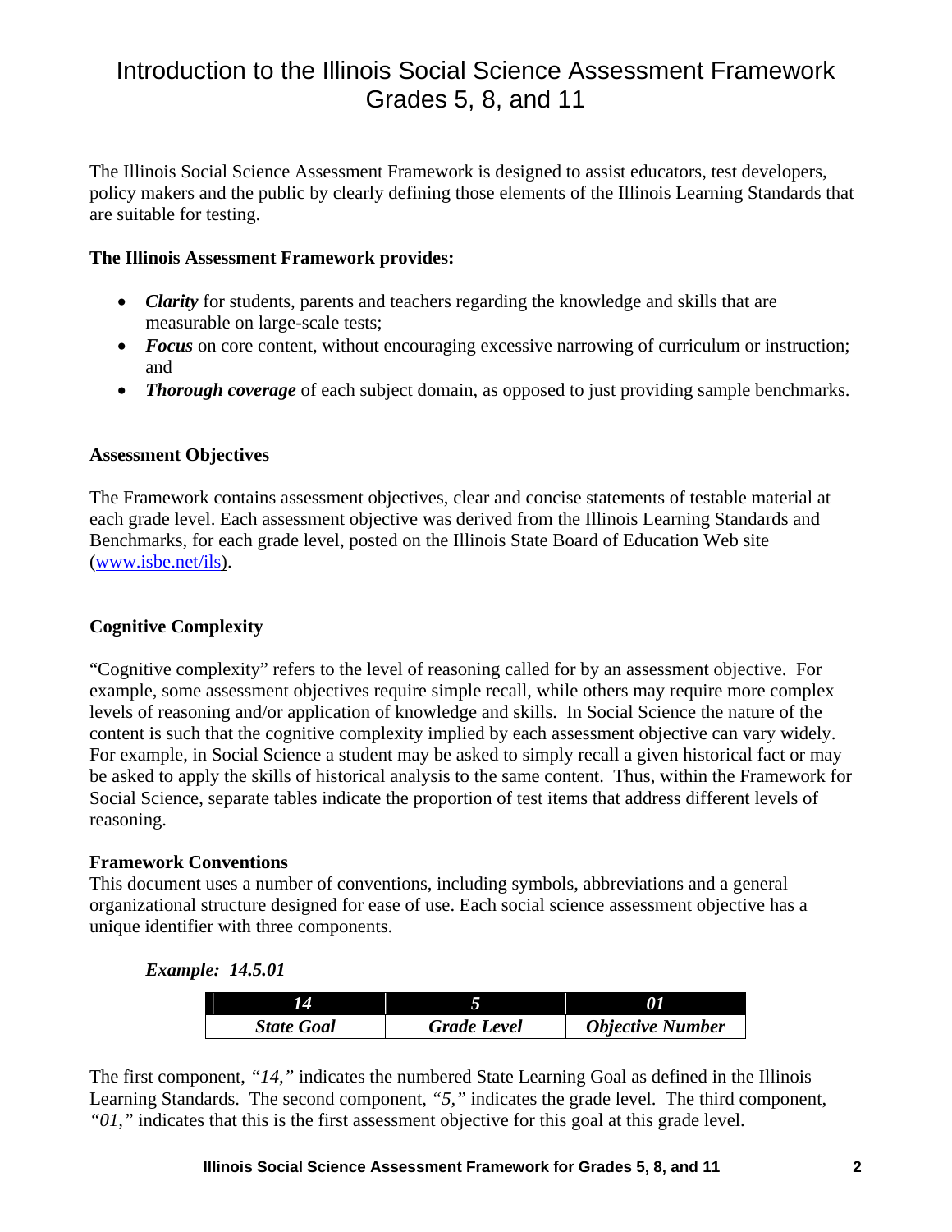# Introduction to the Illinois Social Science Assessment Framework Grades 5, 8, and 11

The Illinois Social Science Assessment Framework is designed to assist educators, test developers, policy makers and the public by clearly defining those elements of the Illinois Learning Standards that are suitable for testing.

**The Illinois Assessment Framework provides:**

- ***Clarity*** for students, parents and teachers regarding the knowledge and skills that are measurable on large-scale tests;
- ***Focus*** on core content, without encouraging excessive narrowing of curriculum or instruction; and
- ***Thorough coverage*** of each subject domain, as opposed to just providing sample benchmarks.

**Assessment Objectives**

The Framework contains assessment objectives, clear and concise statements of testable material at each grade level. Each assessment objective was derived from the Illinois Learning Standards and Benchmarks, for each grade level, posted on the Illinois State Board of Education Web site (www.isbe.net/ils).

**Cognitive Complexity**

"Cognitive complexity" refers to the level of reasoning called for by an assessment objective. For example, some assessment objectives require simple recall, while others may require more complex levels of reasoning and/or application of knowledge and skills. In Social Science the nature of the content is such that the cognitive complexity implied by each assessment objective can vary widely. For example, in Social Science a student may be asked to simply recall a given historical fact or may be asked to apply the skills of historical analysis to the same content. Thus, within the Framework for Social Science, separate tables indicate the proportion of test items that address different levels of reasoning.

**Framework Conventions**

This document uses a number of conventions, including symbols, abbreviations and a general organizational structure designed for ease of use. Each social science assessment objective has a unique identifier with three components.

***Example: 14.5.01***

| *14* | *5* | *01* |
|---|---|---|
| *State Goal* | *Grade Level* | *Objective Number* |

The first component, *"14,"* indicates the numbered State Learning Goal as defined in the Illinois Learning Standards. The second component, *"5,"* indicates the grade level. The third component, *"01,"* indicates that this is the first assessment objective for this goal at this grade level.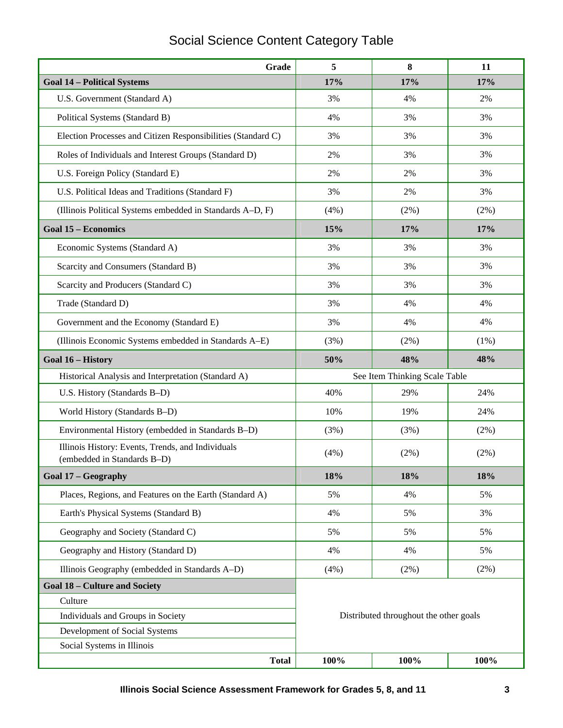# Social Science Content Category Table

| Grade | 5 | 8 | 11 |
|---|---|---|---|
| **Goal 14 – Political Systems** | **17%** | **17%** | **17%** |
| U.S. Government (Standard A) | 3% | 4% | 2% |
| Political Systems (Standard B) | 4% | 3% | 3% |
| Election Processes and Citizen Responsibilities (Standard C) | 3% | 3% | 3% |
| Roles of Individuals and Interest Groups (Standard D) | 2% | 3% | 3% |
| U.S. Foreign Policy (Standard E) | 2% | 2% | 3% |
| U.S. Political Ideas and Traditions (Standard F) | 3% | 2% | 3% |
| (Illinois Political Systems embedded in Standards A–D, F) | (4%) | (2%) | (2%) |
| **Goal 15 – Economics** | **15%** | **17%** | **17%** |
| Economic Systems (Standard A) | 3% | 3% | 3% |
| Scarcity and Consumers (Standard B) | 3% | 3% | 3% |
| Scarcity and Producers (Standard C) | 3% | 3% | 3% |
| Trade (Standard D) | 3% | 4% | 4% |
| Government and the Economy (Standard E) | 3% | 4% | 4% |
| (Illinois Economic Systems embedded in Standards A–E) | (3%) | (2%) | (1%) |
| **Goal 16 – History** | **50%** | **48%** | **48%** |
| Historical Analysis and Interpretation (Standard A) | See Item Thinking Scale Table | | |
| U.S. History (Standards B–D) | 40% | 29% | 24% |
| World History (Standards B–D) | 10% | 19% | 24% |
| Environmental History (embedded in Standards B–D) | (3%) | (3%) | (2%) |
| Illinois History: Events, Trends, and Individuals (embedded in Standards B–D) | (4%) | (2%) | (2%) |
| **Goal 17 – Geography** | **18%** | **18%** | **18%** |
| Places, Regions, and Features on the Earth (Standard A) | 5% | 4% | 5% |
| Earth's Physical Systems (Standard B) | 4% | 5% | 3% |
| Geography and Society (Standard C) | 5% | 5% | 5% |
| Geography and History (Standard D) | 4% | 4% | 5% |
| Illinois Geography (embedded in Standards A–D) | (4%) | (2%) | (2%) |
| **Goal 18 – Culture and Society** | Distributed throughout the other goals | | |
| Culture | | | |
| Individuals and Groups in Society | | | |
| Development of Social Systems | | | |
| Social Systems in Illinois | | | |
| **Total** | **100%** | **100%** | **100%** |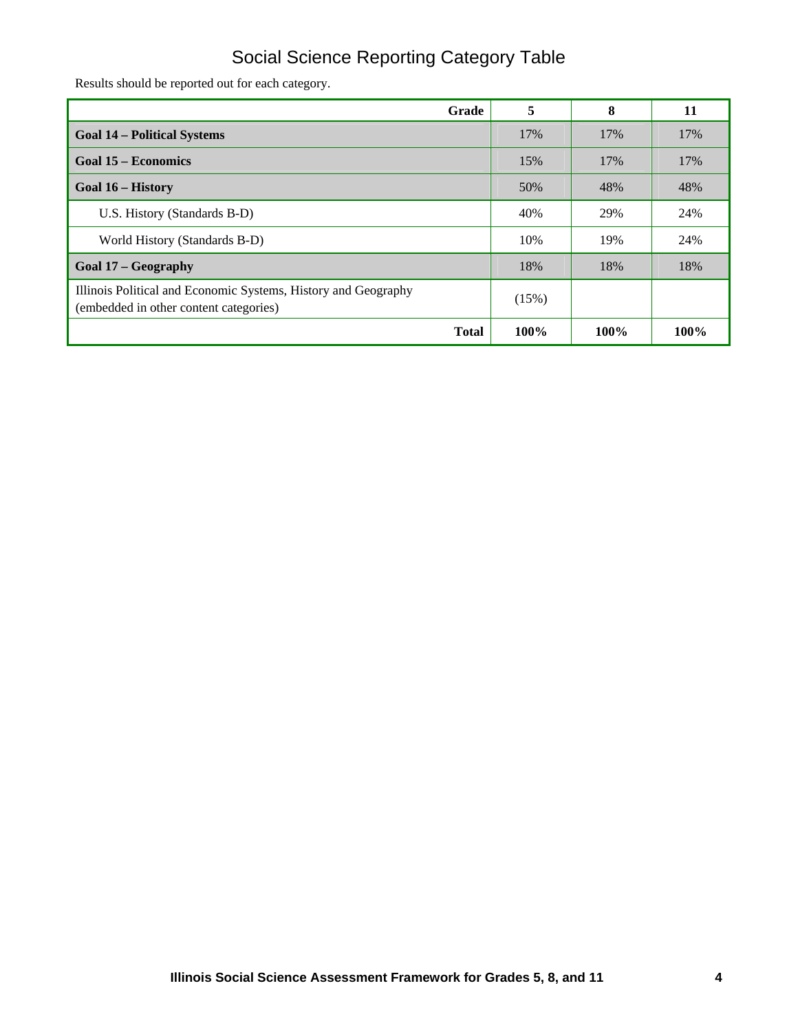# Social Science Reporting Category Table

Results should be reported out for each category.

| Grade | 5 | 8 | 11 |
|---|---|---|---|
| **Goal 14 – Political Systems** | 17% | 17% | 17% |
| **Goal 15 – Economics** | 15% | 17% | 17% |
| **Goal 16 – History** | 50% | 48% | 48% |
| U.S. History (Standards B-D) | 40% | 29% | 24% |
| World History (Standards B-D) | 10% | 19% | 24% |
| **Goal 17 – Geography** | 18% | 18% | 18% |
| Illinois Political and Economic Systems, History and Geography (embedded in other content categories) | (15%) | | |
| **Total** | **100%** | **100%** | **100%** |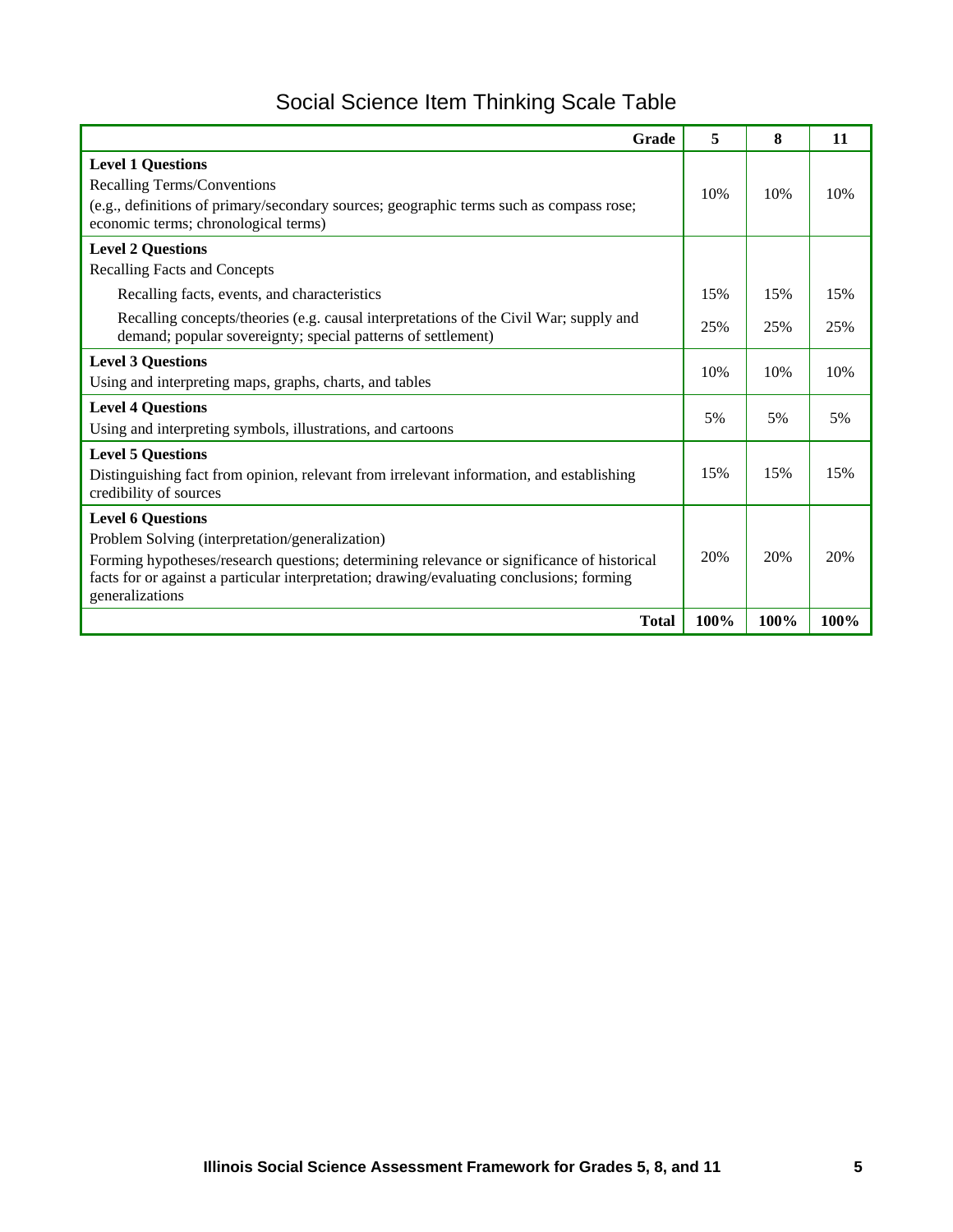## Social Science Item Thinking Scale Table

| Grade | 5 | 8 | 11 |
|---|---|---|---|
| **Level 1 Questions**<br>Recalling Terms/Conventions<br>(e.g., definitions of primary/secondary sources; geographic terms such as compass rose; economic terms; chronological terms) | 10% | 10% | 10% |
| **Level 2 Questions**<br>Recalling Facts and Concepts | | | |
| Recalling facts, events, and characteristics | 15% | 15% | 15% |
| Recalling concepts/theories (e.g. causal interpretations of the Civil War; supply and demand; popular sovereignty; special patterns of settlement) | 25% | 25% | 25% |
| **Level 3 Questions**<br>Using and interpreting maps, graphs, charts, and tables | 10% | 10% | 10% |
| **Level 4 Questions**<br>Using and interpreting symbols, illustrations, and cartoons | 5% | 5% | 5% |
| **Level 5 Questions**<br>Distinguishing fact from opinion, relevant from irrelevant information, and establishing credibility of sources | 15% | 15% | 15% |
| **Level 6 Questions**<br>Problem Solving (interpretation/generalization)<br>Forming hypotheses/research questions; determining relevance or significance of historical facts for or against a particular interpretation; drawing/evaluating conclusions; forming generalizations | 20% | 20% | 20% |
| **Total** | **100%** | **100%** | **100%** |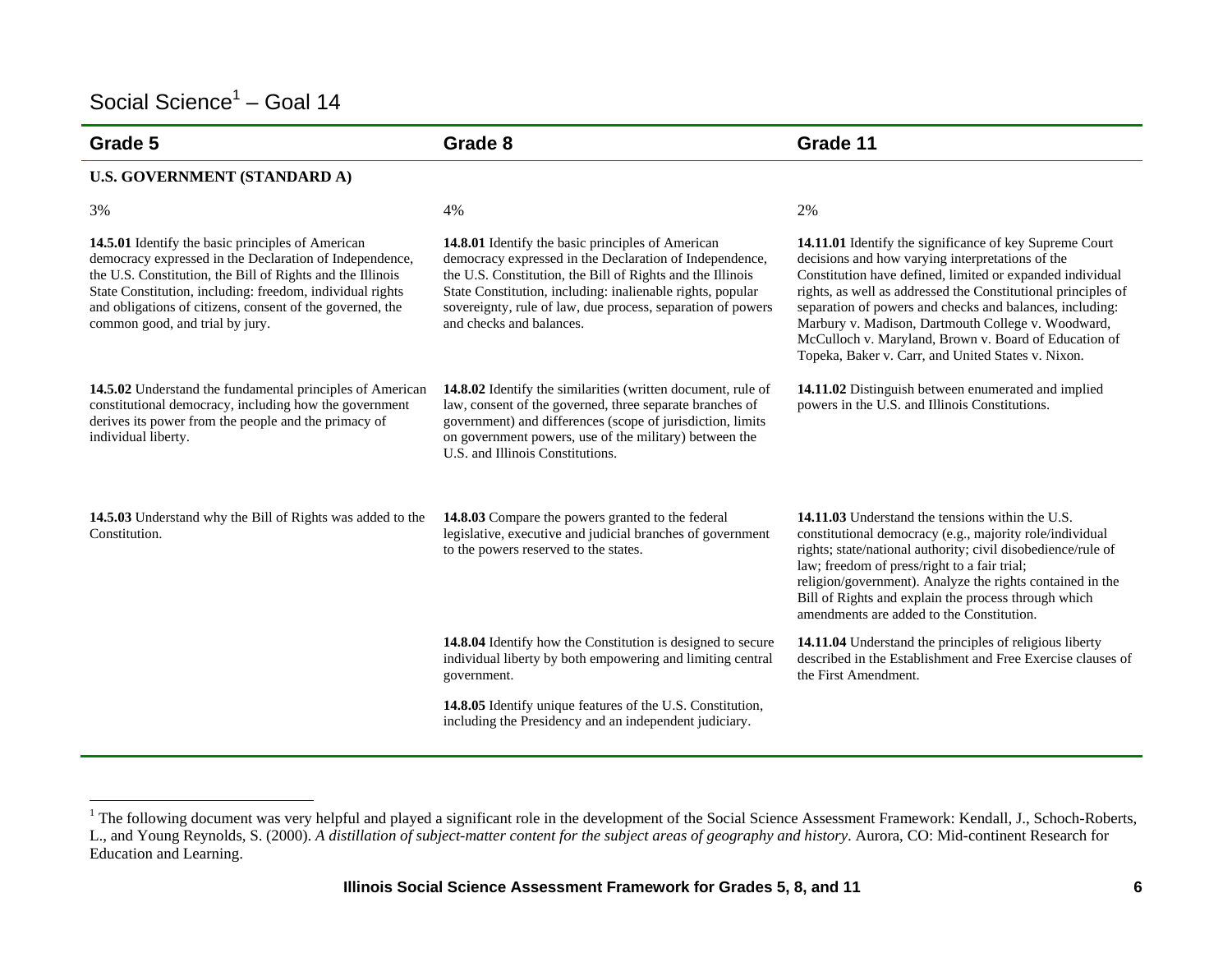# Social Science[1] – Goal 14

| Grade 5 | Grade 8 | Grade 11 |
|---|---|---|
| **U.S. GOVERNMENT (STANDARD A)** | | |
| 3% | 4% | 2% |
| **14.5.01** Identify the basic principles of American democracy expressed in the Declaration of Independence, the U.S. Constitution, the Bill of Rights and the Illinois State Constitution, including: freedom, individual rights and obligations of citizens, consent of the governed, the common good, and trial by jury. | **14.8.01** Identify the basic principles of American democracy expressed in the Declaration of Independence, the U.S. Constitution, the Bill of Rights and the Illinois State Constitution, including: inalienable rights, popular sovereignty, rule of law, due process, separation of powers and checks and balances. | **14.11.01** Identify the significance of key Supreme Court decisions and how varying interpretations of the Constitution have defined, limited or expanded individual rights, as well as addressed the Constitutional principles of separation of powers and checks and balances, including: Marbury v. Madison, Dartmouth College v. Woodward, McCulloch v. Maryland, Brown v. Board of Education of Topeka, Baker v. Carr, and United States v. Nixon. |
| **14.5.02** Understand the fundamental principles of American constitutional democracy, including how the government derives its power from the people and the primacy of individual liberty. | **14.8.02** Identify the similarities (written document, rule of law, consent of the governed, three separate branches of government) and differences (scope of jurisdiction, limits on government powers, use of the military) between the U.S. and Illinois Constitutions. | **14.11.02** Distinguish between enumerated and implied powers in the U.S. and Illinois Constitutions. |
| **14.5.03** Understand why the Bill of Rights was added to the Constitution. | **14.8.03** Compare the powers granted to the federal legislative, executive and judicial branches of government to the powers reserved to the states. | **14.11.03** Understand the tensions within the U.S. constitutional democracy (e.g., majority role/individual rights; state/national authority; civil disobedience/rule of law; freedom of press/right to a fair trial; religion/government). Analyze the rights contained in the Bill of Rights and explain the process through which amendments are added to the Constitution. |
| | **14.8.04** Identify how the Constitution is designed to secure individual liberty by both empowering and limiting central government. | **14.11.04** Understand the principles of religious liberty described in the Establishment and Free Exercise clauses of the First Amendment. |
| | **14.8.05** Identify unique features of the U.S. Constitution, including the Presidency and an independent judiciary. | |

[1] The following document was very helpful and played a significant role in the development of the Social Science Assessment Framework: Kendall, J., Schoch-Roberts, L., and Young Reynolds, S. (2000). *A distillation of subject-matter content for the subject areas of geography and history*. Aurora, CO: Mid-continent Research for Education and Learning.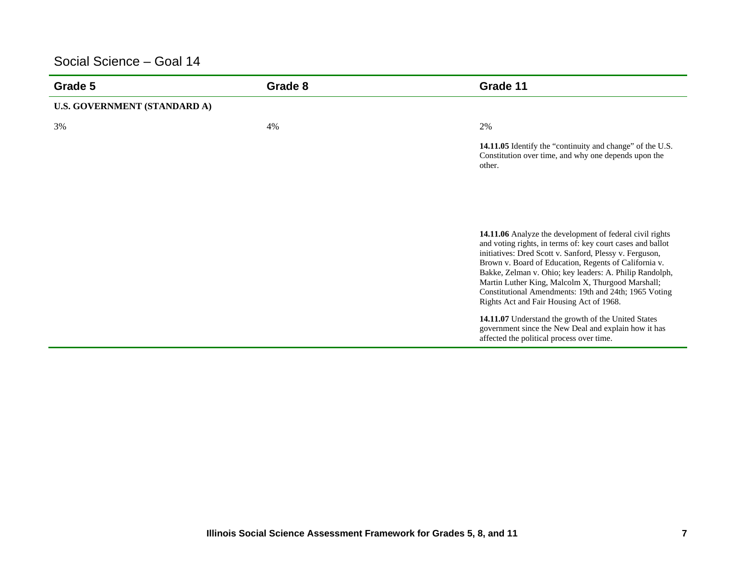## Social Science – Goal 14

| Grade 5 | Grade 8 | Grade 11 |
|---|---|---|
| **U.S. GOVERNMENT (STANDARD A)** | | |
| 3% | 4% | 2% |
| | | **14.11.05** Identify the "continuity and change" of the U.S. Constitution over time, and why one depends upon the other. |
| | | **14.11.06** Analyze the development of federal civil rights and voting rights, in terms of: key court cases and ballot initiatives: Dred Scott v. Sanford, Plessy v. Ferguson, Brown v. Board of Education, Regents of California v. Bakke, Zelman v. Ohio; key leaders: A. Philip Randolph, Martin Luther King, Malcolm X, Thurgood Marshall; Constitutional Amendments: 19th and 24th; 1965 Voting Rights Act and Fair Housing Act of 1968. |
| | | **14.11.07** Understand the growth of the United States government since the New Deal and explain how it has affected the political process over time. |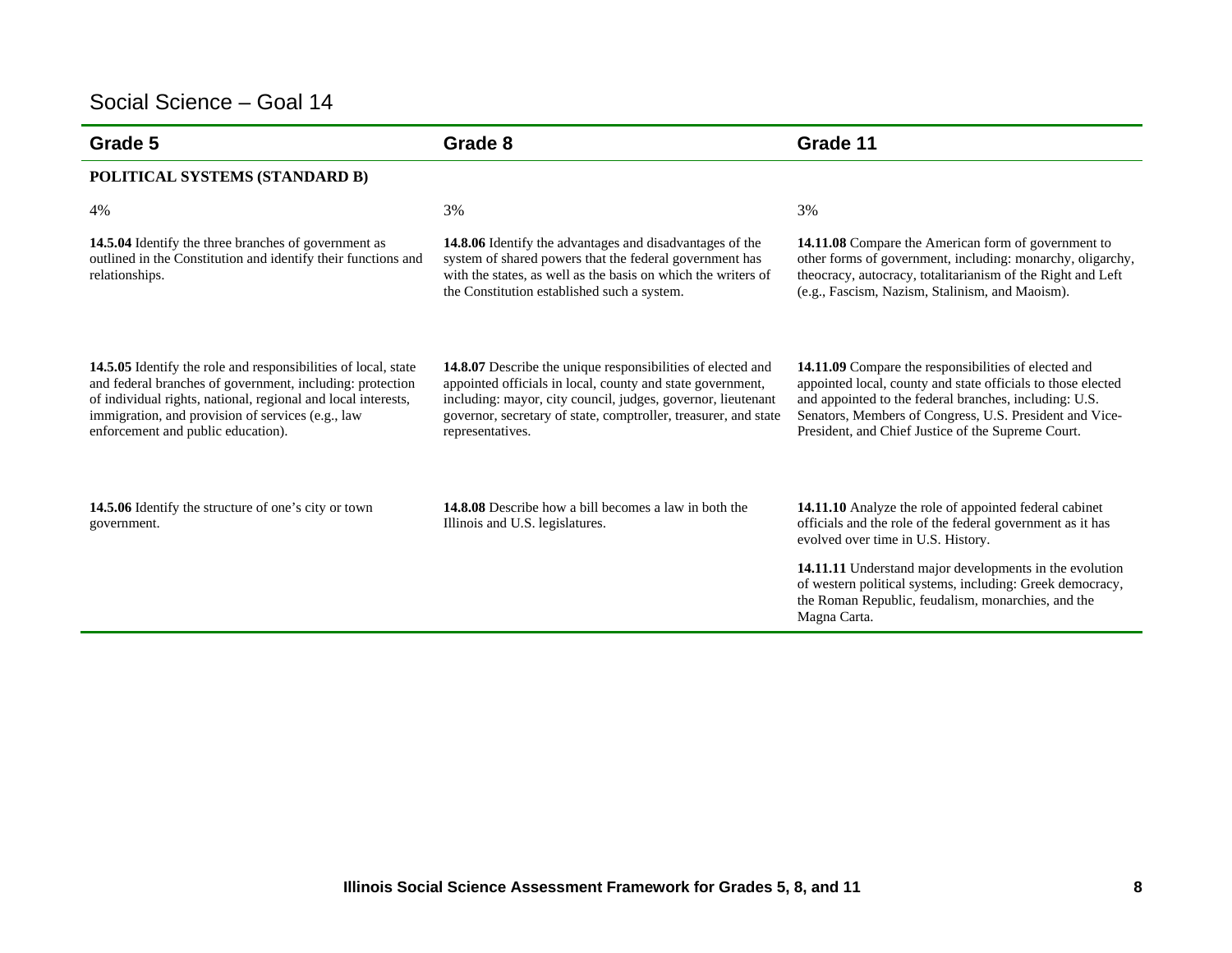# Social Science – Goal 14

| Grade 5 | Grade 8 | Grade 11 |
|---|---|---|
| **POLITICAL SYSTEMS (STANDARD B)** | | |
| 4% | 3% | 3% |
| **14.5.04** Identify the three branches of government as outlined in the Constitution and identify their functions and relationships. | **14.8.06** Identify the advantages and disadvantages of the system of shared powers that the federal government has with the states, as well as the basis on which the writers of the Constitution established such a system. | **14.11.08** Compare the American form of government to other forms of government, including: monarchy, oligarchy, theocracy, autocracy, totalitarianism of the Right and Left (e.g., Fascism, Nazism, Stalinism, and Maoism). |
| **14.5.05** Identify the role and responsibilities of local, state and federal branches of government, including: protection of individual rights, national, regional and local interests, immigration, and provision of services (e.g., law enforcement and public education). | **14.8.07** Describe the unique responsibilities of elected and appointed officials in local, county and state government, including: mayor, city council, judges, governor, lieutenant governor, secretary of state, comptroller, treasurer, and state representatives. | **14.11.09** Compare the responsibilities of elected and appointed local, county and state officials to those elected and appointed to the federal branches, including: U.S. Senators, Members of Congress, U.S. President and Vice-President, and Chief Justice of the Supreme Court. |
| **14.5.06** Identify the structure of one's city or town government. | **14.8.08** Describe how a bill becomes a law in both the Illinois and U.S. legislatures. | **14.11.10** Analyze the role of appointed federal cabinet officials and the role of the federal government as it has evolved over time in U.S. History. |
| | | **14.11.11** Understand major developments in the evolution of western political systems, including: Greek democracy, the Roman Republic, feudalism, monarchies, and the Magna Carta. |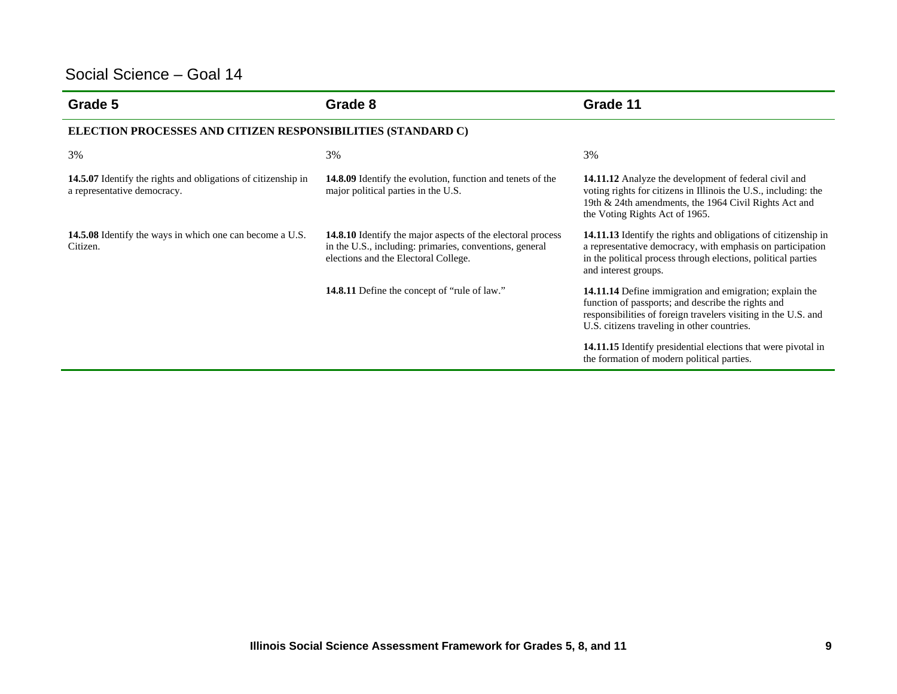## Social Science – Goal 14

| Grade 5 | Grade 8 | Grade 11 |
|---|---|---|
| **ELECTION PROCESSES AND CITIZEN RESPONSIBILITIES (STANDARD C)** | | |
| 3% | 3% | 3% |
| **14.5.07** Identify the rights and obligations of citizenship in a representative democracy. | **14.8.09** Identify the evolution, function and tenets of the major political parties in the U.S. | **14.11.12** Analyze the development of federal civil and voting rights for citizens in Illinois the U.S., including: the 19th & 24th amendments, the 1964 Civil Rights Act and the Voting Rights Act of 1965. |
| **14.5.08** Identify the ways in which one can become a U.S. Citizen. | **14.8.10** Identify the major aspects of the electoral process in the U.S., including: primaries, conventions, general elections and the Electoral College. | **14.11.13** Identify the rights and obligations of citizenship in a representative democracy, with emphasis on participation in the political process through elections, political parties and interest groups. |
| | **14.8.11** Define the concept of "rule of law." | **14.11.14** Define immigration and emigration; explain the function of passports; and describe the rights and responsibilities of foreign travelers visiting in the U.S. and U.S. citizens traveling in other countries. |
| | | **14.11.15** Identify presidential elections that were pivotal in the formation of modern political parties. |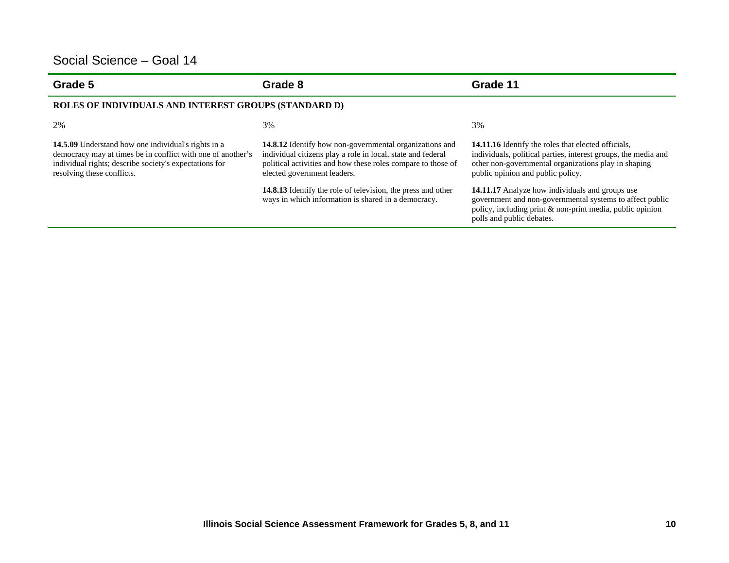## Social Science – Goal 14

| Grade 5 | Grade 8 | Grade 11 |
|---|---|---|
| **ROLES OF INDIVIDUALS AND INTEREST GROUPS (STANDARD D)** | | |
| 2% | 3% | 3% |
| **14.5.09** Understand how one individual's rights in a democracy may at times be in conflict with one of another's individual rights; describe society's expectations for resolving these conflicts. | **14.8.12** Identify how non-governmental organizations and individual citizens play a role in local, state and federal political activities and how these roles compare to those of elected government leaders. | **14.11.16** Identify the roles that elected officials, individuals, political parties, interest groups, the media and other non-governmental organizations play in shaping public opinion and public policy. |
| | **14.8.13** Identify the role of television, the press and other ways in which information is shared in a democracy. | **14.11.17** Analyze how individuals and groups use government and non-governmental systems to affect public policy, including print & non-print media, public opinion polls and public debates. |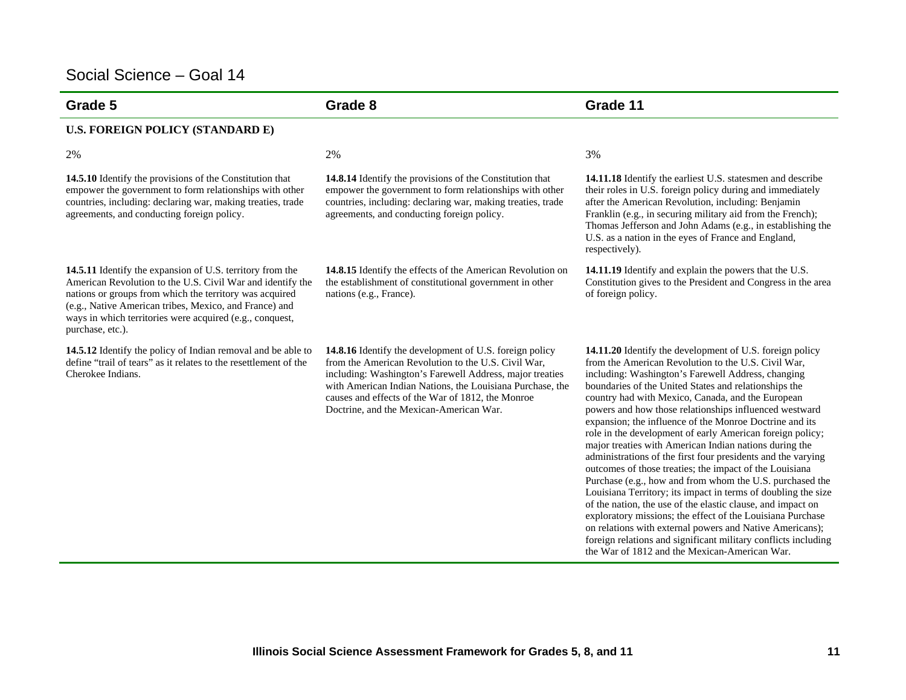# Social Science – Goal 14

| Grade 5 | Grade 8 | Grade 11 |
|---|---|---|
| **U.S. FOREIGN POLICY (STANDARD E)** | | |
| 2% | 2% | 3% |
| **14.5.10** Identify the provisions of the Constitution that empower the government to form relationships with other countries, including: declaring war, making treaties, trade agreements, and conducting foreign policy. | **14.8.14** Identify the provisions of the Constitution that empower the government to form relationships with other countries, including: declaring war, making treaties, trade agreements, and conducting foreign policy. | **14.11.18** Identify the earliest U.S. statesmen and describe their roles in U.S. foreign policy during and immediately after the American Revolution, including: Benjamin Franklin (e.g., in securing military aid from the French); Thomas Jefferson and John Adams (e.g., in establishing the U.S. as a nation in the eyes of France and England, respectively). |
| **14.5.11** Identify the expansion of U.S. territory from the American Revolution to the U.S. Civil War and identify the nations or groups from which the territory was acquired (e.g., Native American tribes, Mexico, and France) and ways in which territories were acquired (e.g., conquest, purchase, etc.). | **14.8.15** Identify the effects of the American Revolution on the establishment of constitutional government in other nations (e.g., France). | **14.11.19** Identify and explain the powers that the U.S. Constitution gives to the President and Congress in the area of foreign policy. |
| **14.5.12** Identify the policy of Indian removal and be able to define "trail of tears" as it relates to the resettlement of the Cherokee Indians. | **14.8.16** Identify the development of U.S. foreign policy from the American Revolution to the U.S. Civil War, including: Washington's Farewell Address, major treaties with American Indian Nations, the Louisiana Purchase, the causes and effects of the War of 1812, the Monroe Doctrine, and the Mexican-American War. | **14.11.20** Identify the development of U.S. foreign policy from the American Revolution to the U.S. Civil War, including: Washington's Farewell Address, changing boundaries of the United States and relationships the country had with Mexico, Canada, and the European powers and how those relationships influenced westward expansion; the influence of the Monroe Doctrine and its role in the development of early American foreign policy; major treaties with American Indian nations during the administrations of the first four presidents and the varying outcomes of those treaties; the impact of the Louisiana Purchase (e.g., how and from whom the U.S. purchased the Louisiana Territory; its impact in terms of doubling the size of the nation, the use of the elastic clause, and impact on exploratory missions; the effect of the Louisiana Purchase on relations with external powers and Native Americans); foreign relations and significant military conflicts including the War of 1812 and the Mexican-American War. |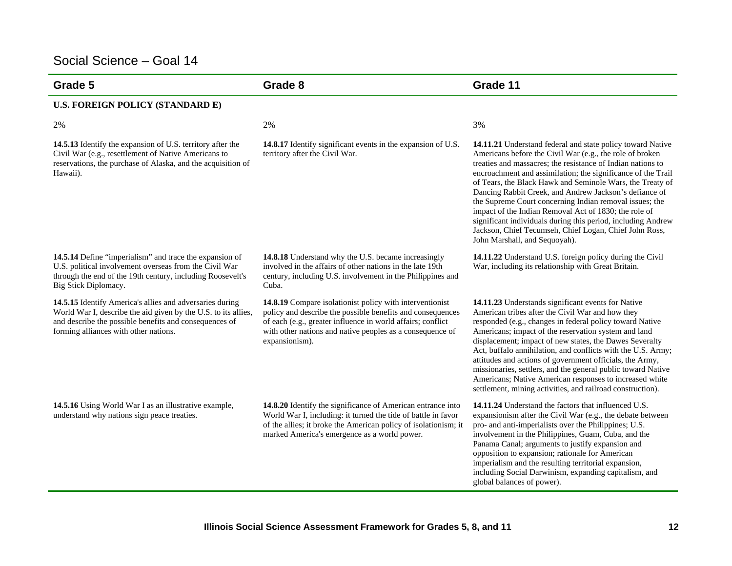## Social Science – Goal 14

| Grade 5 | Grade 8 | Grade 11 |
|---|---|---|
| **U.S. FOREIGN POLICY (STANDARD E)** | | |
| 2% | 2% | 3% |
| **14.5.13** Identify the expansion of U.S. territory after the Civil War (e.g., resettlement of Native Americans to reservations, the purchase of Alaska, and the acquisition of Hawaii). | **14.8.17** Identify significant events in the expansion of U.S. territory after the Civil War. | **14.11.21** Understand federal and state policy toward Native Americans before the Civil War (e.g., the role of broken treaties and massacres; the resistance of Indian nations to encroachment and assimilation; the significance of the Trail of Tears, the Black Hawk and Seminole Wars, the Treaty of Dancing Rabbit Creek, and Andrew Jackson's defiance of the Supreme Court concerning Indian removal issues; the impact of the Indian Removal Act of 1830; the role of significant individuals during this period, including Andrew Jackson, Chief Tecumseh, Chief Logan, Chief John Ross, John Marshall, and Sequoyah). |
| **14.5.14** Define "imperialism" and trace the expansion of U.S. political involvement overseas from the Civil War through the end of the 19th century, including Roosevelt's Big Stick Diplomacy. | **14.8.18** Understand why the U.S. became increasingly involved in the affairs of other nations in the late 19th century, including U.S. involvement in the Philippines and Cuba. | **14.11.22** Understand U.S. foreign policy during the Civil War, including its relationship with Great Britain. |
| **14.5.15** Identify America's allies and adversaries during World War I, describe the aid given by the U.S. to its allies, and describe the possible benefits and consequences of forming alliances with other nations. | **14.8.19** Compare isolationist policy with interventionist policy and describe the possible benefits and consequences of each (e.g., greater influence in world affairs; conflict with other nations and native peoples as a consequence of expansionism). | **14.11.23** Understands significant events for Native American tribes after the Civil War and how they responded (e.g., changes in federal policy toward Native Americans; impact of the reservation system and land displacement; impact of new states, the Dawes Severalty Act, buffalo annihilation, and conflicts with the U.S. Army; attitudes and actions of government officials, the Army, missionaries, settlers, and the general public toward Native Americans; Native American responses to increased white settlement, mining activities, and railroad construction). |
| **14.5.16** Using World War I as an illustrative example, understand why nations sign peace treaties. | **14.8.20** Identify the significance of American entrance into World War I, including: it turned the tide of battle in favor of the allies; it broke the American policy of isolationism; it marked America's emergence as a world power. | **14.11.24** Understand the factors that influenced U.S. expansionism after the Civil War (e.g., the debate between pro- and anti-imperialists over the Philippines; U.S. involvement in the Philippines, Guam, Cuba, and the Panama Canal; arguments to justify expansion and opposition to expansion; rationale for American imperialism and the resulting territorial expansion, including Social Darwinism, expanding capitalism, and global balances of power). |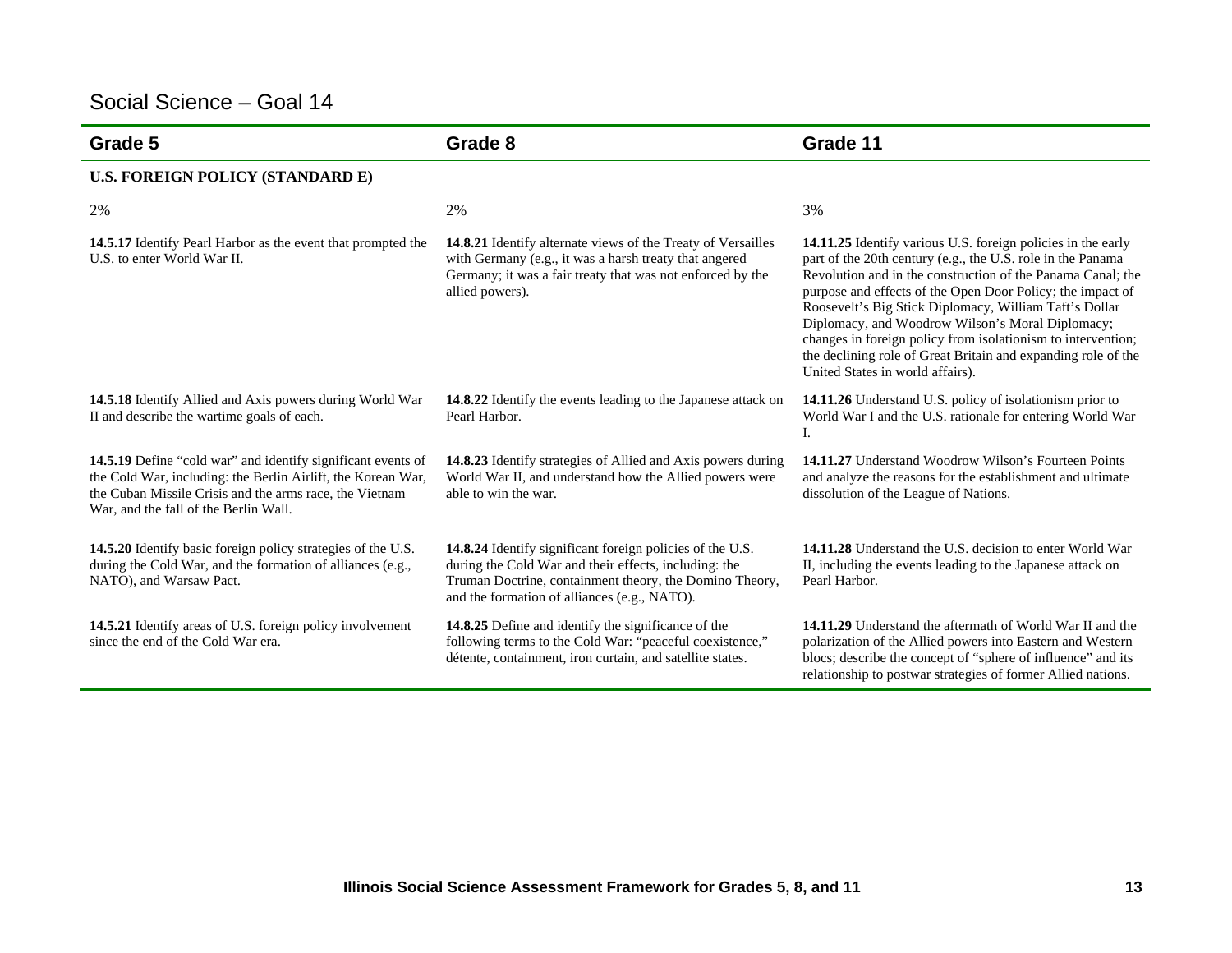# Social Science – Goal 14

| Grade 5 | Grade 8 | Grade 11 |
|---|---|---|
| **U.S. FOREIGN POLICY (STANDARD E)** | | |
| 2% | 2% | 3% |
| **14.5.17** Identify Pearl Harbor as the event that prompted the U.S. to enter World War II. | **14.8.21** Identify alternate views of the Treaty of Versailles with Germany (e.g., it was a harsh treaty that angered Germany; it was a fair treaty that was not enforced by the allied powers). | **14.11.25** Identify various U.S. foreign policies in the early part of the 20th century (e.g., the U.S. role in the Panama Revolution and in the construction of the Panama Canal; the purpose and effects of the Open Door Policy; the impact of Roosevelt's Big Stick Diplomacy, William Taft's Dollar Diplomacy, and Woodrow Wilson's Moral Diplomacy; changes in foreign policy from isolationism to intervention; the declining role of Great Britain and expanding role of the United States in world affairs). |
| **14.5.18** Identify Allied and Axis powers during World War II and describe the wartime goals of each. | **14.8.22** Identify the events leading to the Japanese attack on Pearl Harbor. | **14.11.26** Understand U.S. policy of isolationism prior to World War I and the U.S. rationale for entering World War I. |
| **14.5.19** Define "cold war" and identify significant events of the Cold War, including: the Berlin Airlift, the Korean War, the Cuban Missile Crisis and the arms race, the Vietnam War, and the fall of the Berlin Wall. | **14.8.23** Identify strategies of Allied and Axis powers during World War II, and understand how the Allied powers were able to win the war. | **14.11.27** Understand Woodrow Wilson's Fourteen Points and analyze the reasons for the establishment and ultimate dissolution of the League of Nations. |
| **14.5.20** Identify basic foreign policy strategies of the U.S. during the Cold War, and the formation of alliances (e.g., NATO), and Warsaw Pact. | **14.8.24** Identify significant foreign policies of the U.S. during the Cold War and their effects, including: the Truman Doctrine, containment theory, the Domino Theory, and the formation of alliances (e.g., NATO). | **14.11.28** Understand the U.S. decision to enter World War II, including the events leading to the Japanese attack on Pearl Harbor. |
| **14.5.21** Identify areas of U.S. foreign policy involvement since the end of the Cold War era. | **14.8.25** Define and identify the significance of the following terms to the Cold War: "peaceful coexistence," détente, containment, iron curtain, and satellite states. | **14.11.29** Understand the aftermath of World War II and the polarization of the Allied powers into Eastern and Western blocs; describe the concept of "sphere of influence" and its relationship to postwar strategies of former Allied nations. |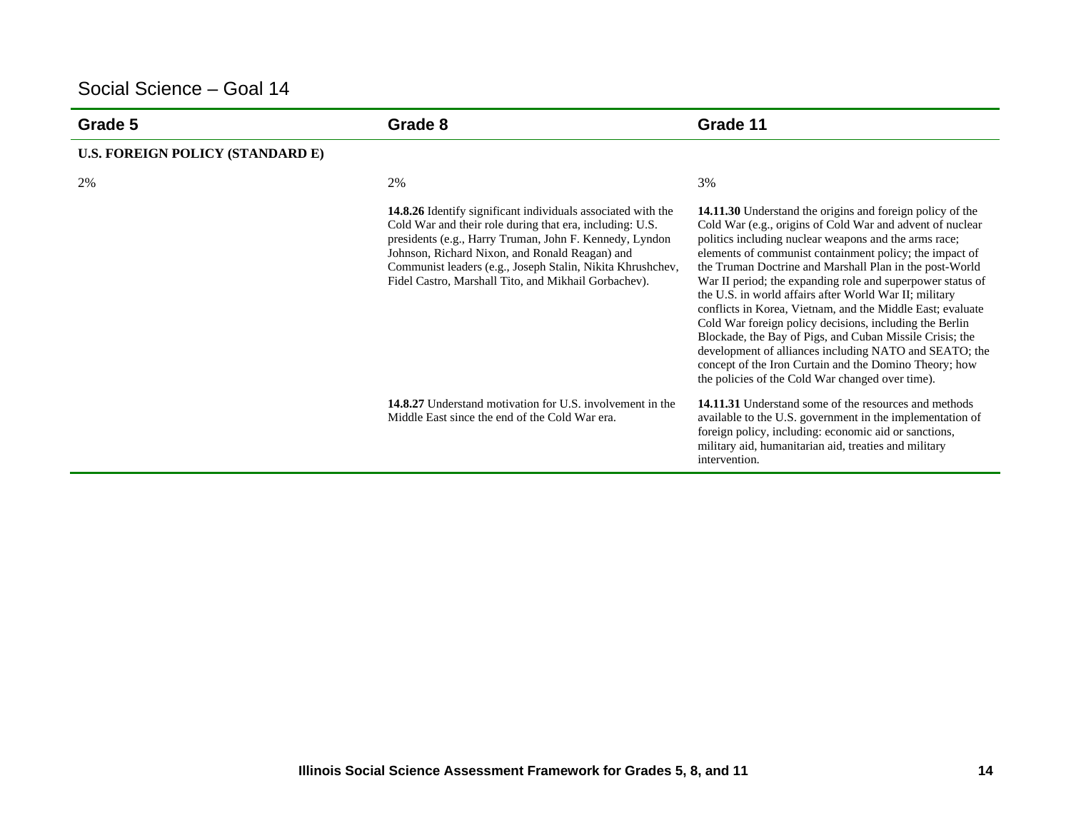## Social Science – Goal 14

| Grade 5 | Grade 8 | Grade 11 |
|---|---|---|
| **U.S. FOREIGN POLICY (STANDARD E)** | | |
| 2% | 2% | 3% |
| | **14.8.26** Identify significant individuals associated with the Cold War and their role during that era, including: U.S. presidents (e.g., Harry Truman, John F. Kennedy, Lyndon Johnson, Richard Nixon, and Ronald Reagan) and Communist leaders (e.g., Joseph Stalin, Nikita Khrushchev, Fidel Castro, Marshall Tito, and Mikhail Gorbachev). | **14.11.30** Understand the origins and foreign policy of the Cold War (e.g., origins of Cold War and advent of nuclear politics including nuclear weapons and the arms race; elements of communist containment policy; the impact of the Truman Doctrine and Marshall Plan in the post-World War II period; the expanding role and superpower status of the U.S. in world affairs after World War II; military conflicts in Korea, Vietnam, and the Middle East; evaluate Cold War foreign policy decisions, including the Berlin Blockade, the Bay of Pigs, and Cuban Missile Crisis; the development of alliances including NATO and SEATO; the concept of the Iron Curtain and the Domino Theory; how the policies of the Cold War changed over time). |
| | **14.8.27** Understand motivation for U.S. involvement in the Middle East since the end of the Cold War era. | **14.11.31** Understand some of the resources and methods available to the U.S. government in the implementation of foreign policy, including: economic aid or sanctions, military aid, humanitarian aid, treaties and military intervention. |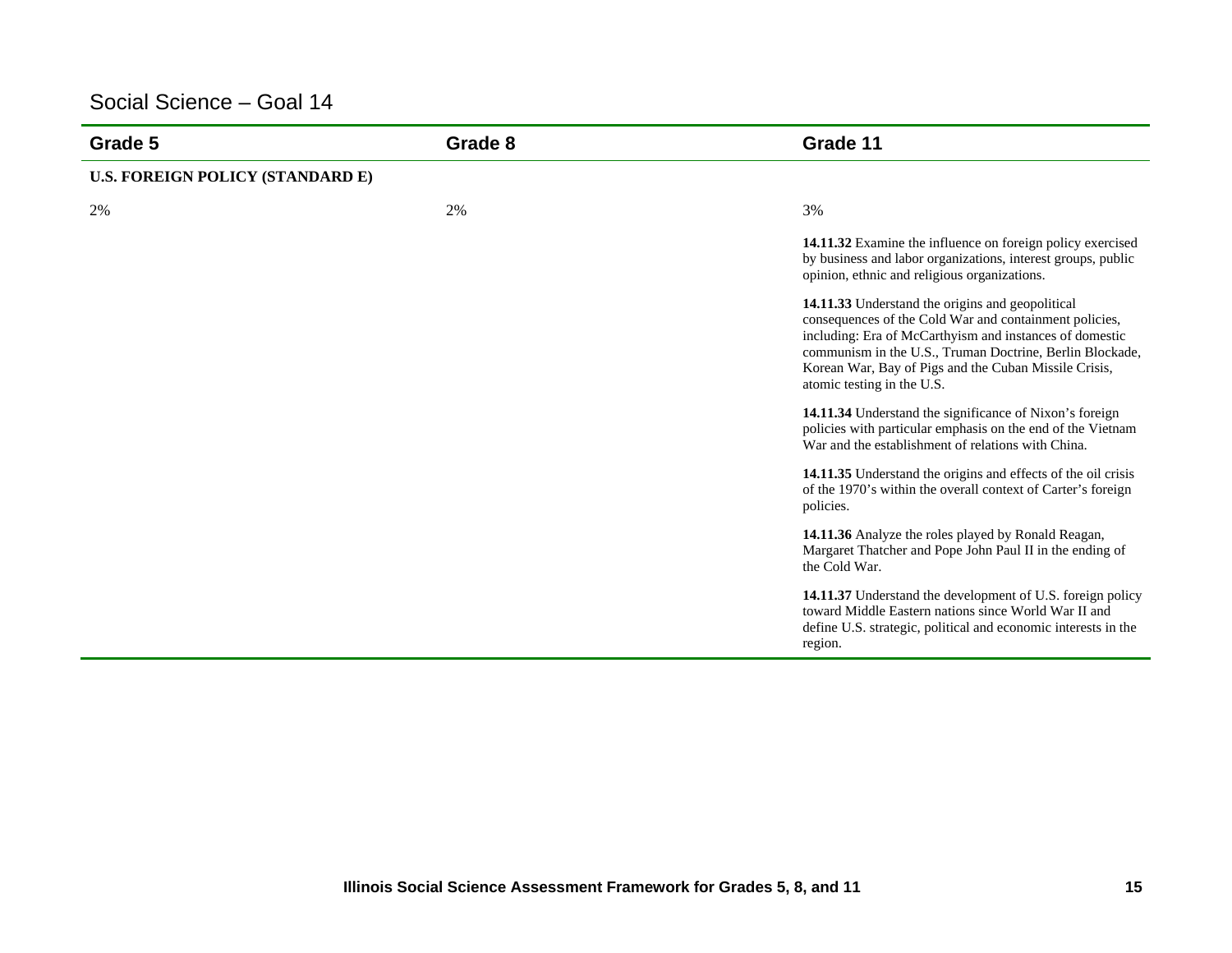## Social Science – Goal 14

| Grade 5 | Grade 8 | Grade 11 |
|---|---|---|
| **U.S. FOREIGN POLICY (STANDARD E)** | | |
| 2% | 2% | 3% |
| | | **14.11.32** Examine the influence on foreign policy exercised by business and labor organizations, interest groups, public opinion, ethnic and religious organizations. |
| | | **14.11.33** Understand the origins and geopolitical consequences of the Cold War and containment policies, including: Era of McCarthyism and instances of domestic communism in the U.S., Truman Doctrine, Berlin Blockade, Korean War, Bay of Pigs and the Cuban Missile Crisis, atomic testing in the U.S. |
| | | **14.11.34** Understand the significance of Nixon's foreign policies with particular emphasis on the end of the Vietnam War and the establishment of relations with China. |
| | | **14.11.35** Understand the origins and effects of the oil crisis of the 1970's within the overall context of Carter's foreign policies. |
| | | **14.11.36** Analyze the roles played by Ronald Reagan, Margaret Thatcher and Pope John Paul II in the ending of the Cold War. |
| | | **14.11.37** Understand the development of U.S. foreign policy toward Middle Eastern nations since World War II and define U.S. strategic, political and economic interests in the region. |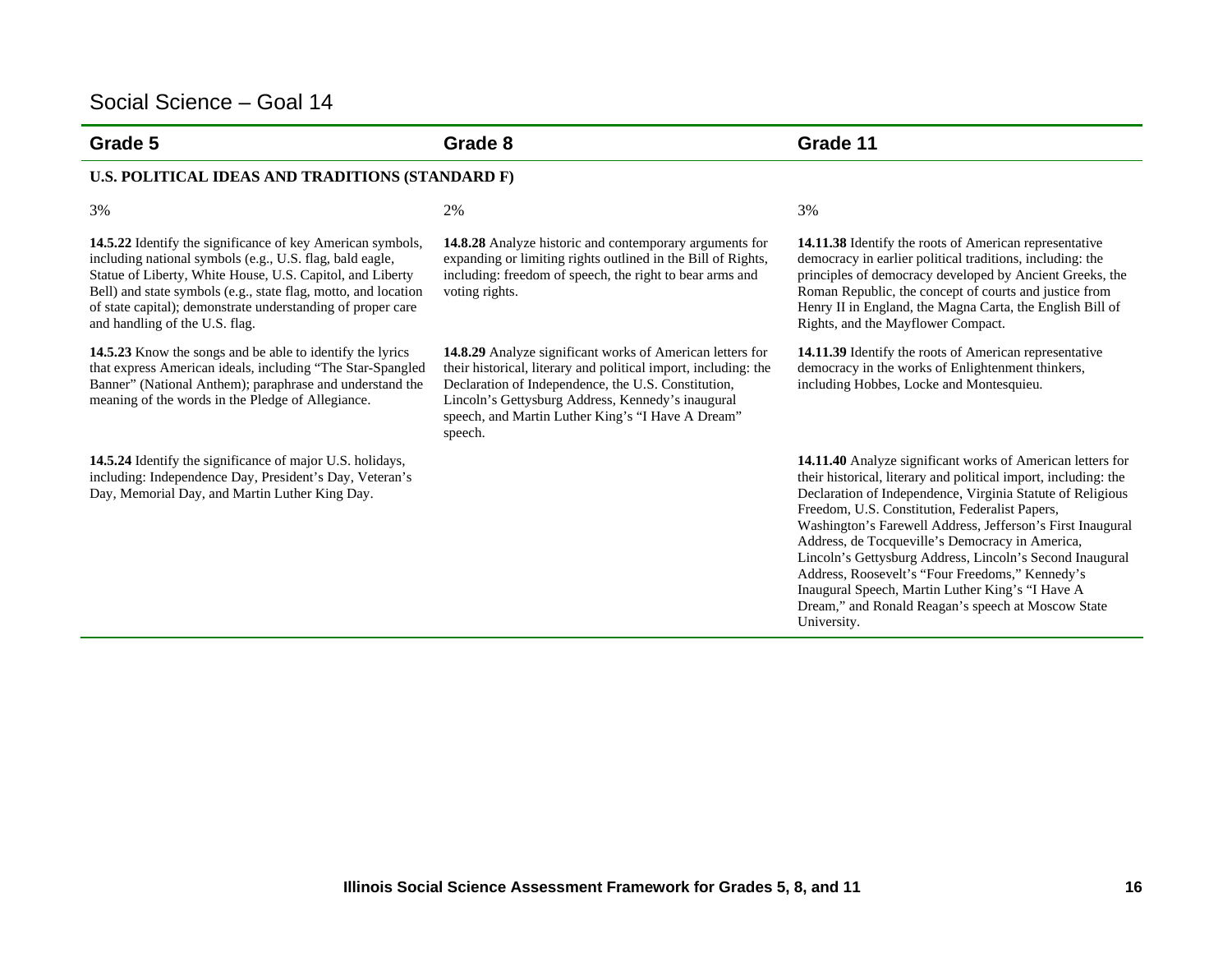# Social Science – Goal 14

| Grade 5 | Grade 8 | Grade 11 |
|---|---|---|
| **U.S. POLITICAL IDEAS AND TRADITIONS (STANDARD F)** | | |
| 3% | 2% | 3% |
| **14.5.22** Identify the significance of key American symbols, including national symbols (e.g., U.S. flag, bald eagle, Statue of Liberty, White House, U.S. Capitol, and Liberty Bell) and state symbols (e.g., state flag, motto, and location of state capital); demonstrate understanding of proper care and handling of the U.S. flag. | **14.8.28** Analyze historic and contemporary arguments for expanding or limiting rights outlined in the Bill of Rights, including: freedom of speech, the right to bear arms and voting rights. | **14.11.38** Identify the roots of American representative democracy in earlier political traditions, including: the principles of democracy developed by Ancient Greeks, the Roman Republic, the concept of courts and justice from Henry II in England, the Magna Carta, the English Bill of Rights, and the Mayflower Compact. |
| **14.5.23** Know the songs and be able to identify the lyrics that express American ideals, including "The Star-Spangled Banner" (National Anthem); paraphrase and understand the meaning of the words in the Pledge of Allegiance. | **14.8.29** Analyze significant works of American letters for their historical, literary and political import, including: the Declaration of Independence, the U.S. Constitution, Lincoln's Gettysburg Address, Kennedy's inaugural speech, and Martin Luther King's "I Have A Dream" speech. | **14.11.39** Identify the roots of American representative democracy in the works of Enlightenment thinkers, including Hobbes, Locke and Montesquieu. |
| **14.5.24** Identify the significance of major U.S. holidays, including: Independence Day, President's Day, Veteran's Day, Memorial Day, and Martin Luther King Day. | | **14.11.40** Analyze significant works of American letters for their historical, literary and political import, including: the Declaration of Independence, Virginia Statute of Religious Freedom, U.S. Constitution, Federalist Papers, Washington's Farewell Address, Jefferson's First Inaugural Address, de Tocqueville's Democracy in America, Lincoln's Gettysburg Address, Lincoln's Second Inaugural Address, Roosevelt's "Four Freedoms," Kennedy's Inaugural Speech, Martin Luther King's "I Have A Dream," and Ronald Reagan's speech at Moscow State University. |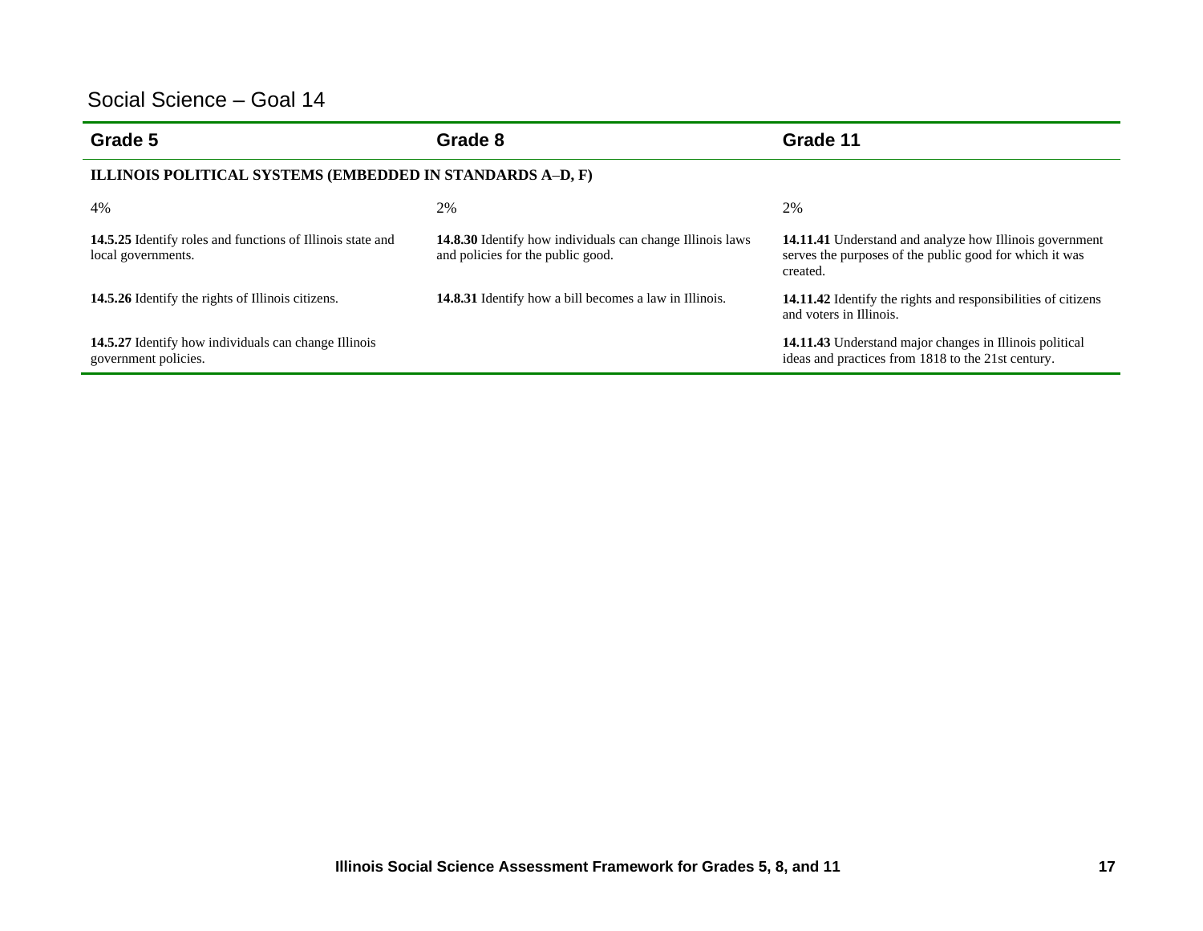## Social Science – Goal 14

| Grade 5 | Grade 8 | Grade 11 |
|---|---|---|
| **ILLINOIS POLITICAL SYSTEMS (EMBEDDED IN STANDARDS A–D, F)** | | |
| 4% | 2% | 2% |
| **14.5.25** Identify roles and functions of Illinois state and local governments. | **14.8.30** Identify how individuals can change Illinois laws and policies for the public good. | **14.11.41** Understand and analyze how Illinois government serves the purposes of the public good for which it was created. |
| **14.5.26** Identify the rights of Illinois citizens. | **14.8.31** Identify how a bill becomes a law in Illinois. | **14.11.42** Identify the rights and responsibilities of citizens and voters in Illinois. |
| **14.5.27** Identify how individuals can change Illinois government policies. | | **14.11.43** Understand major changes in Illinois political ideas and practices from 1818 to the 21st century. |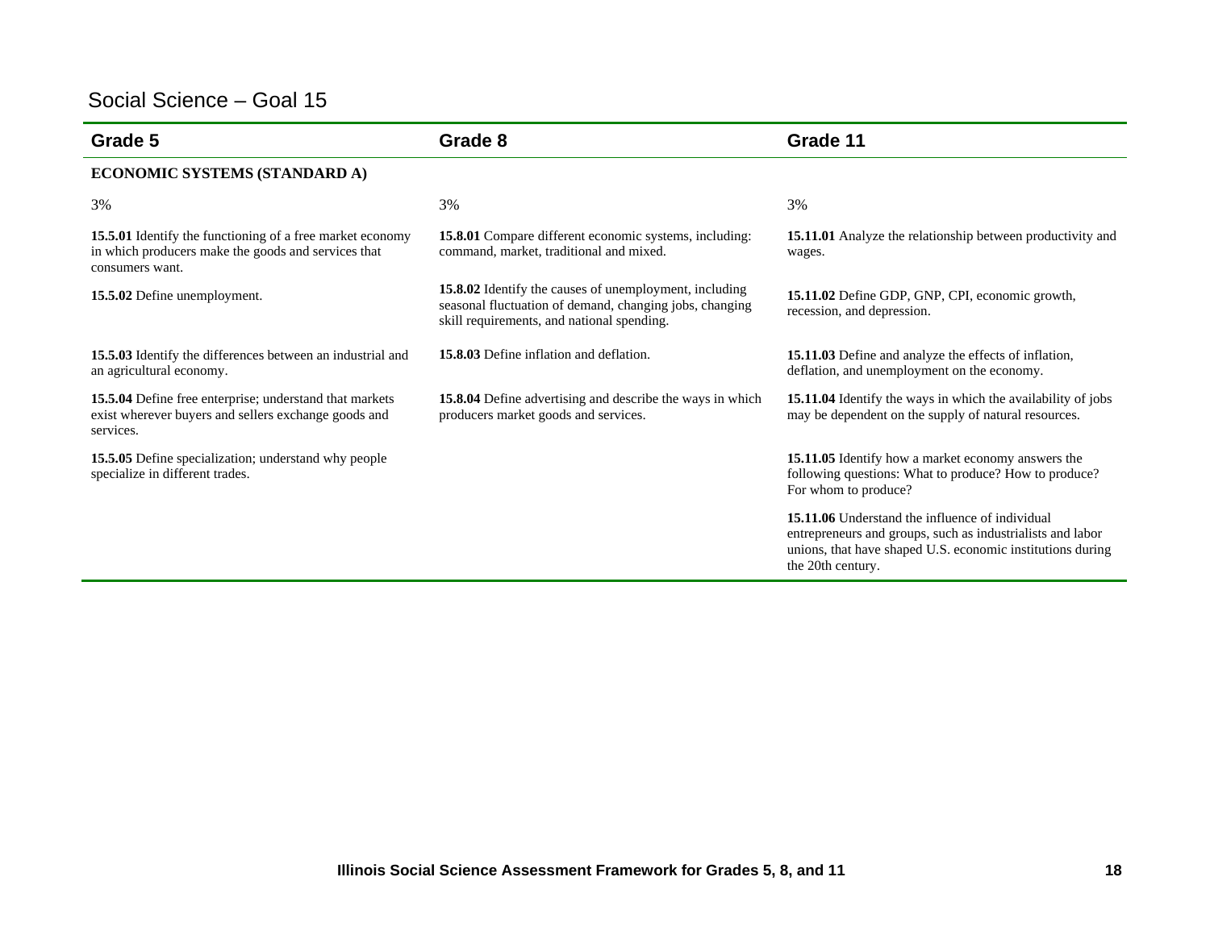## Social Science – Goal 15

| Grade 5 | Grade 8 | Grade 11 |
|---|---|---|
| **ECONOMIC SYSTEMS (STANDARD A)** | | |
| 3% | 3% | 3% |
| **15.5.01** Identify the functioning of a free market economy in which producers make the goods and services that consumers want. | **15.8.01** Compare different economic systems, including: command, market, traditional and mixed. | **15.11.01** Analyze the relationship between productivity and wages. |
| **15.5.02** Define unemployment. | **15.8.02** Identify the causes of unemployment, including seasonal fluctuation of demand, changing jobs, changing skill requirements, and national spending. | **15.11.02** Define GDP, GNP, CPI, economic growth, recession, and depression. |
| **15.5.03** Identify the differences between an industrial and an agricultural economy. | **15.8.03** Define inflation and deflation. | **15.11.03** Define and analyze the effects of inflation, deflation, and unemployment on the economy. |
| **15.5.04** Define free enterprise; understand that markets exist wherever buyers and sellers exchange goods and services. | **15.8.04** Define advertising and describe the ways in which producers market goods and services. | **15.11.04** Identify the ways in which the availability of jobs may be dependent on the supply of natural resources. |
| **15.5.05** Define specialization; understand why people specialize in different trades. | | **15.11.05** Identify how a market economy answers the following questions: What to produce? How to produce? For whom to produce? |
| | | **15.11.06** Understand the influence of individual entrepreneurs and groups, such as industrialists and labor unions, that have shaped U.S. economic institutions during the 20th century. |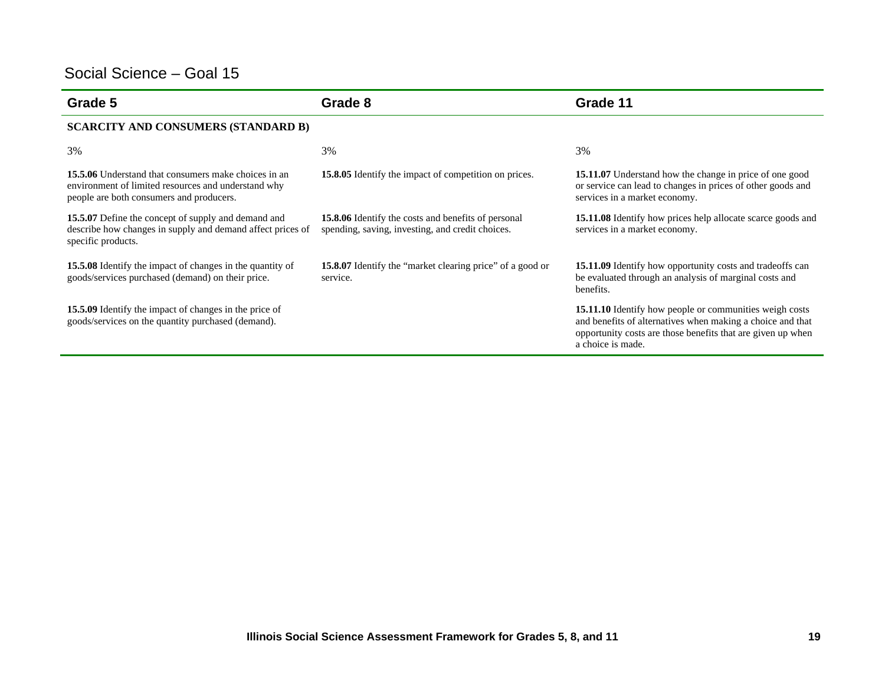## Social Science – Goal 15

| Grade 5 | Grade 8 | Grade 11 |
|---|---|---|
| **SCARCITY AND CONSUMERS (STANDARD B)** | | |
| 3% | 3% | 3% |
| **15.5.06** Understand that consumers make choices in an environment of limited resources and understand why people are both consumers and producers. | **15.8.05** Identify the impact of competition on prices. | **15.11.07** Understand how the change in price of one good or service can lead to changes in prices of other goods and services in a market economy. |
| **15.5.07** Define the concept of supply and demand and describe how changes in supply and demand affect prices of specific products. | **15.8.06** Identify the costs and benefits of personal spending, saving, investing, and credit choices. | **15.11.08** Identify how prices help allocate scarce goods and services in a market economy. |
| **15.5.08** Identify the impact of changes in the quantity of goods/services purchased (demand) on their price. | **15.8.07** Identify the "market clearing price" of a good or service. | **15.11.09** Identify how opportunity costs and tradeoffs can be evaluated through an analysis of marginal costs and benefits. |
| **15.5.09** Identify the impact of changes in the price of goods/services on the quantity purchased (demand). | | **15.11.10** Identify how people or communities weigh costs and benefits of alternatives when making a choice and that opportunity costs are those benefits that are given up when a choice is made. |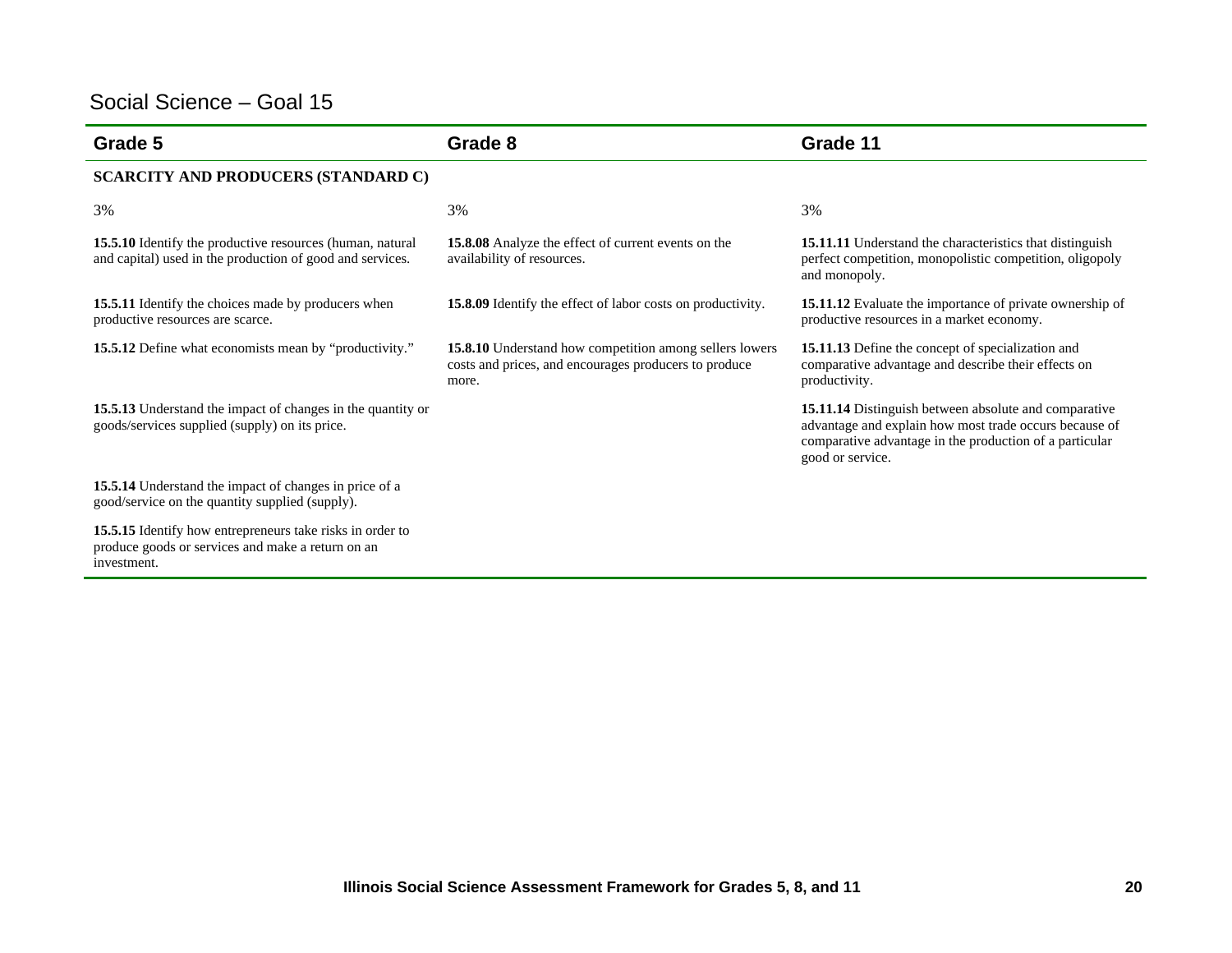## Social Science – Goal 15

| Grade 5 | Grade 8 | Grade 11 |
|---|---|---|
| **SCARCITY AND PRODUCERS (STANDARD C)** | | |
| 3% | 3% | 3% |
| **15.5.10** Identify the productive resources (human, natural and capital) used in the production of good and services. | **15.8.08** Analyze the effect of current events on the availability of resources. | **15.11.11** Understand the characteristics that distinguish perfect competition, monopolistic competition, oligopoly and monopoly. |
| **15.5.11** Identify the choices made by producers when productive resources are scarce. | **15.8.09** Identify the effect of labor costs on productivity. | **15.11.12** Evaluate the importance of private ownership of productive resources in a market economy. |
| **15.5.12** Define what economists mean by "productivity." | **15.8.10** Understand how competition among sellers lowers costs and prices, and encourages producers to produce more. | **15.11.13** Define the concept of specialization and comparative advantage and describe their effects on productivity. |
| **15.5.13** Understand the impact of changes in the quantity or goods/services supplied (supply) on its price. | | **15.11.14** Distinguish between absolute and comparative advantage and explain how most trade occurs because of comparative advantage in the production of a particular good or service. |
| **15.5.14** Understand the impact of changes in price of a good/service on the quantity supplied (supply). | | |
| **15.5.15** Identify how entrepreneurs take risks in order to produce goods or services and make a return on an investment. | | |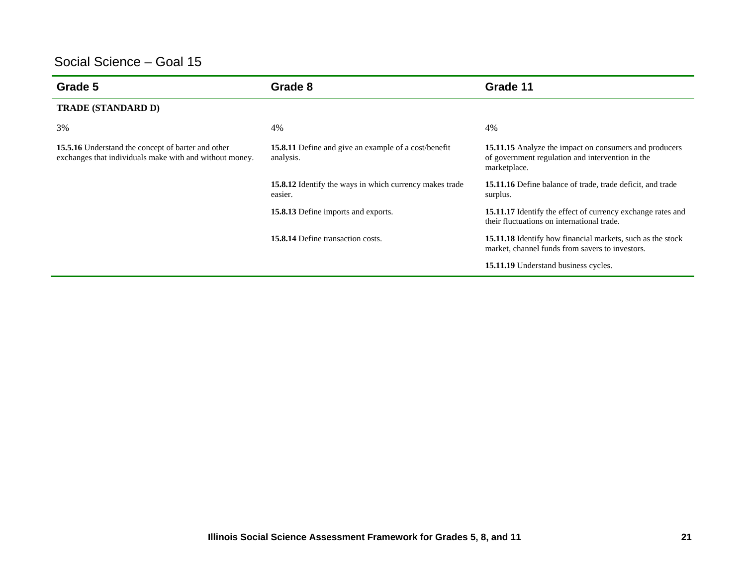## Social Science – Goal 15

| Grade 5 | Grade 8 | Grade 11 |
|---|---|---|
| **TRADE (STANDARD D)** | | |
| 3% | 4% | 4% |
| **15.5.16** Understand the concept of barter and other exchanges that individuals make with and without money. | **15.8.11** Define and give an example of a cost/benefit analysis. | **15.11.15** Analyze the impact on consumers and producers of government regulation and intervention in the marketplace. |
| | **15.8.12** Identify the ways in which currency makes trade easier. | **15.11.16** Define balance of trade, trade deficit, and trade surplus. |
| | **15.8.13** Define imports and exports. | **15.11.17** Identify the effect of currency exchange rates and their fluctuations on international trade. |
| | **15.8.14** Define transaction costs. | **15.11.18** Identify how financial markets, such as the stock market, channel funds from savers to investors. |
| | | **15.11.19** Understand business cycles. |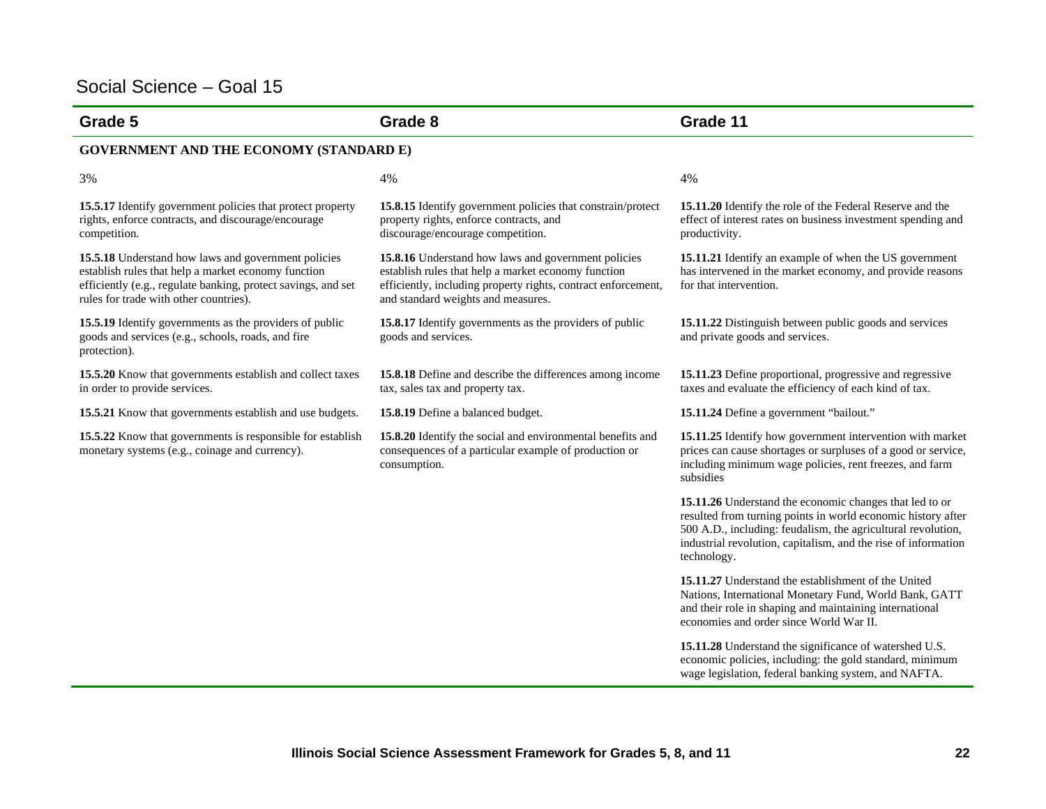# Social Science – Goal 15

| Grade 5 | Grade 8 | Grade 11 |
|---|---|---|
| **GOVERNMENT AND THE ECONOMY (STANDARD E)** | | |
| 3% | 4% | 4% |
| **15.5.17** Identify government policies that protect property rights, enforce contracts, and discourage/encourage competition. | **15.8.15** Identify government policies that constrain/protect property rights, enforce contracts, and discourage/encourage competition. | **15.11.20** Identify the role of the Federal Reserve and the effect of interest rates on business investment spending and productivity. |
| **15.5.18** Understand how laws and government policies establish rules that help a market economy function efficiently (e.g., regulate banking, protect savings, and set rules for trade with other countries). | **15.8.16** Understand how laws and government policies establish rules that help a market economy function efficiently, including property rights, contract enforcement, and standard weights and measures. | **15.11.21** Identify an example of when the US government has intervened in the market economy, and provide reasons for that intervention. |
| **15.5.19** Identify governments as the providers of public goods and services (e.g., schools, roads, and fire protection). | **15.8.17** Identify governments as the providers of public goods and services. | **15.11.22** Distinguish between public goods and services and private goods and services. |
| **15.5.20** Know that governments establish and collect taxes in order to provide services. | **15.8.18** Define and describe the differences among income tax, sales tax and property tax. | **15.11.23** Define proportional, progressive and regressive taxes and evaluate the efficiency of each kind of tax. |
| **15.5.21** Know that governments establish and use budgets. | **15.8.19** Define a balanced budget. | **15.11.24** Define a government "bailout." |
| **15.5.22** Know that governments is responsible for establish monetary systems (e.g., coinage and currency). | **15.8.20** Identify the social and environmental benefits and consequences of a particular example of production or consumption. | **15.11.25** Identify how government intervention with market prices can cause shortages or surpluses of a good or service, including minimum wage policies, rent freezes, and farm subsidies |
| | | **15.11.26** Understand the economic changes that led to or resulted from turning points in world economic history after 500 A.D., including: feudalism, the agricultural revolution, industrial revolution, capitalism, and the rise of information technology. |
| | | **15.11.27** Understand the establishment of the United Nations, International Monetary Fund, World Bank, GATT and their role in shaping and maintaining international economies and order since World War II. |
| | | **15.11.28** Understand the significance of watershed U.S. economic policies, including: the gold standard, minimum wage legislation, federal banking system, and NAFTA. |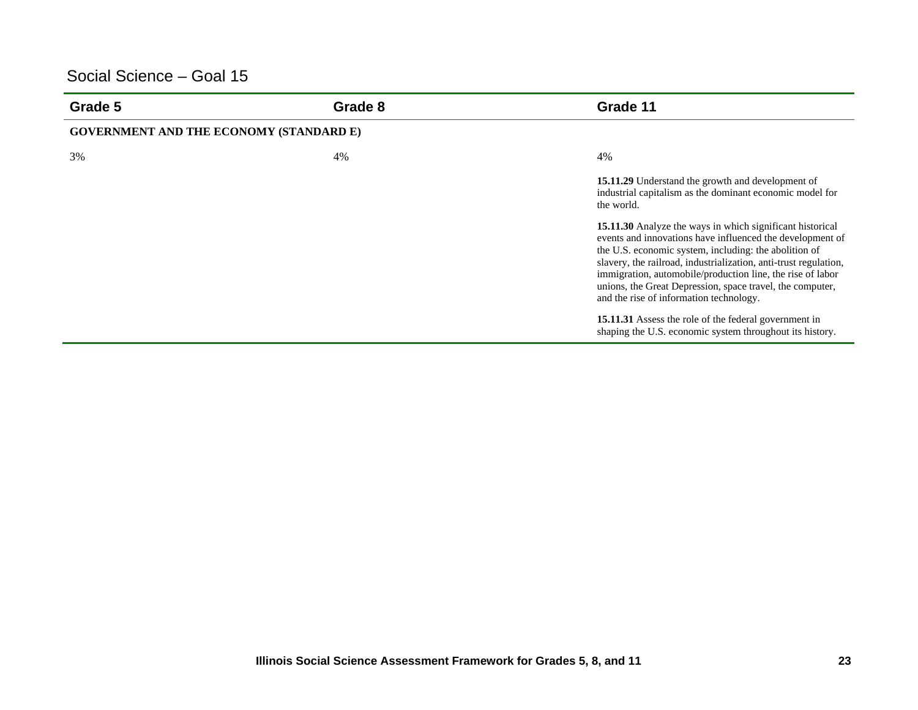## Social Science – Goal 15

| Grade 5 | Grade 8 | Grade 11 |
|---|---|---|
| **GOVERNMENT AND THE ECONOMY (STANDARD E)** | | |
| 3% | 4% | 4% |
| | | **15.11.29** Understand the growth and development of industrial capitalism as the dominant economic model for the world. |
| | | **15.11.30** Analyze the ways in which significant historical events and innovations have influenced the development of the U.S. economic system, including: the abolition of slavery, the railroad, industrialization, anti-trust regulation, immigration, automobile/production line, the rise of labor unions, the Great Depression, space travel, the computer, and the rise of information technology. |
| | | **15.11.31** Assess the role of the federal government in shaping the U.S. economic system throughout its history. |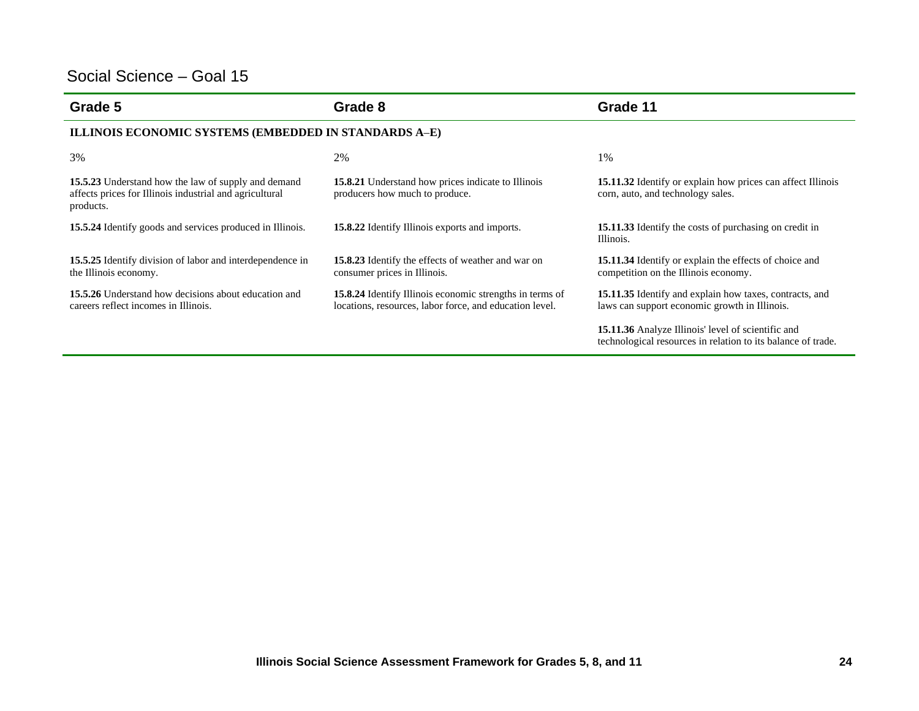## Social Science – Goal 15

| Grade 5 | Grade 8 | Grade 11 |
|---|---|---|
| **ILLINOIS ECONOMIC SYSTEMS (EMBEDDED IN STANDARDS A–E)** | | |
| 3% | 2% | 1% |
| **15.5.23** Understand how the law of supply and demand affects prices for Illinois industrial and agricultural products. | **15.8.21** Understand how prices indicate to Illinois producers how much to produce. | **15.11.32** Identify or explain how prices can affect Illinois corn, auto, and technology sales. |
| **15.5.24** Identify goods and services produced in Illinois. | **15.8.22** Identify Illinois exports and imports. | **15.11.33** Identify the costs of purchasing on credit in Illinois. |
| **15.5.25** Identify division of labor and interdependence in the Illinois economy. | **15.8.23** Identify the effects of weather and war on consumer prices in Illinois. | **15.11.34** Identify or explain the effects of choice and competition on the Illinois economy. |
| **15.5.26** Understand how decisions about education and careers reflect incomes in Illinois. | **15.8.24** Identify Illinois economic strengths in terms of locations, resources, labor force, and education level. | **15.11.35** Identify and explain how taxes, contracts, and laws can support economic growth in Illinois. |
| | | **15.11.36** Analyze Illinois' level of scientific and technological resources in relation to its balance of trade. |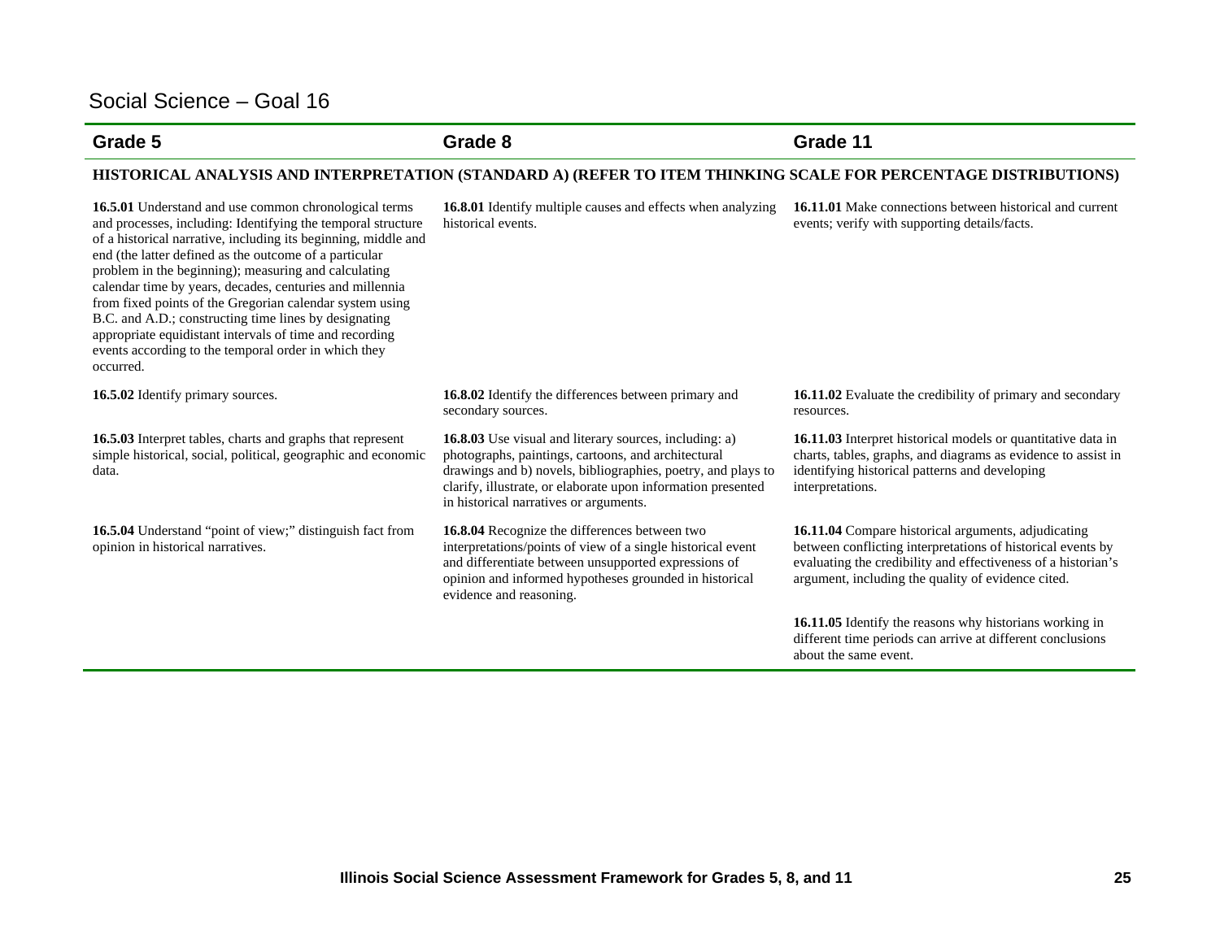## Social Science – Goal 16

| Grade 5 | Grade 8 | Grade 11 |
| --- | --- | --- |
| **HISTORICAL ANALYSIS AND INTERPRETATION (STANDARD A) (REFER TO ITEM THINKING SCALE FOR PERCENTAGE DISTRIBUTIONS)** | | |
| **16.5.01** Understand and use common chronological terms and processes, including: Identifying the temporal structure of a historical narrative, including its beginning, middle and end (the latter defined as the outcome of a particular problem in the beginning); measuring and calculating calendar time by years, decades, centuries and millennia from fixed points of the Gregorian calendar system using B.C. and A.D.; constructing time lines by designating appropriate equidistant intervals of time and recording events according to the temporal order in which they occurred. | **16.8.01** Identify multiple causes and effects when analyzing historical events. | **16.11.01** Make connections between historical and current events; verify with supporting details/facts. |
| **16.5.02** Identify primary sources. | **16.8.02** Identify the differences between primary and secondary sources. | **16.11.02** Evaluate the credibility of primary and secondary resources. |
| **16.5.03** Interpret tables, charts and graphs that represent simple historical, social, political, geographic and economic data. | **16.8.03** Use visual and literary sources, including: a) photographs, paintings, cartoons, and architectural drawings and b) novels, bibliographies, poetry, and plays to clarify, illustrate, or elaborate upon information presented in historical narratives or arguments. | **16.11.03** Interpret historical models or quantitative data in charts, tables, graphs, and diagrams as evidence to assist in identifying historical patterns and developing interpretations. |
| **16.5.04** Understand "point of view;" distinguish fact from opinion in historical narratives. | **16.8.04** Recognize the differences between two interpretations/points of view of a single historical event and differentiate between unsupported expressions of opinion and informed hypotheses grounded in historical evidence and reasoning. | **16.11.04** Compare historical arguments, adjudicating between conflicting interpretations of historical events by evaluating the credibility and effectiveness of a historian's argument, including the quality of evidence cited. |
| | | **16.11.05** Identify the reasons why historians working in different time periods can arrive at different conclusions about the same event. |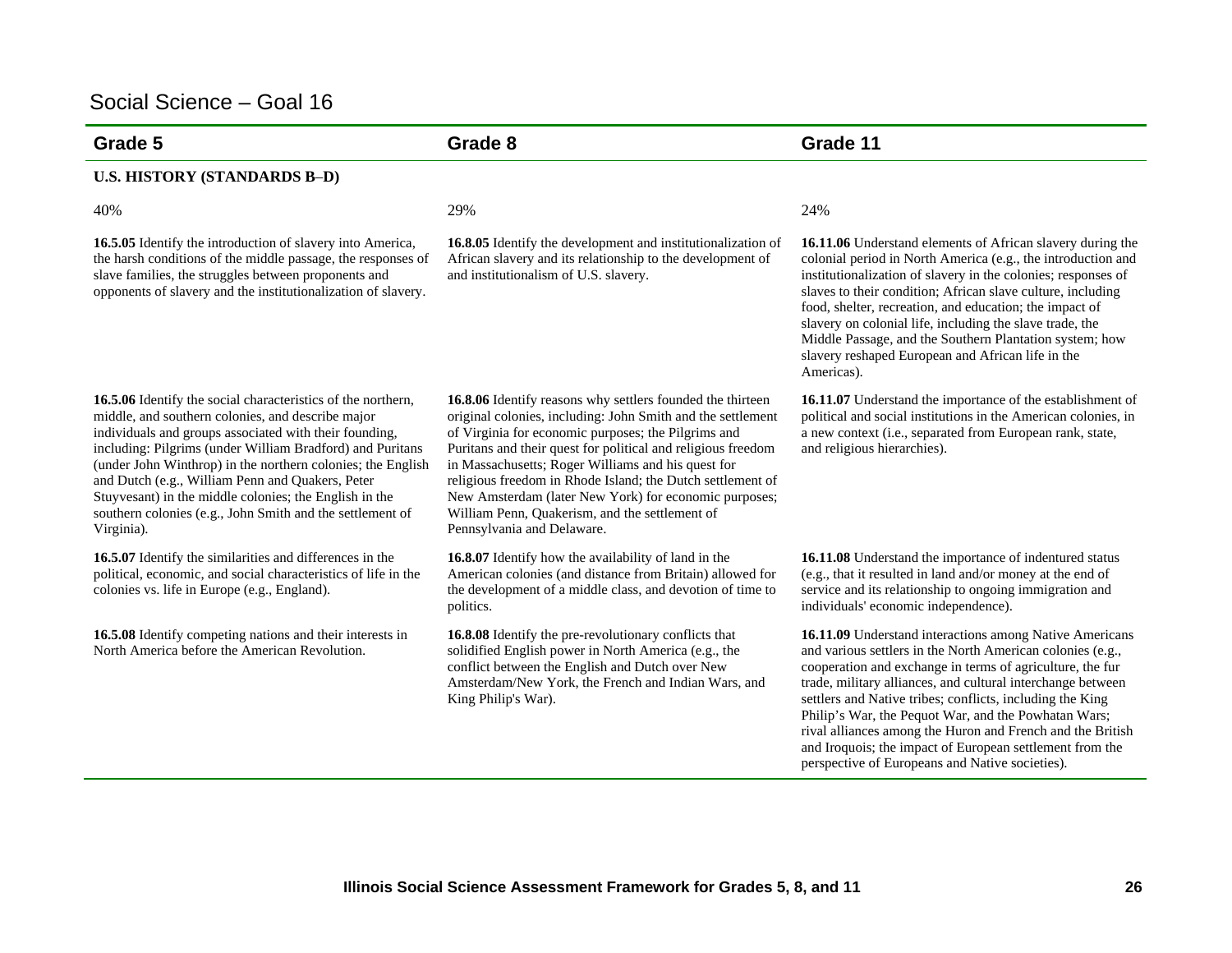## Social Science – Goal 16

| Grade 5 | Grade 8 | Grade 11 |
|---|---|---|
| **U.S. HISTORY (STANDARDS B–D)** | | |
| 40% | 29% | 24% |
| **16.5.05** Identify the introduction of slavery into America, the harsh conditions of the middle passage, the responses of slave families, the struggles between proponents and opponents of slavery and the institutionalization of slavery. | **16.8.05** Identify the development and institutionalization of African slavery and its relationship to the development of and institutionalism of U.S. slavery. | **16.11.06** Understand elements of African slavery during the colonial period in North America (e.g., the introduction and institutionalization of slavery in the colonies; responses of slaves to their condition; African slave culture, including food, shelter, recreation, and education; the impact of slavery on colonial life, including the slave trade, the Middle Passage, and the Southern Plantation system; how slavery reshaped European and African life in the Americas). |
| **16.5.06** Identify the social characteristics of the northern, middle, and southern colonies, and describe major individuals and groups associated with their founding, including: Pilgrims (under William Bradford) and Puritans (under John Winthrop) in the northern colonies; the English and Dutch (e.g., William Penn and Quakers, Peter Stuyvesant) in the middle colonies; the English in the southern colonies (e.g., John Smith and the settlement of Virginia). | **16.8.06** Identify reasons why settlers founded the thirteen original colonies, including: John Smith and the settlement of Virginia for economic purposes; the Pilgrims and Puritans and their quest for political and religious freedom in Massachusetts; Roger Williams and his quest for religious freedom in Rhode Island; the Dutch settlement of New Amsterdam (later New York) for economic purposes; William Penn, Quakerism, and the settlement of Pennsylvania and Delaware. | **16.11.07** Understand the importance of the establishment of political and social institutions in the American colonies, in a new context (i.e., separated from European rank, state, and religious hierarchies). |
| **16.5.07** Identify the similarities and differences in the political, economic, and social characteristics of life in the colonies vs. life in Europe (e.g., England). | **16.8.07** Identify how the availability of land in the American colonies (and distance from Britain) allowed for the development of a middle class, and devotion of time to politics. | **16.11.08** Understand the importance of indentured status (e.g., that it resulted in land and/or money at the end of service and its relationship to ongoing immigration and individuals' economic independence). |
| **16.5.08** Identify competing nations and their interests in North America before the American Revolution. | **16.8.08** Identify the pre-revolutionary conflicts that solidified English power in North America (e.g., the conflict between the English and Dutch over New Amsterdam/New York, the French and Indian Wars, and King Philip's War). | **16.11.09** Understand interactions among Native Americans and various settlers in the North American colonies (e.g., cooperation and exchange in terms of agriculture, the fur trade, military alliances, and cultural interchange between settlers and Native tribes; conflicts, including the King Philip's War, the Pequot War, and the Powhatan Wars; rival alliances among the Huron and French and the British and Iroquois; the impact of European settlement from the perspective of Europeans and Native societies). |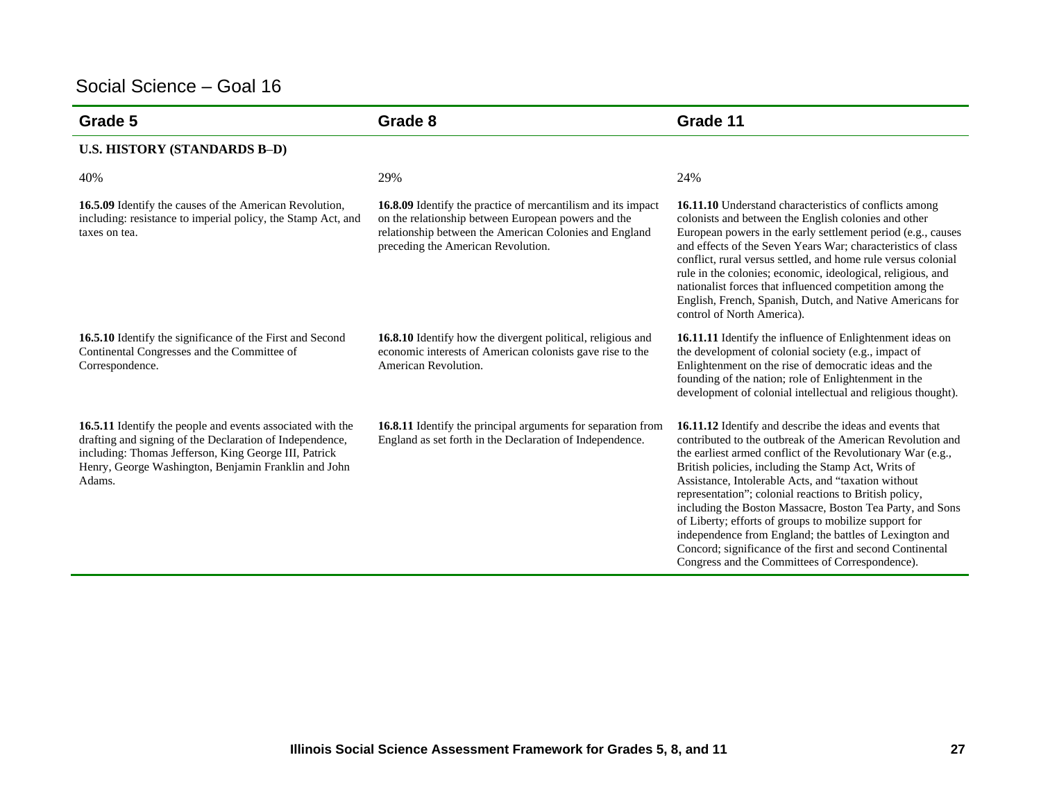## Social Science – Goal 16

| Grade 5 | Grade 8 | Grade 11 |
|---|---|---|
| **U.S. HISTORY (STANDARDS B–D)** | | |
| 40% | 29% | 24% |
| **16.5.09** Identify the causes of the American Revolution, including: resistance to imperial policy, the Stamp Act, and taxes on tea. | **16.8.09** Identify the practice of mercantilism and its impact on the relationship between European powers and the relationship between the American Colonies and England preceding the American Revolution. | **16.11.10** Understand characteristics of conflicts among colonists and between the English colonies and other European powers in the early settlement period (e.g., causes and effects of the Seven Years War; characteristics of class conflict, rural versus settled, and home rule versus colonial rule in the colonies; economic, ideological, religious, and nationalist forces that influenced competition among the English, French, Spanish, Dutch, and Native Americans for control of North America). |
| **16.5.10** Identify the significance of the First and Second Continental Congresses and the Committee of Correspondence. | **16.8.10** Identify how the divergent political, religious and economic interests of American colonists gave rise to the American Revolution. | **16.11.11** Identify the influence of Enlightenment ideas on the development of colonial society (e.g., impact of Enlightenment on the rise of democratic ideas and the founding of the nation; role of Enlightenment in the development of colonial intellectual and religious thought). |
| **16.5.11** Identify the people and events associated with the drafting and signing of the Declaration of Independence, including: Thomas Jefferson, King George III, Patrick Henry, George Washington, Benjamin Franklin and John Adams. | **16.8.11** Identify the principal arguments for separation from England as set forth in the Declaration of Independence. | **16.11.12** Identify and describe the ideas and events that contributed to the outbreak of the American Revolution and the earliest armed conflict of the Revolutionary War (e.g., British policies, including the Stamp Act, Writs of Assistance, Intolerable Acts, and "taxation without representation"; colonial reactions to British policy, including the Boston Massacre, Boston Tea Party, and Sons of Liberty; efforts of groups to mobilize support for independence from England; the battles of Lexington and Concord; significance of the first and second Continental Congress and the Committees of Correspondence). |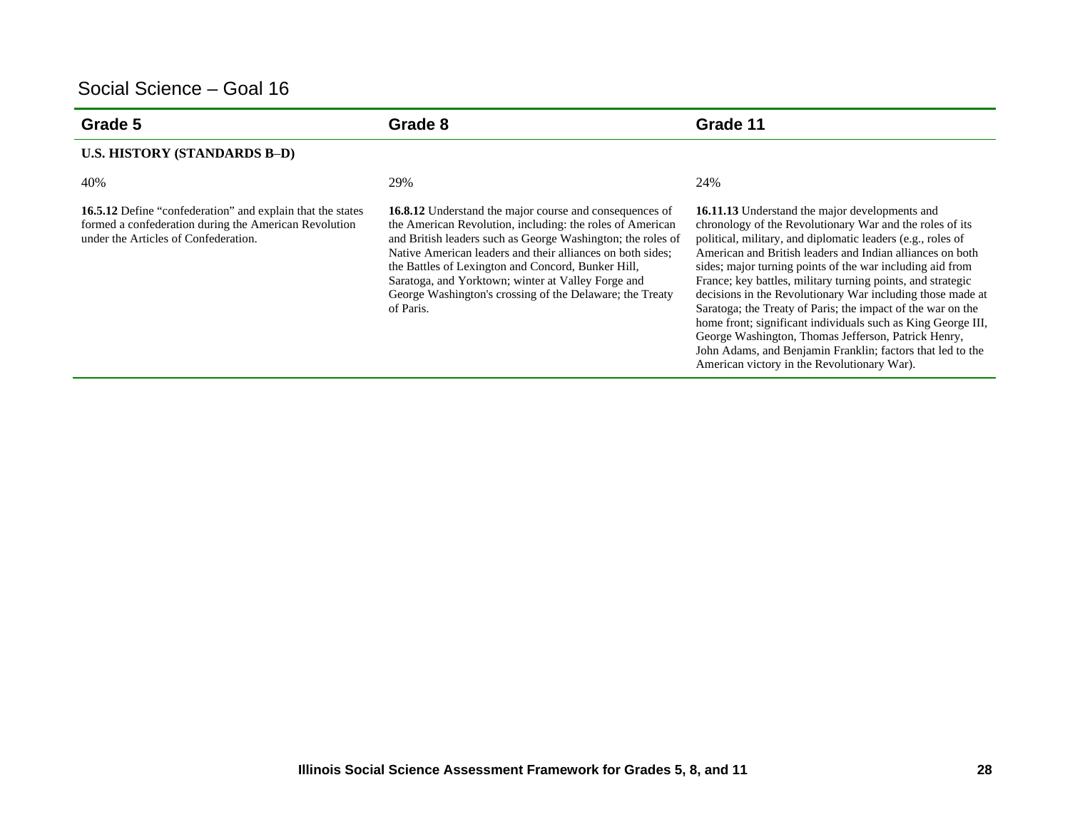## Social Science – Goal 16

| Grade 5 | Grade 8 | Grade 11 |
|---|---|---|
| **U.S. HISTORY (STANDARDS B–D)** | | |
| 40% | 29% | 24% |
| **16.5.12** Define “confederation” and explain that the states formed a confederation during the American Revolution under the Articles of Confederation. | **16.8.12** Understand the major course and consequences of the American Revolution, including: the roles of American and British leaders such as George Washington; the roles of Native American leaders and their alliances on both sides; the Battles of Lexington and Concord, Bunker Hill, Saratoga, and Yorktown; winter at Valley Forge and George Washington's crossing of the Delaware; the Treaty of Paris. | **16.11.13** Understand the major developments and chronology of the Revolutionary War and the roles of its political, military, and diplomatic leaders (e.g., roles of American and British leaders and Indian alliances on both sides; major turning points of the war including aid from France; key battles, military turning points, and strategic decisions in the Revolutionary War including those made at Saratoga; the Treaty of Paris; the impact of the war on the home front; significant individuals such as King George III, George Washington, Thomas Jefferson, Patrick Henry, John Adams, and Benjamin Franklin; factors that led to the American victory in the Revolutionary War). |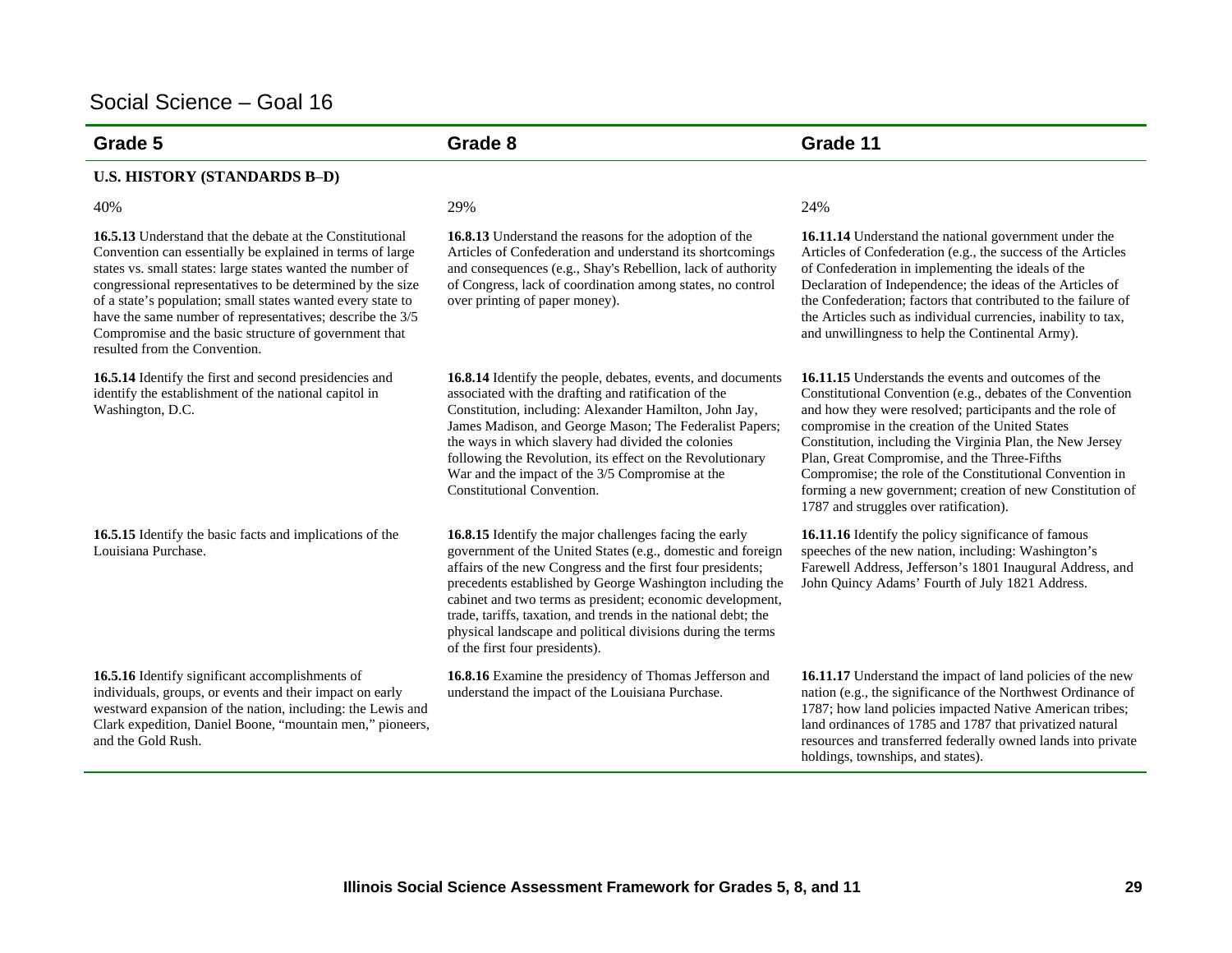## Social Science – Goal 16

| Grade 5 | Grade 8 | Grade 11 |
|---|---|---|
| **U.S. HISTORY (STANDARDS B–D)** | | |
| 40% | 29% | 24% |
| **16.5.13** Understand that the debate at the Constitutional Convention can essentially be explained in terms of large states vs. small states: large states wanted the number of congressional representatives to be determined by the size of a state's population; small states wanted every state to have the same number of representatives; describe the 3/5 Compromise and the basic structure of government that resulted from the Convention. | **16.8.13** Understand the reasons for the adoption of the Articles of Confederation and understand its shortcomings and consequences (e.g., Shay's Rebellion, lack of authority of Congress, lack of coordination among states, no control over printing of paper money). | **16.11.14** Understand the national government under the Articles of Confederation (e.g., the success of the Articles of Confederation in implementing the ideals of the Declaration of Independence; the ideas of the Articles of the Confederation; factors that contributed to the failure of the Articles such as individual currencies, inability to tax, and unwillingness to help the Continental Army). |
| **16.5.14** Identify the first and second presidencies and identify the establishment of the national capitol in Washington, D.C. | **16.8.14** Identify the people, debates, events, and documents associated with the drafting and ratification of the Constitution, including: Alexander Hamilton, John Jay, James Madison, and George Mason; The Federalist Papers; the ways in which slavery had divided the colonies following the Revolution, its effect on the Revolutionary War and the impact of the 3/5 Compromise at the Constitutional Convention. | **16.11.15** Understands the events and outcomes of the Constitutional Convention (e.g., debates of the Convention and how they were resolved; participants and the role of compromise in the creation of the United States Constitution, including the Virginia Plan, the New Jersey Plan, Great Compromise, and the Three-Fifths Compromise; the role of the Constitutional Convention in forming a new government; creation of new Constitution of 1787 and struggles over ratification). |
| **16.5.15** Identify the basic facts and implications of the Louisiana Purchase. | **16.8.15** Identify the major challenges facing the early government of the United States (e.g., domestic and foreign affairs of the new Congress and the first four presidents; precedents established by George Washington including the cabinet and two terms as president; economic development, trade, tariffs, taxation, and trends in the national debt; the physical landscape and political divisions during the terms of the first four presidents). | **16.11.16** Identify the policy significance of famous speeches of the new nation, including: Washington's Farewell Address, Jefferson's 1801 Inaugural Address, and John Quincy Adams' Fourth of July 1821 Address. |
| **16.5.16** Identify significant accomplishments of individuals, groups, or events and their impact on early westward expansion of the nation, including: the Lewis and Clark expedition, Daniel Boone, "mountain men," pioneers, and the Gold Rush. | **16.8.16** Examine the presidency of Thomas Jefferson and understand the impact of the Louisiana Purchase. | **16.11.17** Understand the impact of land policies of the new nation (e.g., the significance of the Northwest Ordinance of 1787; how land policies impacted Native American tribes; land ordinances of 1785 and 1787 that privatized natural resources and transferred federally owned lands into private holdings, townships, and states). |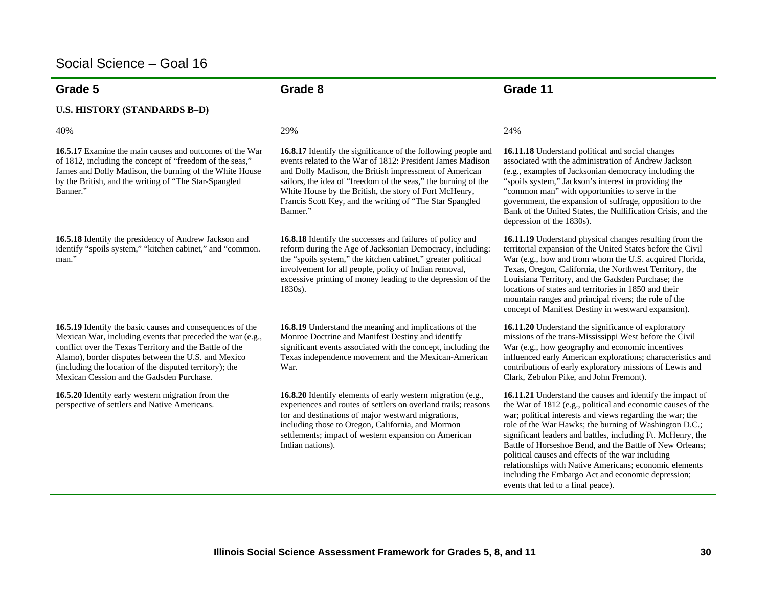# Social Science – Goal 16

| Grade 5 | Grade 8 | Grade 11 |
|---|---|---|
| **U.S. HISTORY (STANDARDS B–D)** | | |
| 40% | 29% | 24% |
| **16.5.17** Examine the main causes and outcomes of the War of 1812, including the concept of "freedom of the seas," James and Dolly Madison, the burning of the White House by the British, and the writing of "The Star-Spangled Banner." | **16.8.17** Identify the significance of the following people and events related to the War of 1812: President James Madison and Dolly Madison, the British impressment of American sailors, the idea of "freedom of the seas," the burning of the White House by the British, the story of Fort McHenry, Francis Scott Key, and the writing of "The Star Spangled Banner." | **16.11.18** Understand political and social changes associated with the administration of Andrew Jackson (e.g., examples of Jacksonian democracy including the "spoils system," Jackson's interest in providing the "common man" with opportunities to serve in the government, the expansion of suffrage, opposition to the Bank of the United States, the Nullification Crisis, and the depression of the 1830s). |
| **16.5.18** Identify the presidency of Andrew Jackson and identify "spoils system," "kitchen cabinet," and "common. man." | **16.8.18** Identify the successes and failures of policy and reform during the Age of Jacksonian Democracy, including: the "spoils system," the kitchen cabinet," greater political involvement for all people, policy of Indian removal, excessive printing of money leading to the depression of the 1830s). | **16.11.19** Understand physical changes resulting from the territorial expansion of the United States before the Civil War (e.g., how and from whom the U.S. acquired Florida, Texas, Oregon, California, the Northwest Territory, the Louisiana Territory, and the Gadsden Purchase; the locations of states and territories in 1850 and their mountain ranges and principal rivers; the role of the concept of Manifest Destiny in westward expansion). |
| **16.5.19** Identify the basic causes and consequences of the Mexican War, including events that preceded the war (e.g., conflict over the Texas Territory and the Battle of the Alamo), border disputes between the U.S. and Mexico (including the location of the disputed territory); the Mexican Cession and the Gadsden Purchase. | **16.8.19** Understand the meaning and implications of the Monroe Doctrine and Manifest Destiny and identify significant events associated with the concept, including the Texas independence movement and the Mexican-American War. | **16.11.20** Understand the significance of exploratory missions of the trans-Mississippi West before the Civil War (e.g., how geography and economic incentives influenced early American explorations; characteristics and contributions of early exploratory missions of Lewis and Clark, Zebulon Pike, and John Fremont). |
| **16.5.20** Identify early western migration from the perspective of settlers and Native Americans. | **16.8.20** Identify elements of early western migration (e.g., experiences and routes of settlers on overland trails; reasons for and destinations of major westward migrations, including those to Oregon, California, and Mormon settlements; impact of western expansion on American Indian nations). | **16.11.21** Understand the causes and identify the impact of the War of 1812 (e.g., political and economic causes of the war; political interests and views regarding the war; the role of the War Hawks; the burning of Washington D.C.; significant leaders and battles, including Ft. McHenry, the Battle of Horseshoe Bend, and the Battle of New Orleans; political causes and effects of the war including relationships with Native Americans; economic elements including the Embargo Act and economic depression; events that led to a final peace). |

Illinois Social Science Assessment Framework for Grades 5, 8, and 11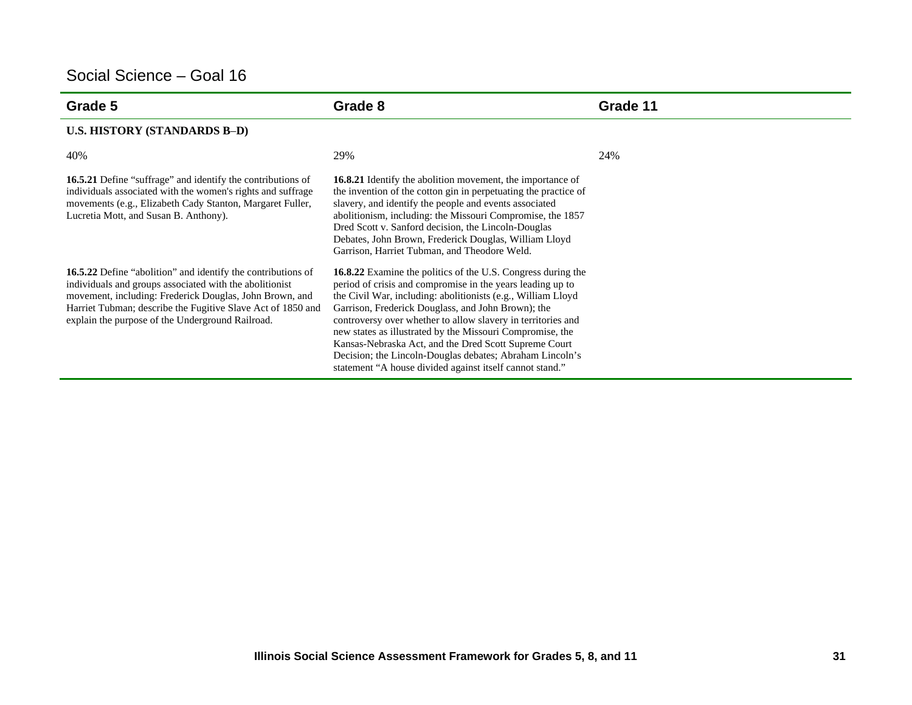## Social Science – Goal 16

| Grade 5 | Grade 8 | Grade 11 |
|---|---|---|
| **U.S. HISTORY (STANDARDS B–D)** | | |
| 40% | 29% | 24% |
| **16.5.21** Define "suffrage" and identify the contributions of individuals associated with the women's rights and suffrage movements (e.g., Elizabeth Cady Stanton, Margaret Fuller, Lucretia Mott, and Susan B. Anthony). | **16.8.21** Identify the abolition movement, the importance of the invention of the cotton gin in perpetuating the practice of slavery, and identify the people and events associated abolitionism, including: the Missouri Compromise, the 1857 Dred Scott v. Sanford decision, the Lincoln-Douglas Debates, John Brown, Frederick Douglas, William Lloyd Garrison, Harriet Tubman, and Theodore Weld. | |
| **16.5.22** Define "abolition" and identify the contributions of individuals and groups associated with the abolitionist movement, including: Frederick Douglas, John Brown, and Harriet Tubman; describe the Fugitive Slave Act of 1850 and explain the purpose of the Underground Railroad. | **16.8.22** Examine the politics of the U.S. Congress during the period of crisis and compromise in the years leading up to the Civil War, including: abolitionists (e.g., William Lloyd Garrison, Frederick Douglass, and John Brown); the controversy over whether to allow slavery in territories and new states as illustrated by the Missouri Compromise, the Kansas-Nebraska Act, and the Dred Scott Supreme Court Decision; the Lincoln-Douglas debates; Abraham Lincoln's statement "A house divided against itself cannot stand." | |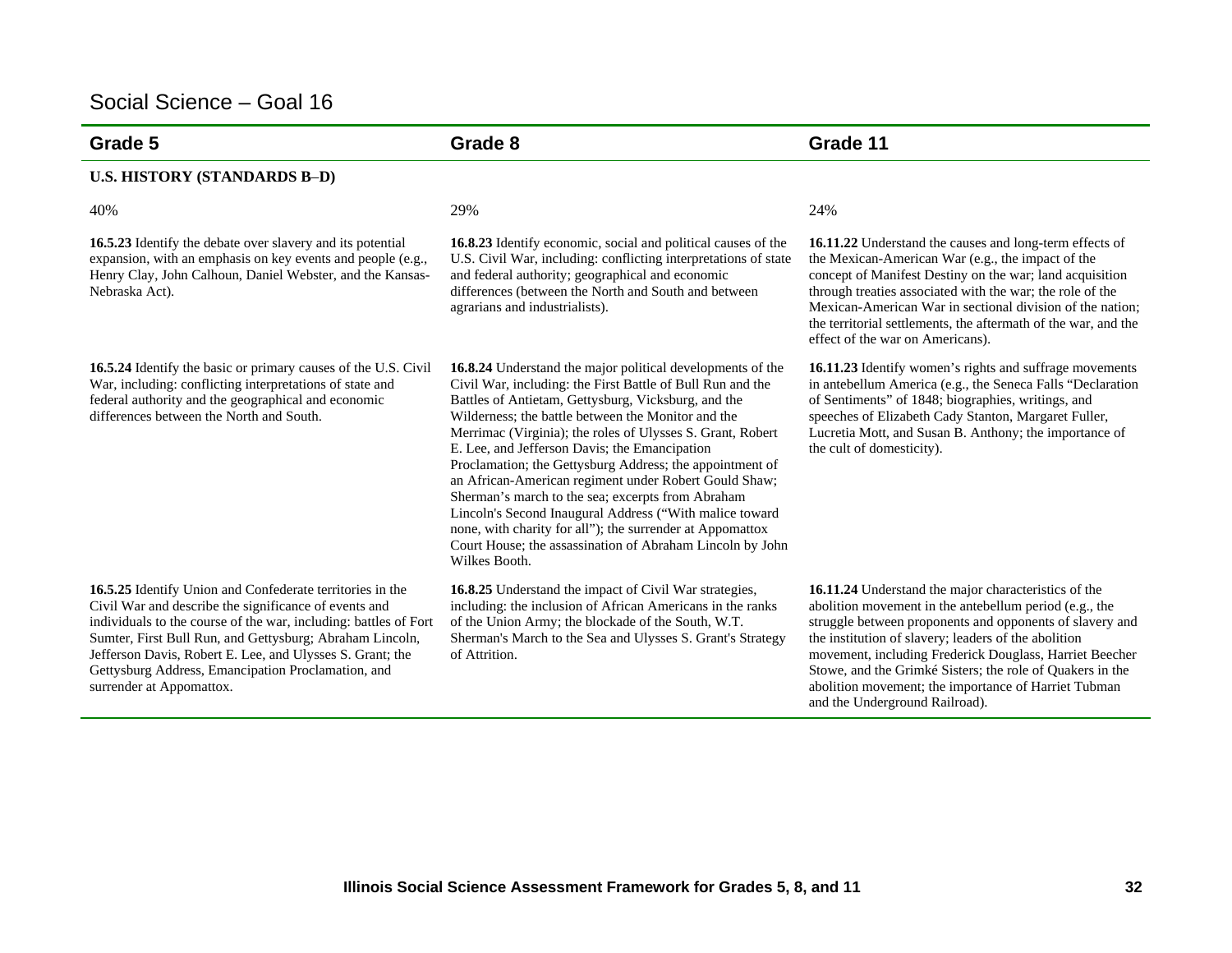# Social Science – Goal 16

| Grade 5 | Grade 8 | Grade 11 |
|---|---|---|
| **U.S. HISTORY (STANDARDS B–D)** | | |
| 40% | 29% | 24% |
| **16.5.23** Identify the debate over slavery and its potential expansion, with an emphasis on key events and people (e.g., Henry Clay, John Calhoun, Daniel Webster, and the Kansas-Nebraska Act). | **16.8.23** Identify economic, social and political causes of the U.S. Civil War, including: conflicting interpretations of state and federal authority; geographical and economic differences (between the North and South and between agrarians and industrialists). | **16.11.22** Understand the causes and long-term effects of the Mexican-American War (e.g., the impact of the concept of Manifest Destiny on the war; land acquisition through treaties associated with the war; the role of the Mexican-American War in sectional division of the nation; the territorial settlements, the aftermath of the war, and the effect of the war on Americans). |
| **16.5.24** Identify the basic or primary causes of the U.S. Civil War, including: conflicting interpretations of state and federal authority and the geographical and economic differences between the North and South. | **16.8.24** Understand the major political developments of the Civil War, including: the First Battle of Bull Run and the Battles of Antietam, Gettysburg, Vicksburg, and the Wilderness; the battle between the Monitor and the Merrimac (Virginia); the roles of Ulysses S. Grant, Robert E. Lee, and Jefferson Davis; the Emancipation Proclamation; the Gettysburg Address; the appointment of an African-American regiment under Robert Gould Shaw; Sherman's march to the sea; excerpts from Abraham Lincoln's Second Inaugural Address ("With malice toward none, with charity for all"); the surrender at Appomattox Court House; the assassination of Abraham Lincoln by John Wilkes Booth. | **16.11.23** Identify women's rights and suffrage movements in antebellum America (e.g., the Seneca Falls "Declaration of Sentiments" of 1848; biographies, writings, and speeches of Elizabeth Cady Stanton, Margaret Fuller, Lucretia Mott, and Susan B. Anthony; the importance of the cult of domesticity). |
| **16.5.25** Identify Union and Confederate territories in the Civil War and describe the significance of events and individuals to the course of the war, including: battles of Fort Sumter, First Bull Run, and Gettysburg; Abraham Lincoln, Jefferson Davis, Robert E. Lee, and Ulysses S. Grant; the Gettysburg Address, Emancipation Proclamation, and surrender at Appomattox. | **16.8.25** Understand the impact of Civil War strategies, including: the inclusion of African Americans in the ranks of the Union Army; the blockade of the South, W.T. Sherman's March to the Sea and Ulysses S. Grant's Strategy of Attrition. | **16.11.24** Understand the major characteristics of the abolition movement in the antebellum period (e.g., the struggle between proponents and opponents of slavery and the institution of slavery; leaders of the abolition movement, including Frederick Douglass, Harriet Beecher Stowe, and the Grimké Sisters; the role of Quakers in the abolition movement; the importance of Harriet Tubman and the Underground Railroad). |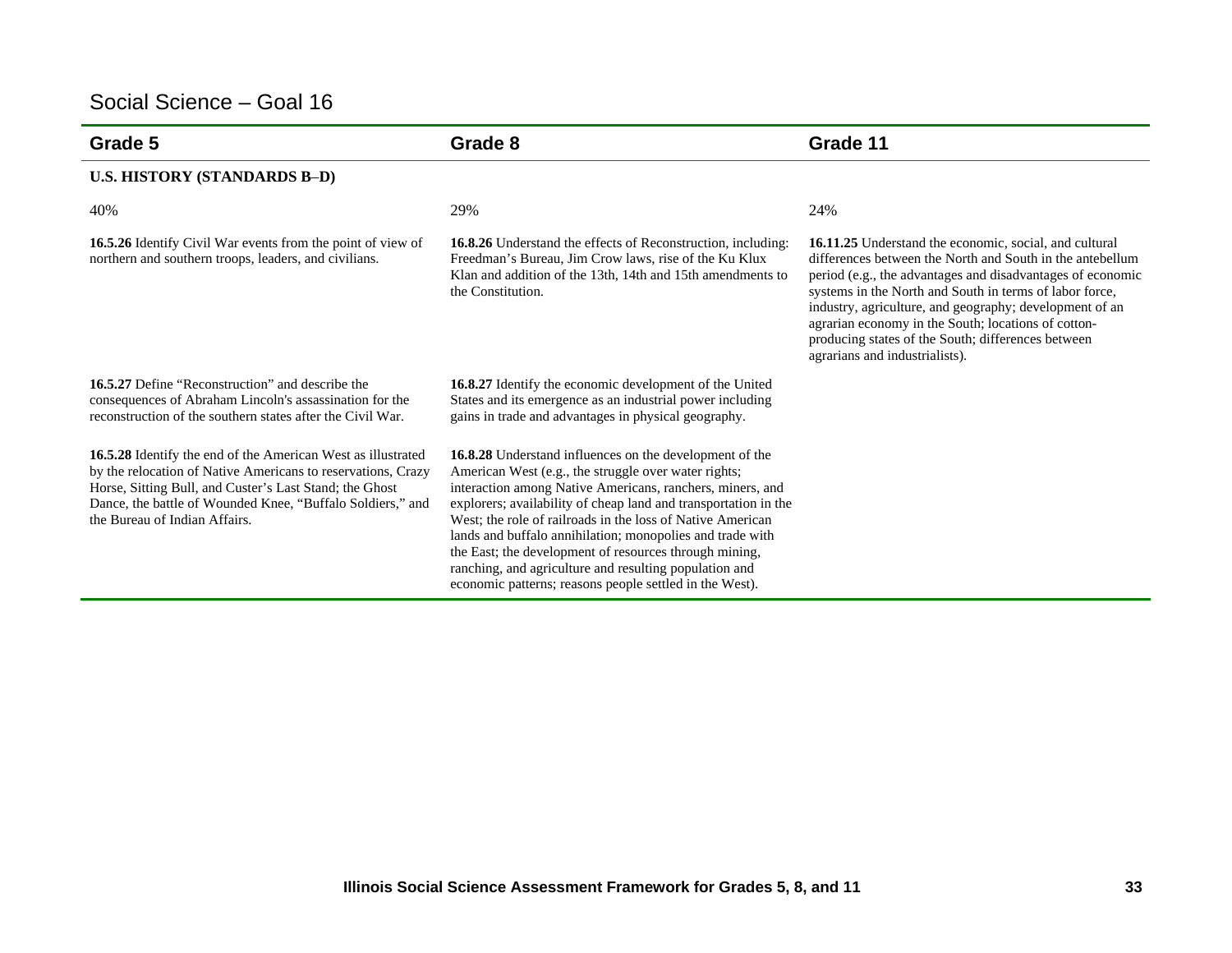# Social Science – Goal 16

| Grade 5 | Grade 8 | Grade 11 |
|---|---|---|
| **U.S. HISTORY (STANDARDS B–D)** | | |
| 40% | 29% | 24% |
| **16.5.26** Identify Civil War events from the point of view of northern and southern troops, leaders, and civilians. | **16.8.26** Understand the effects of Reconstruction, including: Freedman's Bureau, Jim Crow laws, rise of the Ku Klux Klan and addition of the 13th, 14th and 15th amendments to the Constitution. | **16.11.25** Understand the economic, social, and cultural differences between the North and South in the antebellum period (e.g., the advantages and disadvantages of economic systems in the North and South in terms of labor force, industry, agriculture, and geography; development of an agrarian economy in the South; locations of cotton-producing states of the South; differences between agrarians and industrialists). |
| **16.5.27** Define "Reconstruction" and describe the consequences of Abraham Lincoln's assassination for the reconstruction of the southern states after the Civil War. | **16.8.27** Identify the economic development of the United States and its emergence as an industrial power including gains in trade and advantages in physical geography. | |
| **16.5.28** Identify the end of the American West as illustrated by the relocation of Native Americans to reservations, Crazy Horse, Sitting Bull, and Custer's Last Stand; the Ghost Dance, the battle of Wounded Knee, "Buffalo Soldiers," and the Bureau of Indian Affairs. | **16.8.28** Understand influences on the development of the American West (e.g., the struggle over water rights; interaction among Native Americans, ranchers, miners, and explorers; availability of cheap land and transportation in the West; the role of railroads in the loss of Native American lands and buffalo annihilation; monopolies and trade with the East; the development of resources through mining, ranching, and agriculture and resulting population and economic patterns; reasons people settled in the West). | |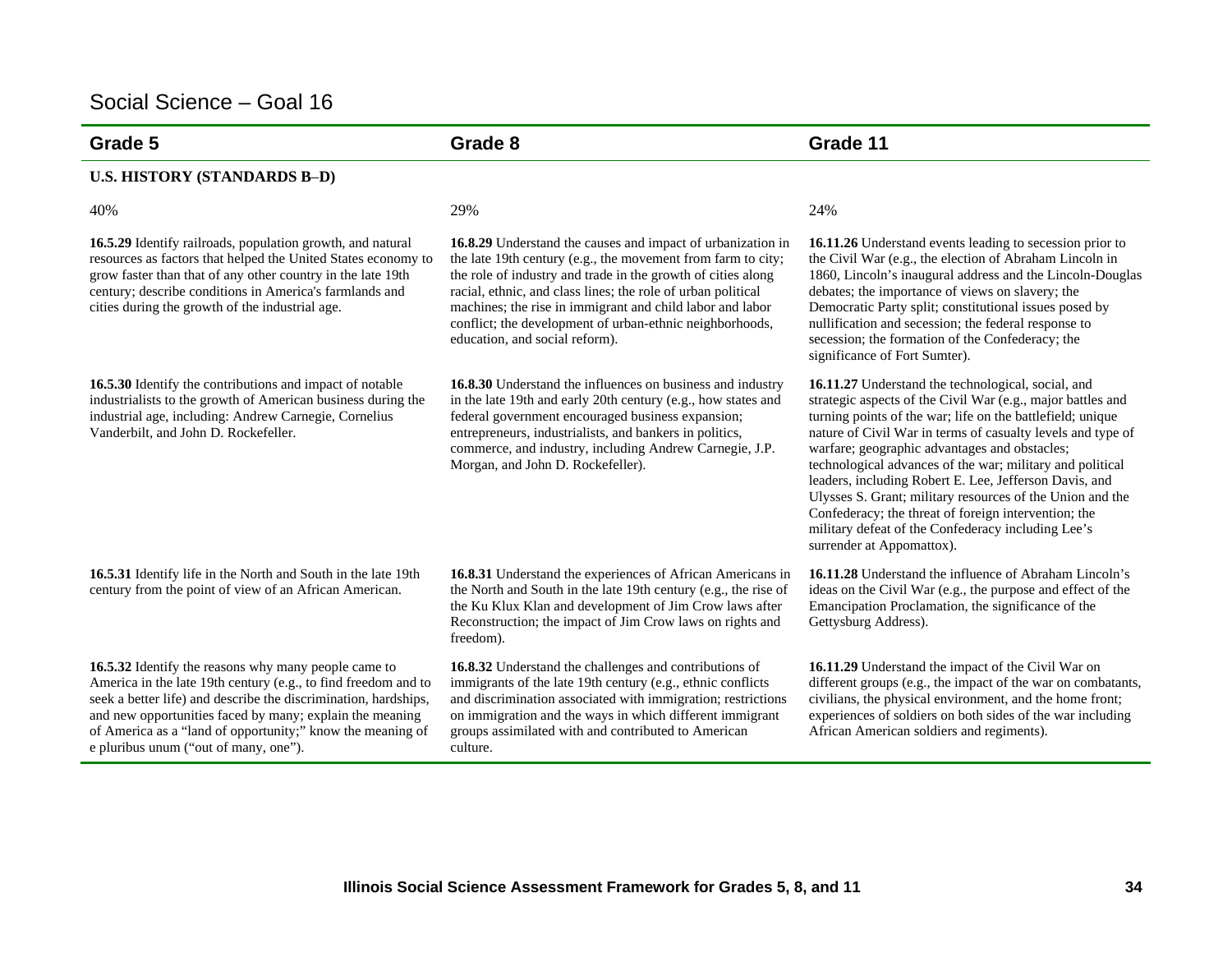# Social Science – Goal 16

| Grade 5 | Grade 8 | Grade 11 |
|---|---|---|
| **U.S. HISTORY (STANDARDS B–D)** | | |
| 40% | 29% | 24% |
| **16.5.29** Identify railroads, population growth, and natural resources as factors that helped the United States economy to grow faster than that of any other country in the late 19th century; describe conditions in America's farmlands and cities during the growth of the industrial age. | **16.8.29** Understand the causes and impact of urbanization in the late 19th century (e.g., the movement from farm to city; the role of industry and trade in the growth of cities along racial, ethnic, and class lines; the role of urban political machines; the rise in immigrant and child labor and labor conflict; the development of urban-ethnic neighborhoods, education, and social reform). | **16.11.26** Understand events leading to secession prior to the Civil War (e.g., the election of Abraham Lincoln in 1860, Lincoln's inaugural address and the Lincoln-Douglas debates; the importance of views on slavery; the Democratic Party split; constitutional issues posed by nullification and secession; the federal response to secession; the formation of the Confederacy; the significance of Fort Sumter). |
| **16.5.30** Identify the contributions and impact of notable industrialists to the growth of American business during the industrial age, including: Andrew Carnegie, Cornelius Vanderbilt, and John D. Rockefeller. | **16.8.30** Understand the influences on business and industry in the late 19th and early 20th century (e.g., how states and federal government encouraged business expansion; entrepreneurs, industrialists, and bankers in politics, commerce, and industry, including Andrew Carnegie, J.P. Morgan, and John D. Rockefeller). | **16.11.27** Understand the technological, social, and strategic aspects of the Civil War (e.g., major battles and turning points of the war; life on the battlefield; unique nature of Civil War in terms of casualty levels and type of warfare; geographic advantages and obstacles; technological advances of the war; military and political leaders, including Robert E. Lee, Jefferson Davis, and Ulysses S. Grant; military resources of the Union and the Confederacy; the threat of foreign intervention; the military defeat of the Confederacy including Lee's surrender at Appomattox). |
| **16.5.31** Identify life in the North and South in the late 19th century from the point of view of an African American. | **16.8.31** Understand the experiences of African Americans in the North and South in the late 19th century (e.g., the rise of the Ku Klux Klan and development of Jim Crow laws after Reconstruction; the impact of Jim Crow laws on rights and freedom). | **16.11.28** Understand the influence of Abraham Lincoln's ideas on the Civil War (e.g., the purpose and effect of the Emancipation Proclamation, the significance of the Gettysburg Address). |
| **16.5.32** Identify the reasons why many people came to America in the late 19th century (e.g., to find freedom and to seek a better life) and describe the discrimination, hardships, and new opportunities faced by many; explain the meaning of America as a "land of opportunity;" know the meaning of e pluribus unum ("out of many, one"). | **16.8.32** Understand the challenges and contributions of immigrants of the late 19th century (e.g., ethnic conflicts and discrimination associated with immigration; restrictions on immigration and the ways in which different immigrant groups assimilated with and contributed to American culture. | **16.11.29** Understand the impact of the Civil War on different groups (e.g., the impact of the war on combatants, civilians, the physical environment, and the home front; experiences of soldiers on both sides of the war including African American soldiers and regiments). |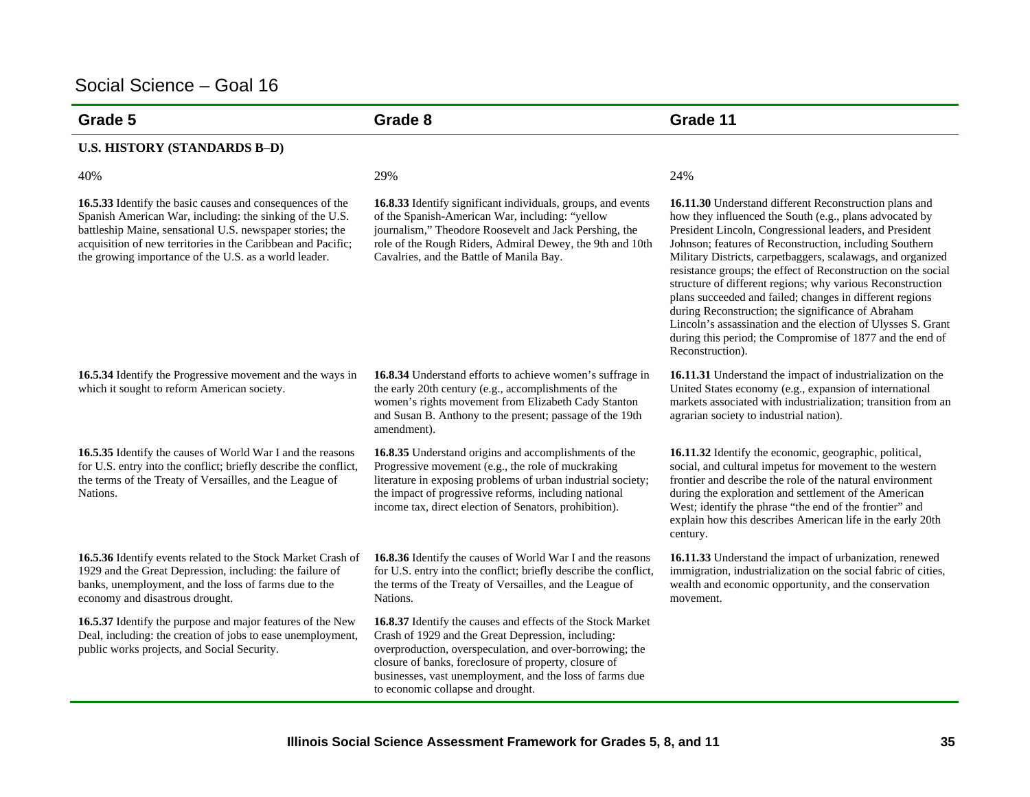# Social Science – Goal 16

| Grade 5 | Grade 8 | Grade 11 |
|---|---|---|
| **U.S. HISTORY (STANDARDS B–D)** | | |
| 40% | 29% | 24% |
| **16.5.33** Identify the basic causes and consequences of the Spanish American War, including: the sinking of the U.S. battleship Maine, sensational U.S. newspaper stories; the acquisition of new territories in the Caribbean and Pacific; the growing importance of the U.S. as a world leader. | **16.8.33** Identify significant individuals, groups, and events of the Spanish-American War, including: "yellow journalism," Theodore Roosevelt and Jack Pershing, the role of the Rough Riders, Admiral Dewey, the 9th and 10th Cavalries, and the Battle of Manila Bay. | **16.11.30** Understand different Reconstruction plans and how they influenced the South (e.g., plans advocated by President Lincoln, Congressional leaders, and President Johnson; features of Reconstruction, including Southern Military Districts, carpetbaggers, scalawags, and organized resistance groups; the effect of Reconstruction on the social structure of different regions; why various Reconstruction plans succeeded and failed; changes in different regions during Reconstruction; the significance of Abraham Lincoln's assassination and the election of Ulysses S. Grant during this period; the Compromise of 1877 and the end of Reconstruction). |
| **16.5.34** Identify the Progressive movement and the ways in which it sought to reform American society. | **16.8.34** Understand efforts to achieve women's suffrage in the early 20th century (e.g., accomplishments of the women's rights movement from Elizabeth Cady Stanton and Susan B. Anthony to the present; passage of the 19th amendment). | **16.11.31** Understand the impact of industrialization on the United States economy (e.g., expansion of international markets associated with industrialization; transition from an agrarian society to industrial nation). |
| **16.5.35** Identify the causes of World War I and the reasons for U.S. entry into the conflict; briefly describe the conflict, the terms of the Treaty of Versailles, and the League of Nations. | **16.8.35** Understand origins and accomplishments of the Progressive movement (e.g., the role of muckraking literature in exposing problems of urban industrial society; the impact of progressive reforms, including national income tax, direct election of Senators, prohibition). | **16.11.32** Identify the economic, geographic, political, social, and cultural impetus for movement to the western frontier and describe the role of the natural environment during the exploration and settlement of the American West; identify the phrase "the end of the frontier" and explain how this describes American life in the early 20th century. |
| **16.5.36** Identify events related to the Stock Market Crash of 1929 and the Great Depression, including: the failure of banks, unemployment, and the loss of farms due to the economy and disastrous drought. | **16.8.36** Identify the causes of World War I and the reasons for U.S. entry into the conflict; briefly describe the conflict, the terms of the Treaty of Versailles, and the League of Nations. | **16.11.33** Understand the impact of urbanization, renewed immigration, industrialization on the social fabric of cities, wealth and economic opportunity, and the conservation movement. |
| **16.5.37** Identify the purpose and major features of the New Deal, including: the creation of jobs to ease unemployment, public works projects, and Social Security. | **16.8.37** Identify the causes and effects of the Stock Market Crash of 1929 and the Great Depression, including: overproduction, overspeculation, and over-borrowing; the closure of banks, foreclosure of property, closure of businesses, vast unemployment, and the loss of farms due to economic collapse and drought. | |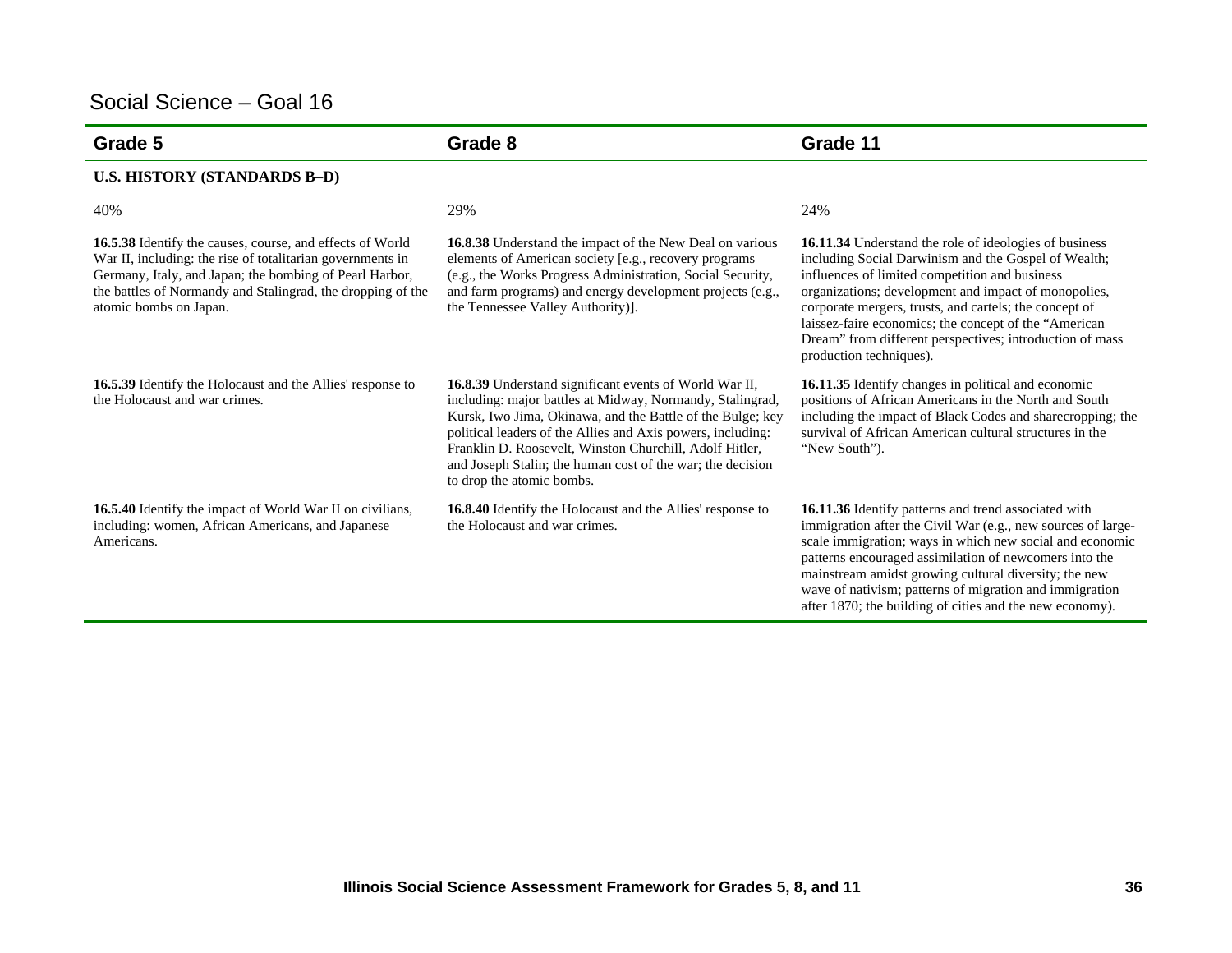## Social Science – Goal 16

| Grade 5 | Grade 8 | Grade 11 |
|---|---|---|
| **U.S. HISTORY (STANDARDS B–D)** | | |
| 40% | 29% | 24% |
| **16.5.38** Identify the causes, course, and effects of World War II, including: the rise of totalitarian governments in Germany, Italy, and Japan; the bombing of Pearl Harbor, the battles of Normandy and Stalingrad, the dropping of the atomic bombs on Japan. | **16.8.38** Understand the impact of the New Deal on various elements of American society [e.g., recovery programs (e.g., the Works Progress Administration, Social Security, and farm programs) and energy development projects (e.g., the Tennessee Valley Authority)]. | **16.11.34** Understand the role of ideologies of business including Social Darwinism and the Gospel of Wealth; influences of limited competition and business organizations; development and impact of monopolies, corporate mergers, trusts, and cartels; the concept of laissez-faire economics; the concept of the "American Dream" from different perspectives; introduction of mass production techniques). |
| **16.5.39** Identify the Holocaust and the Allies' response to the Holocaust and war crimes. | **16.8.39** Understand significant events of World War II, including: major battles at Midway, Normandy, Stalingrad, Kursk, Iwo Jima, Okinawa, and the Battle of the Bulge; key political leaders of the Allies and Axis powers, including: Franklin D. Roosevelt, Winston Churchill, Adolf Hitler, and Joseph Stalin; the human cost of the war; the decision to drop the atomic bombs. | **16.11.35** Identify changes in political and economic positions of African Americans in the North and South including the impact of Black Codes and sharecropping; the survival of African American cultural structures in the "New South"). |
| **16.5.40** Identify the impact of World War II on civilians, including: women, African Americans, and Japanese Americans. | **16.8.40** Identify the Holocaust and the Allies' response to the Holocaust and war crimes. | **16.11.36** Identify patterns and trend associated with immigration after the Civil War (e.g., new sources of large-scale immigration; ways in which new social and economic patterns encouraged assimilation of newcomers into the mainstream amidst growing cultural diversity; the new wave of nativism; patterns of migration and immigration after 1870; the building of cities and the new economy). |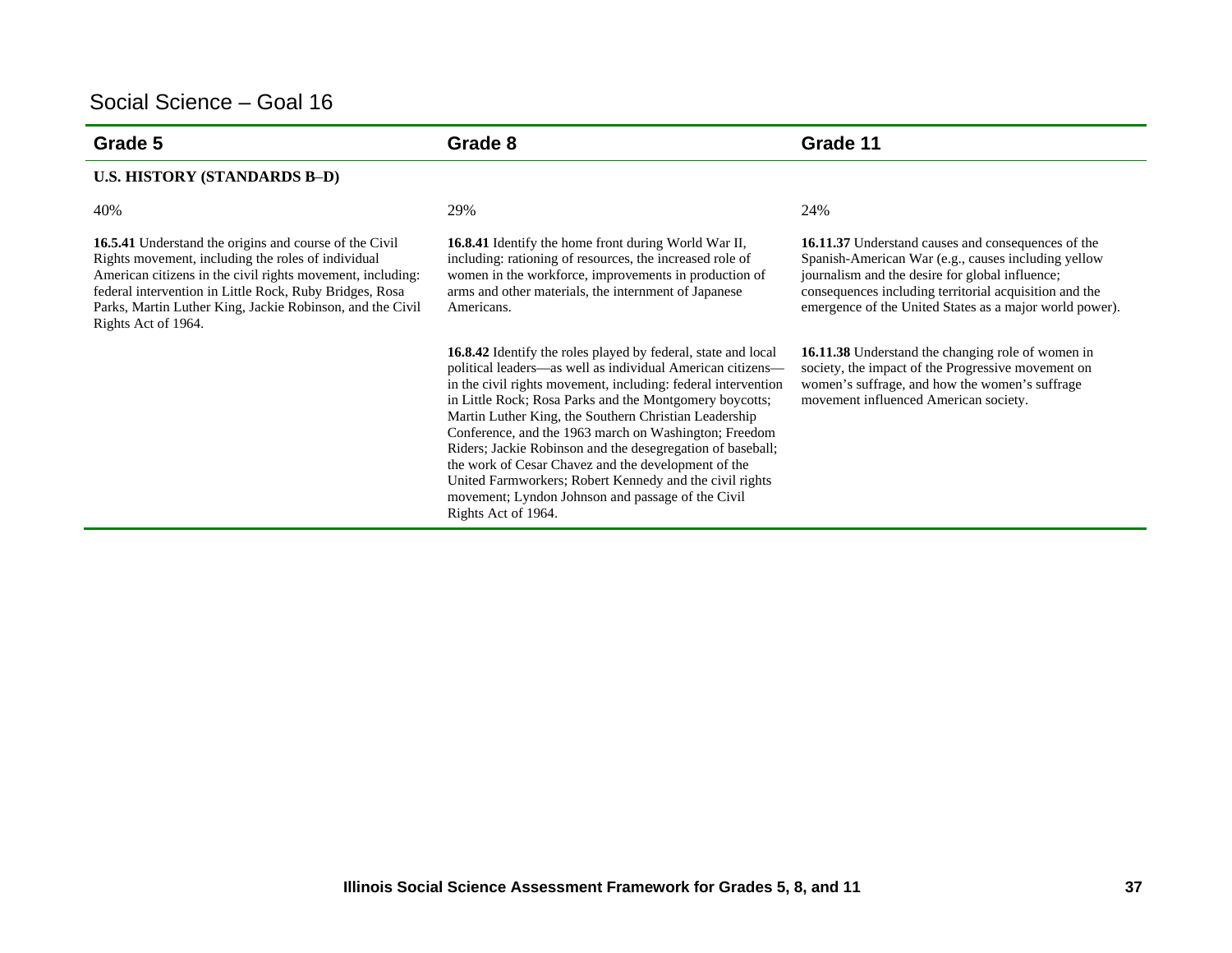## Social Science – Goal 16

| Grade 5 | Grade 8 | Grade 11 |
|---|---|---|
| **U.S. HISTORY (STANDARDS B–D)** | | |
| 40% | 29% | 24% |
| **16.5.41** Understand the origins and course of the Civil Rights movement, including the roles of individual American citizens in the civil rights movement, including: federal intervention in Little Rock, Ruby Bridges, Rosa Parks, Martin Luther King, Jackie Robinson, and the Civil Rights Act of 1964. | **16.8.41** Identify the home front during World War II, including: rationing of resources, the increased role of women in the workforce, improvements in production of arms and other materials, the internment of Japanese Americans. | **16.11.37** Understand causes and consequences of the Spanish-American War (e.g., causes including yellow journalism and the desire for global influence; consequences including territorial acquisition and the emergence of the United States as a major world power). |
| | **16.8.42** Identify the roles played by federal, state and local political leaders—as well as individual American citizens—in the civil rights movement, including: federal intervention in Little Rock; Rosa Parks and the Montgomery boycotts; Martin Luther King, the Southern Christian Leadership Conference, and the 1963 march on Washington; Freedom Riders; Jackie Robinson and the desegregation of baseball; the work of Cesar Chavez and the development of the United Farmworkers; Robert Kennedy and the civil rights movement; Lyndon Johnson and passage of the Civil Rights Act of 1964. | **16.11.38** Understand the changing role of women in society, the impact of the Progressive movement on women's suffrage, and how the women's suffrage movement influenced American society. |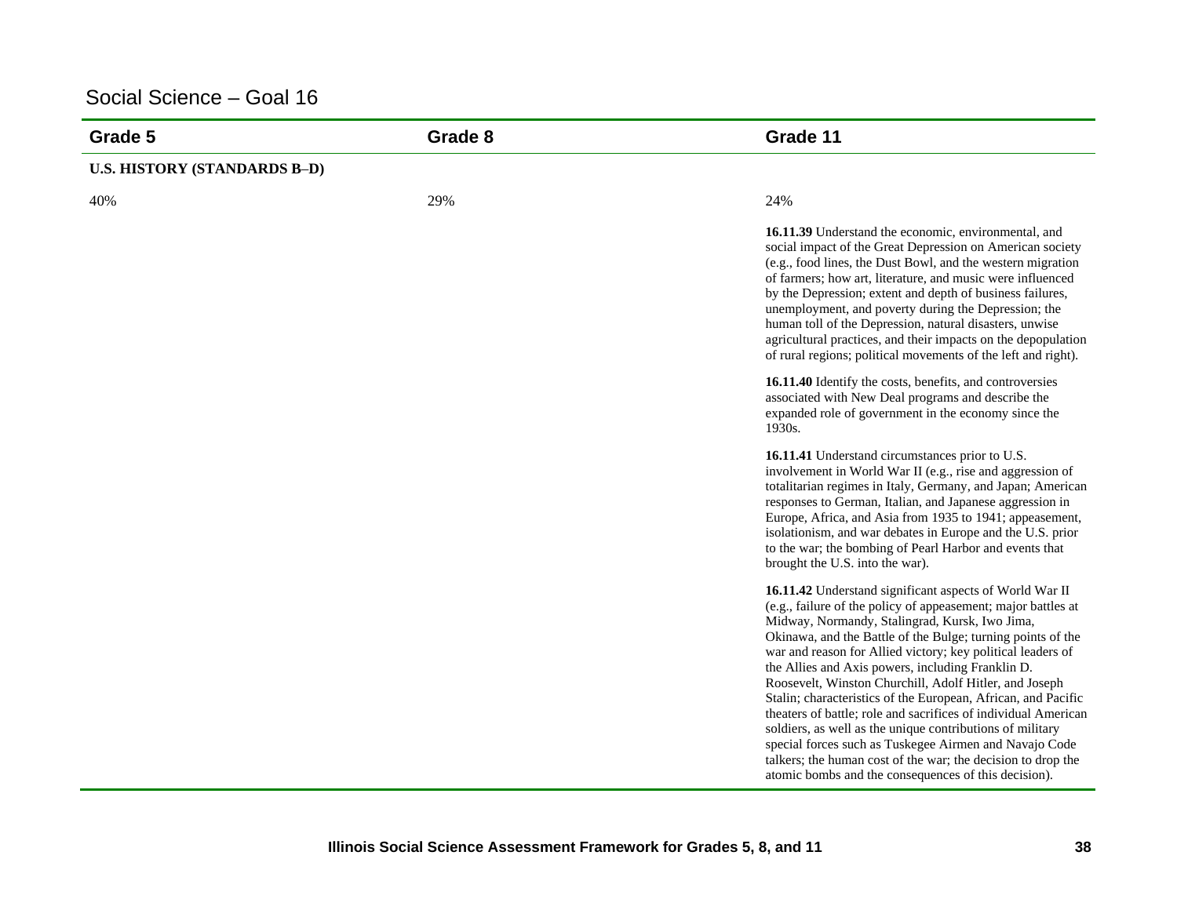## Social Science – Goal 16

| Grade 5 | Grade 8 | Grade 11 |
|---|---|---|
| **U.S. HISTORY (STANDARDS B–D)** | | |
| 40% | 29% | 24% |
| | | **16.11.39** Understand the economic, environmental, and social impact of the Great Depression on American society (e.g., food lines, the Dust Bowl, and the western migration of farmers; how art, literature, and music were influenced by the Depression; extent and depth of business failures, unemployment, and poverty during the Depression; the human toll of the Depression, natural disasters, unwise agricultural practices, and their impacts on the depopulation of rural regions; political movements of the left and right). |
| | | **16.11.40** Identify the costs, benefits, and controversies associated with New Deal programs and describe the expanded role of government in the economy since the 1930s. |
| | | **16.11.41** Understand circumstances prior to U.S. involvement in World War II (e.g., rise and aggression of totalitarian regimes in Italy, Germany, and Japan; American responses to German, Italian, and Japanese aggression in Europe, Africa, and Asia from 1935 to 1941; appeasement, isolationism, and war debates in Europe and the U.S. prior to the war; the bombing of Pearl Harbor and events that brought the U.S. into the war). |
| | | **16.11.42** Understand significant aspects of World War II (e.g., failure of the policy of appeasement; major battles at Midway, Normandy, Stalingrad, Kursk, Iwo Jima, Okinawa, and the Battle of the Bulge; turning points of the war and reason for Allied victory; key political leaders of the Allies and Axis powers, including Franklin D. Roosevelt, Winston Churchill, Adolf Hitler, and Joseph Stalin; characteristics of the European, African, and Pacific theaters of battle; role and sacrifices of individual American soldiers, as well as the unique contributions of military special forces such as Tuskegee Airmen and Navajo Code talkers; the human cost of the war; the decision to drop the atomic bombs and the consequences of this decision). |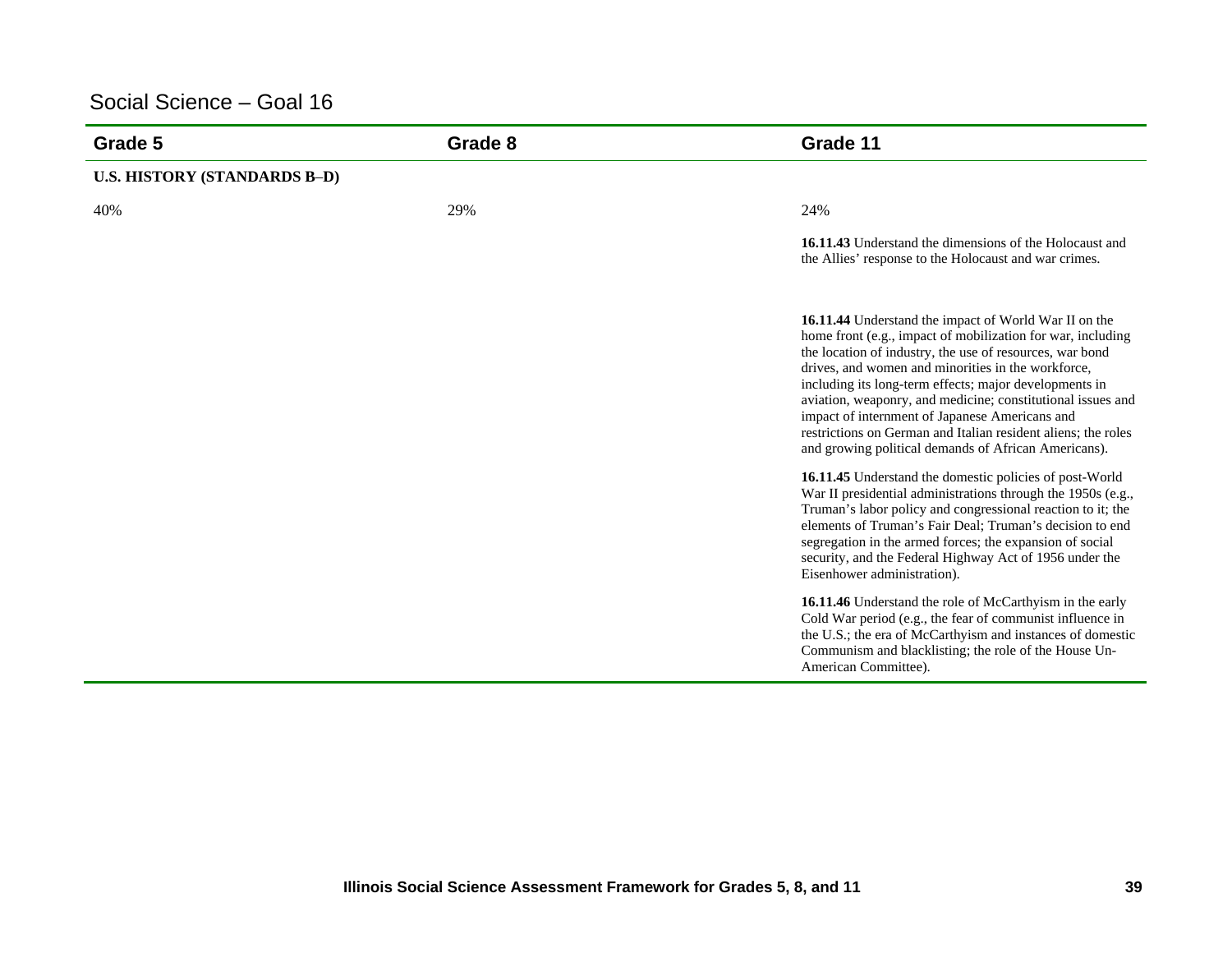## Social Science – Goal 16

| Grade 5 | Grade 8 | Grade 11 |
|---|---|---|
| **U.S. HISTORY (STANDARDS B–D)** | | |
| 40% | 29% | 24% |
| | | **16.11.43** Understand the dimensions of the Holocaust and the Allies' response to the Holocaust and war crimes. |
| | | **16.11.44** Understand the impact of World War II on the home front (e.g., impact of mobilization for war, including the location of industry, the use of resources, war bond drives, and women and minorities in the workforce, including its long-term effects; major developments in aviation, weaponry, and medicine; constitutional issues and impact of internment of Japanese Americans and restrictions on German and Italian resident aliens; the roles and growing political demands of African Americans). |
| | | **16.11.45** Understand the domestic policies of post-World War II presidential administrations through the 1950s (e.g., Truman's labor policy and congressional reaction to it; the elements of Truman's Fair Deal; Truman's decision to end segregation in the armed forces; the expansion of social security, and the Federal Highway Act of 1956 under the Eisenhower administration). |
| | | **16.11.46** Understand the role of McCarthyism in the early Cold War period (e.g., the fear of communist influence in the U.S.; the era of McCarthyism and instances of domestic Communism and blacklisting; the role of the House Un-American Committee). |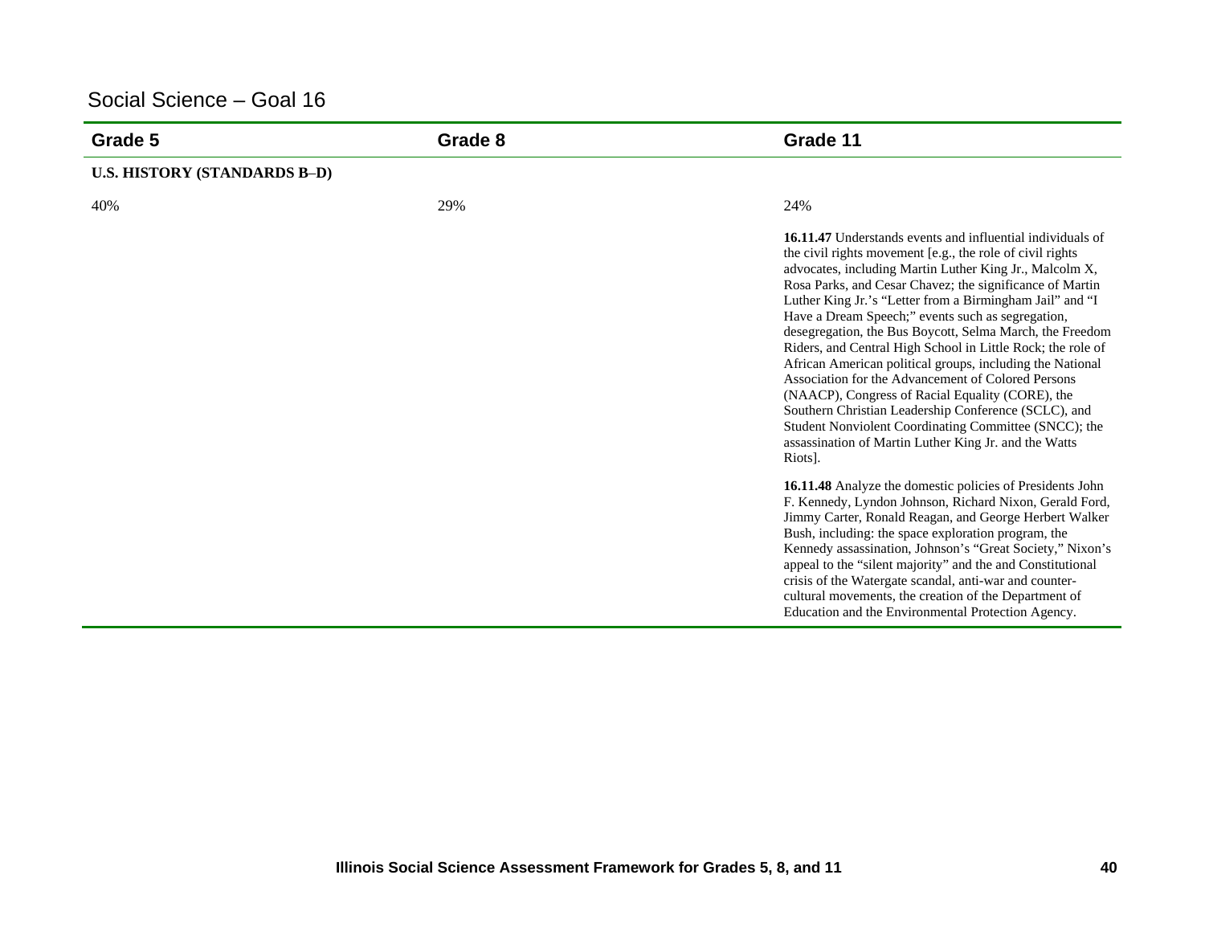## Social Science – Goal 16

| Grade 5 | Grade 8 | Grade 11 |
|---|---|---|
| **U.S. HISTORY (STANDARDS B–D)** | | |
| 40% | 29% | 24% |
| | | **16.11.47** Understands events and influential individuals of the civil rights movement [e.g., the role of civil rights advocates, including Martin Luther King Jr., Malcolm X, Rosa Parks, and Cesar Chavez; the significance of Martin Luther King Jr.'s "Letter from a Birmingham Jail" and "I Have a Dream Speech;" events such as segregation, desegregation, the Bus Boycott, Selma March, the Freedom Riders, and Central High School in Little Rock; the role of African American political groups, including the National Association for the Advancement of Colored Persons (NAACP), Congress of Racial Equality (CORE), the Southern Christian Leadership Conference (SCLC), and Student Nonviolent Coordinating Committee (SNCC); the assassination of Martin Luther King Jr. and the Watts Riots]. |
| | | **16.11.48** Analyze the domestic policies of Presidents John F. Kennedy, Lyndon Johnson, Richard Nixon, Gerald Ford, Jimmy Carter, Ronald Reagan, and George Herbert Walker Bush, including: the space exploration program, the Kennedy assassination, Johnson's "Great Society," Nixon's appeal to the "silent majority" and the and Constitutional crisis of the Watergate scandal, anti-war and counter-cultural movements, the creation of the Department of Education and the Environmental Protection Agency. |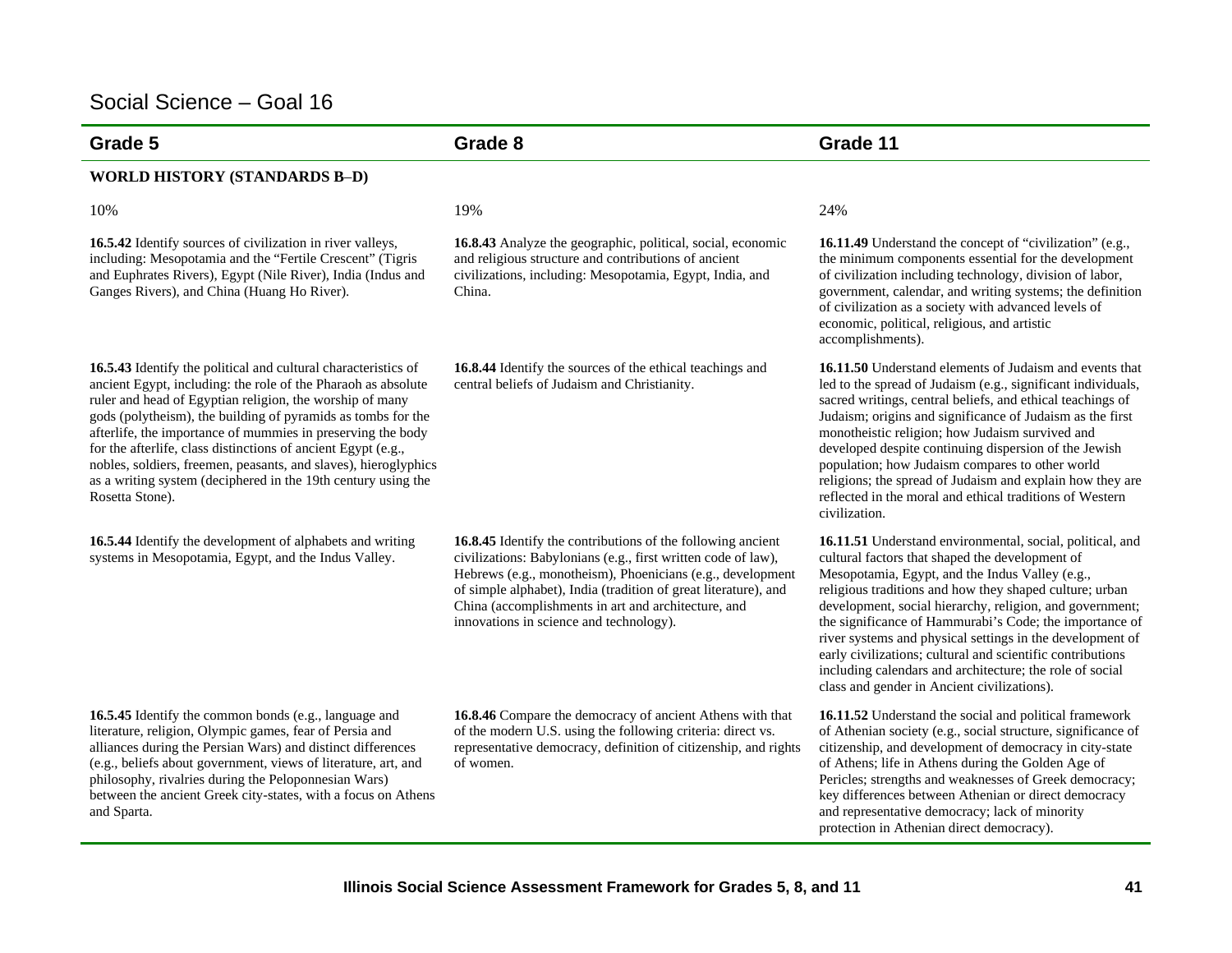# Social Science – Goal 16

| Grade 5 | Grade 8 | Grade 11 |
|---|---|---|
| **WORLD HISTORY (STANDARDS B–D)** | | |
| 10% | 19% | 24% |
| **16.5.42** Identify sources of civilization in river valleys, including: Mesopotamia and the "Fertile Crescent" (Tigris and Euphrates Rivers), Egypt (Nile River), India (Indus and Ganges Rivers), and China (Huang Ho River). | **16.8.43** Analyze the geographic, political, social, economic and religious structure and contributions of ancient civilizations, including: Mesopotamia, Egypt, India, and China. | **16.11.49** Understand the concept of "civilization" (e.g., the minimum components essential for the development of civilization including technology, division of labor, government, calendar, and writing systems; the definition of civilization as a society with advanced levels of economic, political, religious, and artistic accomplishments). |
| **16.5.43** Identify the political and cultural characteristics of ancient Egypt, including: the role of the Pharaoh as absolute ruler and head of Egyptian religion, the worship of many gods (polytheism), the building of pyramids as tombs for the afterlife, the importance of mummies in preserving the body for the afterlife, class distinctions of ancient Egypt (e.g., nobles, soldiers, freemen, peasants, and slaves), hieroglyphics as a writing system (deciphered in the 19th century using the Rosetta Stone). | **16.8.44** Identify the sources of the ethical teachings and central beliefs of Judaism and Christianity. | **16.11.50** Understand elements of Judaism and events that led to the spread of Judaism (e.g., significant individuals, sacred writings, central beliefs, and ethical teachings of Judaism; origins and significance of Judaism as the first monotheistic religion; how Judaism survived and developed despite continuing dispersion of the Jewish population; how Judaism compares to other world religions; the spread of Judaism and explain how they are reflected in the moral and ethical traditions of Western civilization. |
| **16.5.44** Identify the development of alphabets and writing systems in Mesopotamia, Egypt, and the Indus Valley. | **16.8.45** Identify the contributions of the following ancient civilizations: Babylonians (e.g., first written code of law), Hebrews (e.g., monotheism), Phoenicians (e.g., development of simple alphabet), India (tradition of great literature), and China (accomplishments in art and architecture, and innovations in science and technology). | **16.11.51** Understand environmental, social, political, and cultural factors that shaped the development of Mesopotamia, Egypt, and the Indus Valley (e.g., religious traditions and how they shaped culture; urban development, social hierarchy, religion, and government; the significance of Hammurabi's Code; the importance of river systems and physical settings in the development of early civilizations; cultural and scientific contributions including calendars and architecture; the role of social class and gender in Ancient civilizations). |
| **16.5.45** Identify the common bonds (e.g., language and literature, religion, Olympic games, fear of Persia and alliances during the Persian Wars) and distinct differences (e.g., beliefs about government, views of literature, art, and philosophy, rivalries during the Peloponnesian Wars) between the ancient Greek city-states, with a focus on Athens and Sparta. | **16.8.46** Compare the democracy of ancient Athens with that of the modern U.S. using the following criteria: direct vs. representative democracy, definition of citizenship, and rights of women. | **16.11.52** Understand the social and political framework of Athenian society (e.g., social structure, significance of citizenship, and development of democracy in city-state of Athens; life in Athens during the Golden Age of Pericles; strengths and weaknesses of Greek democracy; key differences between Athenian or direct democracy and representative democracy; lack of minority protection in Athenian direct democracy). |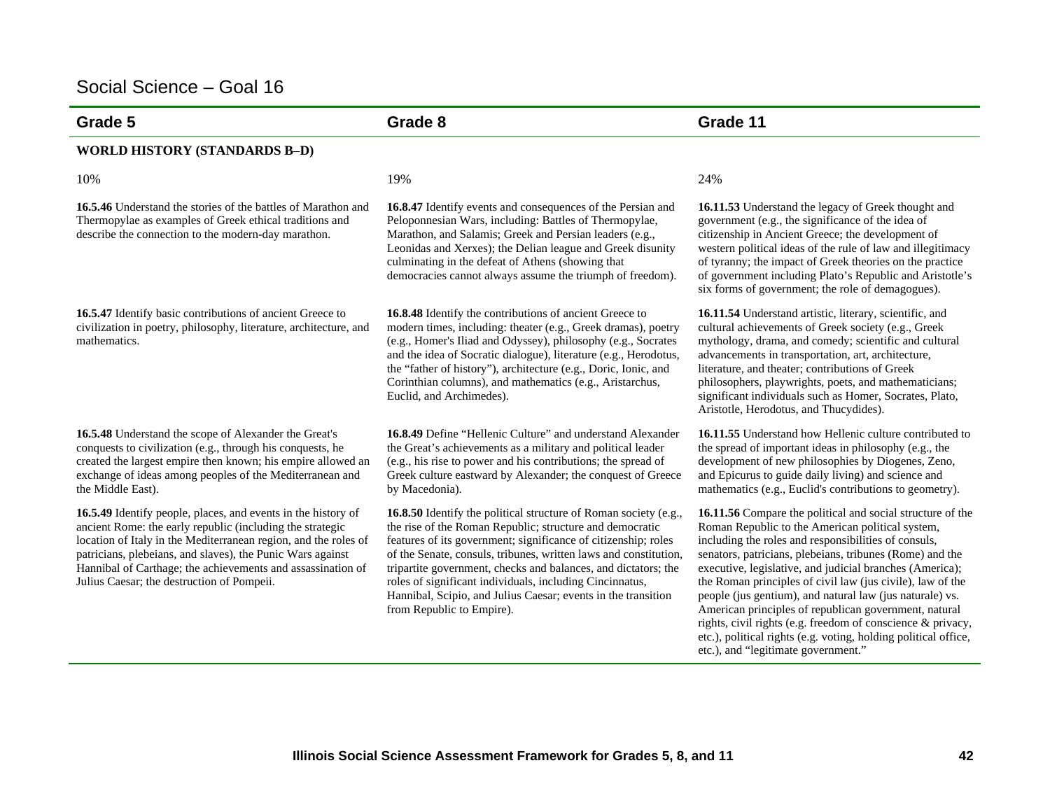# Social Science – Goal 16

| Grade 5 | Grade 8 | Grade 11 |
|---|---|---|
| **WORLD HISTORY (STANDARDS B–D)** | | |
| 10% | 19% | 24% |
| **16.5.46** Understand the stories of the battles of Marathon and Thermopylae as examples of Greek ethical traditions and describe the connection to the modern-day marathon. | **16.8.47** Identify events and consequences of the Persian and Peloponnesian Wars, including: Battles of Thermopylae, Marathon, and Salamis; Greek and Persian leaders (e.g., Leonidas and Xerxes); the Delian league and Greek disunity culminating in the defeat of Athens (showing that democracies cannot always assume the triumph of freedom). | **16.11.53** Understand the legacy of Greek thought and government (e.g., the significance of the idea of citizenship in Ancient Greece; the development of western political ideas of the rule of law and illegitimacy of tyranny; the impact of Greek theories on the practice of government including Plato's Republic and Aristotle's six forms of government; the role of demagogues). |
| **16.5.47** Identify basic contributions of ancient Greece to civilization in poetry, philosophy, literature, architecture, and mathematics. | **16.8.48** Identify the contributions of ancient Greece to modern times, including: theater (e.g., Greek dramas), poetry (e.g., Homer's Iliad and Odyssey), philosophy (e.g., Socrates and the idea of Socratic dialogue), literature (e.g., Herodotus, the "father of history"), architecture (e.g., Doric, Ionic, and Corinthian columns), and mathematics (e.g., Aristarchus, Euclid, and Archimedes). | **16.11.54** Understand artistic, literary, scientific, and cultural achievements of Greek society (e.g., Greek mythology, drama, and comedy; scientific and cultural advancements in transportation, art, architecture, literature, and theater; contributions of Greek philosophers, playwrights, poets, and mathematicians; significant individuals such as Homer, Socrates, Plato, Aristotle, Herodotus, and Thucydides). |
| **16.5.48** Understand the scope of Alexander the Great's conquests to civilization (e.g., through his conquests, he created the largest empire then known; his empire allowed an exchange of ideas among peoples of the Mediterranean and the Middle East). | **16.8.49** Define "Hellenic Culture" and understand Alexander the Great's achievements as a military and political leader (e.g., his rise to power and his contributions; the spread of Greek culture eastward by Alexander; the conquest of Greece by Macedonia). | **16.11.55** Understand how Hellenic culture contributed to the spread of important ideas in philosophy (e.g., the development of new philosophies by Diogenes, Zeno, and Epicurus to guide daily living) and science and mathematics (e.g., Euclid's contributions to geometry). |
| **16.5.49** Identify people, places, and events in the history of ancient Rome: the early republic (including the strategic location of Italy in the Mediterranean region, and the roles of patricians, plebeians, and slaves), the Punic Wars against Hannibal of Carthage; the achievements and assassination of Julius Caesar; the destruction of Pompeii. | **16.8.50** Identify the political structure of Roman society (e.g., the rise of the Roman Republic; structure and democratic features of its government; significance of citizenship; roles of the Senate, consuls, tribunes, written laws and constitution, tripartite government, checks and balances, and dictators; the roles of significant individuals, including Cincinnatus, Hannibal, Scipio, and Julius Caesar; events in the transition from Republic to Empire). | **16.11.56** Compare the political and social structure of the Roman Republic to the American political system, including the roles and responsibilities of consuls, senators, patricians, plebeians, tribunes (Rome) and the executive, legislative, and judicial branches (America); the Roman principles of civil law (jus civile), law of the people (jus gentium), and natural law (jus naturale) vs. American principles of republican government, natural rights, civil rights (e.g. freedom of conscience & privacy, etc.), political rights (e.g. voting, holding political office, etc.), and "legitimate government." |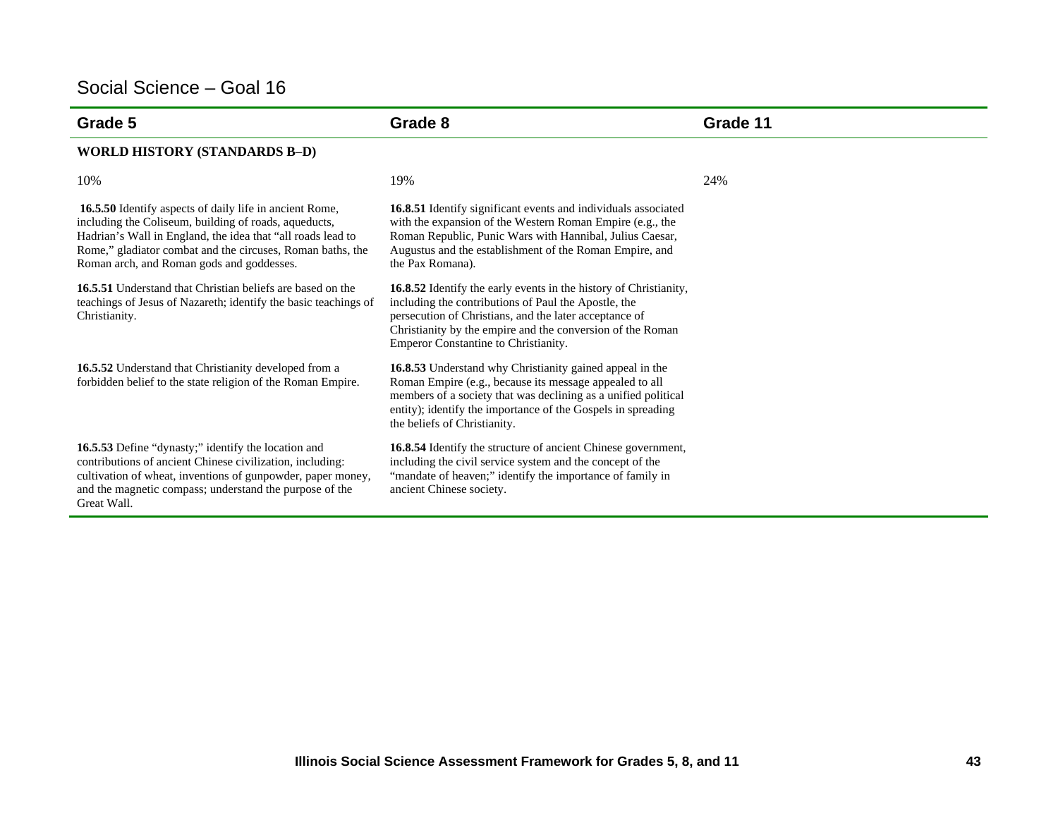# Social Science – Goal 16

| Grade 5 | Grade 8 | Grade 11 |
|---|---|---|
| **WORLD HISTORY (STANDARDS B–D)** | | |
| 10% | 19% | 24% |
| **16.5.50** Identify aspects of daily life in ancient Rome, including the Coliseum, building of roads, aqueducts, Hadrian's Wall in England, the idea that "all roads lead to Rome," gladiator combat and the circuses, Roman baths, the Roman arch, and Roman gods and goddesses. | **16.8.51** Identify significant events and individuals associated with the expansion of the Western Roman Empire (e.g., the Roman Republic, Punic Wars with Hannibal, Julius Caesar, Augustus and the establishment of the Roman Empire, and the Pax Romana). | |
| **16.5.51** Understand that Christian beliefs are based on the teachings of Jesus of Nazareth; identify the basic teachings of Christianity. | **16.8.52** Identify the early events in the history of Christianity, including the contributions of Paul the Apostle, the persecution of Christians, and the later acceptance of Christianity by the empire and the conversion of the Roman Emperor Constantine to Christianity. | |
| **16.5.52** Understand that Christianity developed from a forbidden belief to the state religion of the Roman Empire. | **16.8.53** Understand why Christianity gained appeal in the Roman Empire (e.g., because its message appealed to all members of a society that was declining as a unified political entity); identify the importance of the Gospels in spreading the beliefs of Christianity. | |
| **16.5.53** Define "dynasty;" identify the location and contributions of ancient Chinese civilization, including: cultivation of wheat, inventions of gunpowder, paper money, and the magnetic compass; understand the purpose of the Great Wall. | **16.8.54** Identify the structure of ancient Chinese government, including the civil service system and the concept of the "mandate of heaven;" identify the importance of family in ancient Chinese society. | |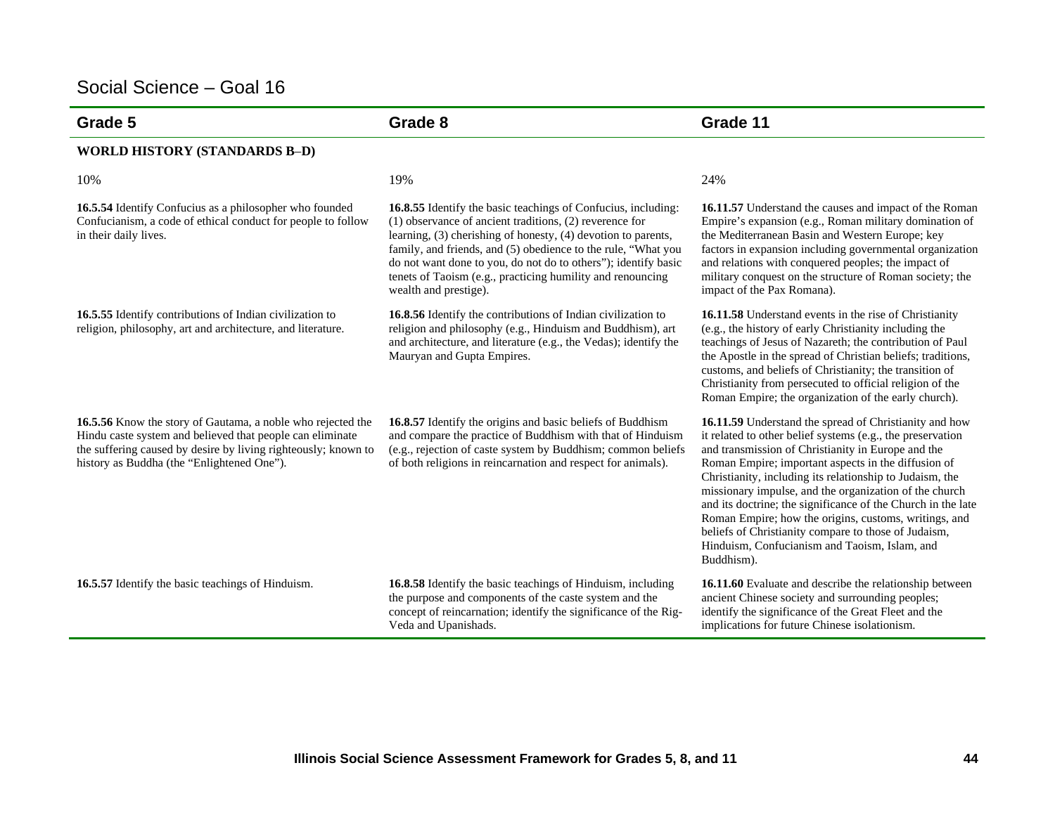## Social Science – Goal 16

| Grade 5 | Grade 8 | Grade 11 |
|---|---|---|
| **WORLD HISTORY (STANDARDS B–D)** | | |
| 10% | 19% | 24% |
| **16.5.54** Identify Confucius as a philosopher who founded Confucianism, a code of ethical conduct for people to follow in their daily lives. | **16.8.55** Identify the basic teachings of Confucius, including: (1) observance of ancient traditions, (2) reverence for learning, (3) cherishing of honesty, (4) devotion to parents, family, and friends, and (5) obedience to the rule, "What you do not want done to you, do not do to others"); identify basic tenets of Taoism (e.g., practicing humility and renouncing wealth and prestige). | **16.11.57** Understand the causes and impact of the Roman Empire's expansion (e.g., Roman military domination of the Mediterranean Basin and Western Europe; key factors in expansion including governmental organization and relations with conquered peoples; the impact of military conquest on the structure of Roman society; the impact of the Pax Romana). |
| **16.5.55** Identify contributions of Indian civilization to religion, philosophy, art and architecture, and literature. | **16.8.56** Identify the contributions of Indian civilization to religion and philosophy (e.g., Hinduism and Buddhism), art and architecture, and literature (e.g., the Vedas); identify the Mauryan and Gupta Empires. | **16.11.58** Understand events in the rise of Christianity (e.g., the history of early Christianity including the teachings of Jesus of Nazareth; the contribution of Paul the Apostle in the spread of Christian beliefs; traditions, customs, and beliefs of Christianity; the transition of Christianity from persecuted to official religion of the Roman Empire; the organization of the early church). |
| **16.5.56** Know the story of Gautama, a noble who rejected the Hindu caste system and believed that people can eliminate the suffering caused by desire by living righteously; known to history as Buddha (the "Enlightened One"). | **16.8.57** Identify the origins and basic beliefs of Buddhism and compare the practice of Buddhism with that of Hinduism (e.g., rejection of caste system by Buddhism; common beliefs of both religions in reincarnation and respect for animals). | **16.11.59** Understand the spread of Christianity and how it related to other belief systems (e.g., the preservation and transmission of Christianity in Europe and the Roman Empire; important aspects in the diffusion of Christianity, including its relationship to Judaism, the missionary impulse, and the organization of the church and its doctrine; the significance of the Church in the late Roman Empire; how the origins, customs, writings, and beliefs of Christianity compare to those of Judaism, Hinduism, Confucianism and Taoism, Islam, and Buddhism). |
| **16.5.57** Identify the basic teachings of Hinduism. | **16.8.58** Identify the basic teachings of Hinduism, including the purpose and components of the caste system and the concept of reincarnation; identify the significance of the Rig-Veda and Upanishads. | **16.11.60** Evaluate and describe the relationship between ancient Chinese society and surrounding peoples; identify the significance of the Great Fleet and the implications for future Chinese isolationism. |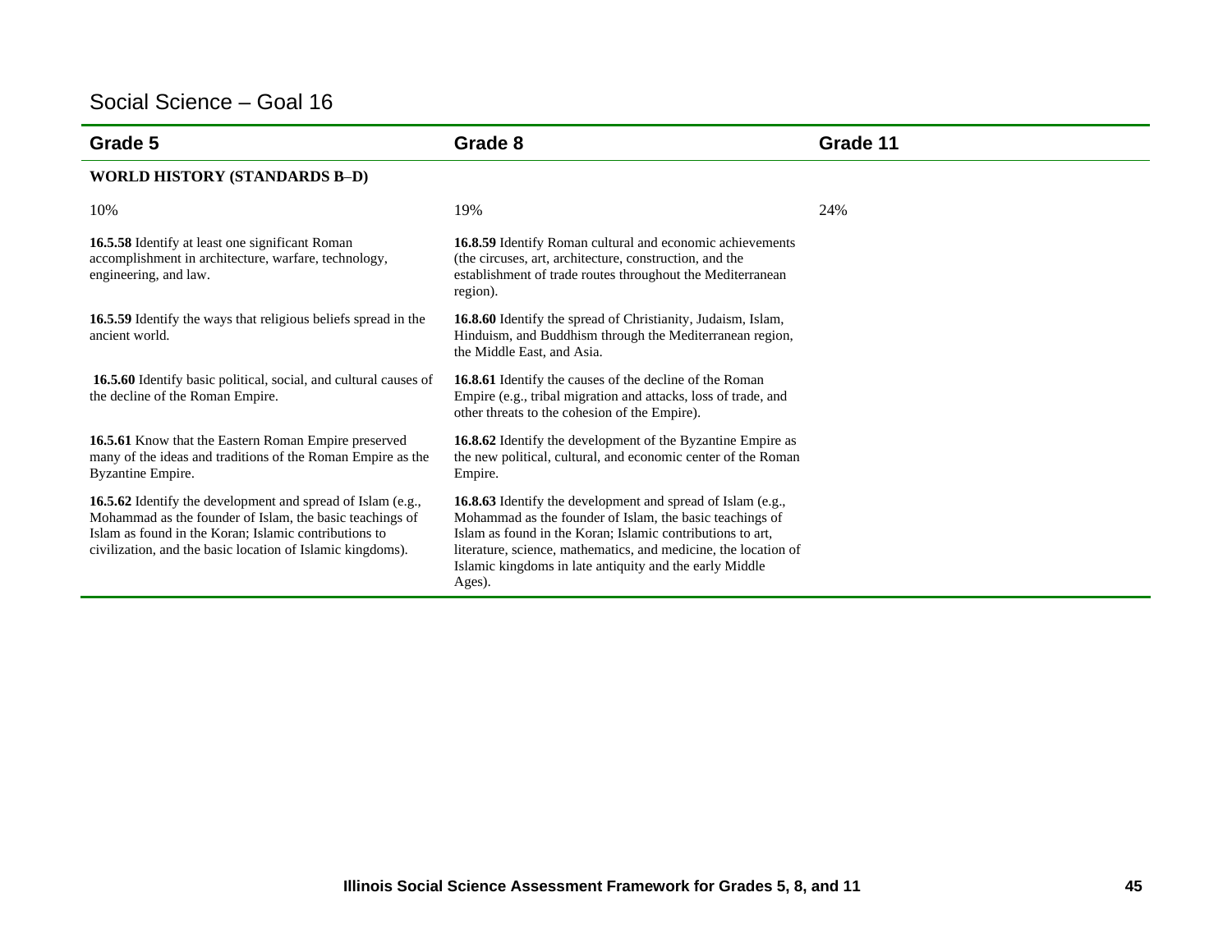# Social Science – Goal 16

| Grade 5 | Grade 8 | Grade 11 |
|---|---|---|
| **WORLD HISTORY (STANDARDS B–D)** | | |
| 10% | 19% | 24% |
| **16.5.58** Identify at least one significant Roman accomplishment in architecture, warfare, technology, engineering, and law. | **16.8.59** Identify Roman cultural and economic achievements (the circuses, art, architecture, construction, and the establishment of trade routes throughout the Mediterranean region). | |
| **16.5.59** Identify the ways that religious beliefs spread in the ancient world. | **16.8.60** Identify the spread of Christianity, Judaism, Islam, Hinduism, and Buddhism through the Mediterranean region, the Middle East, and Asia. | |
| **16.5.60** Identify basic political, social, and cultural causes of the decline of the Roman Empire. | **16.8.61** Identify the causes of the decline of the Roman Empire (e.g., tribal migration and attacks, loss of trade, and other threats to the cohesion of the Empire). | |
| **16.5.61** Know that the Eastern Roman Empire preserved many of the ideas and traditions of the Roman Empire as the Byzantine Empire. | **16.8.62** Identify the development of the Byzantine Empire as the new political, cultural, and economic center of the Roman Empire. | |
| **16.5.62** Identify the development and spread of Islam (e.g., Mohammad as the founder of Islam, the basic teachings of Islam as found in the Koran; Islamic contributions to civilization, and the basic location of Islamic kingdoms). | **16.8.63** Identify the development and spread of Islam (e.g., Mohammad as the founder of Islam, the basic teachings of Islam as found in the Koran; Islamic contributions to art, literature, science, mathematics, and medicine, the location of Islamic kingdoms in late antiquity and the early Middle Ages). | |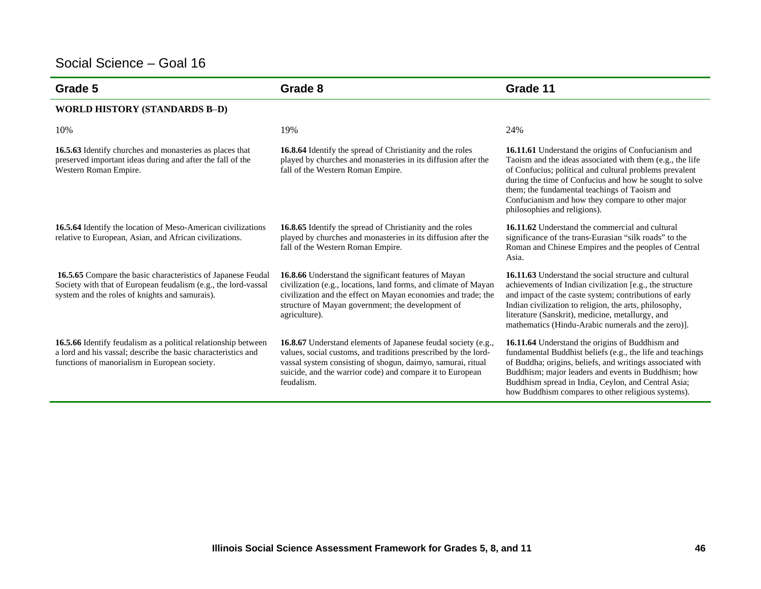## Social Science – Goal 16

| Grade 5 | Grade 8 | Grade 11 |
|---|---|---|
| **WORLD HISTORY (STANDARDS B–D)** | | |
| 10% | 19% | 24% |
| **16.5.63** Identify churches and monasteries as places that preserved important ideas during and after the fall of the Western Roman Empire. | **16.8.64** Identify the spread of Christianity and the roles played by churches and monasteries in its diffusion after the fall of the Western Roman Empire. | **16.11.61** Understand the origins of Confucianism and Taoism and the ideas associated with them (e.g., the life of Confucius; political and cultural problems prevalent during the time of Confucius and how he sought to solve them; the fundamental teachings of Taoism and Confucianism and how they compare to other major philosophies and religions). |
| **16.5.64** Identify the location of Meso-American civilizations relative to European, Asian, and African civilizations. | **16.8.65** Identify the spread of Christianity and the roles played by churches and monasteries in its diffusion after the fall of the Western Roman Empire. | **16.11.62** Understand the commercial and cultural significance of the trans-Eurasian "silk roads" to the Roman and Chinese Empires and the peoples of Central Asia. |
| **16.5.65** Compare the basic characteristics of Japanese Feudal Society with that of European feudalism (e.g., the lord-vassal system and the roles of knights and samurais). | **16.8.66** Understand the significant features of Mayan civilization (e.g., locations, land forms, and climate of Mayan civilization and the effect on Mayan economies and trade; the structure of Mayan government; the development of agriculture). | **16.11.63** Understand the social structure and cultural achievements of Indian civilization [e.g., the structure and impact of the caste system; contributions of early Indian civilization to religion, the arts, philosophy, literature (Sanskrit), medicine, metallurgy, and mathematics (Hindu-Arabic numerals and the zero)]. |
| **16.5.66** Identify feudalism as a political relationship between a lord and his vassal; describe the basic characteristics and functions of manorialism in European society. | **16.8.67** Understand elements of Japanese feudal society (e.g., values, social customs, and traditions prescribed by the lord-vassal system consisting of shogun, daimyo, samurai, ritual suicide, and the warrior code) and compare it to European feudalism. | **16.11.64** Understand the origins of Buddhism and fundamental Buddhist beliefs (e.g., the life and teachings of Buddha; origins, beliefs, and writings associated with Buddhism; major leaders and events in Buddhism; how Buddhism spread in India, Ceylon, and Central Asia; how Buddhism compares to other religious systems). |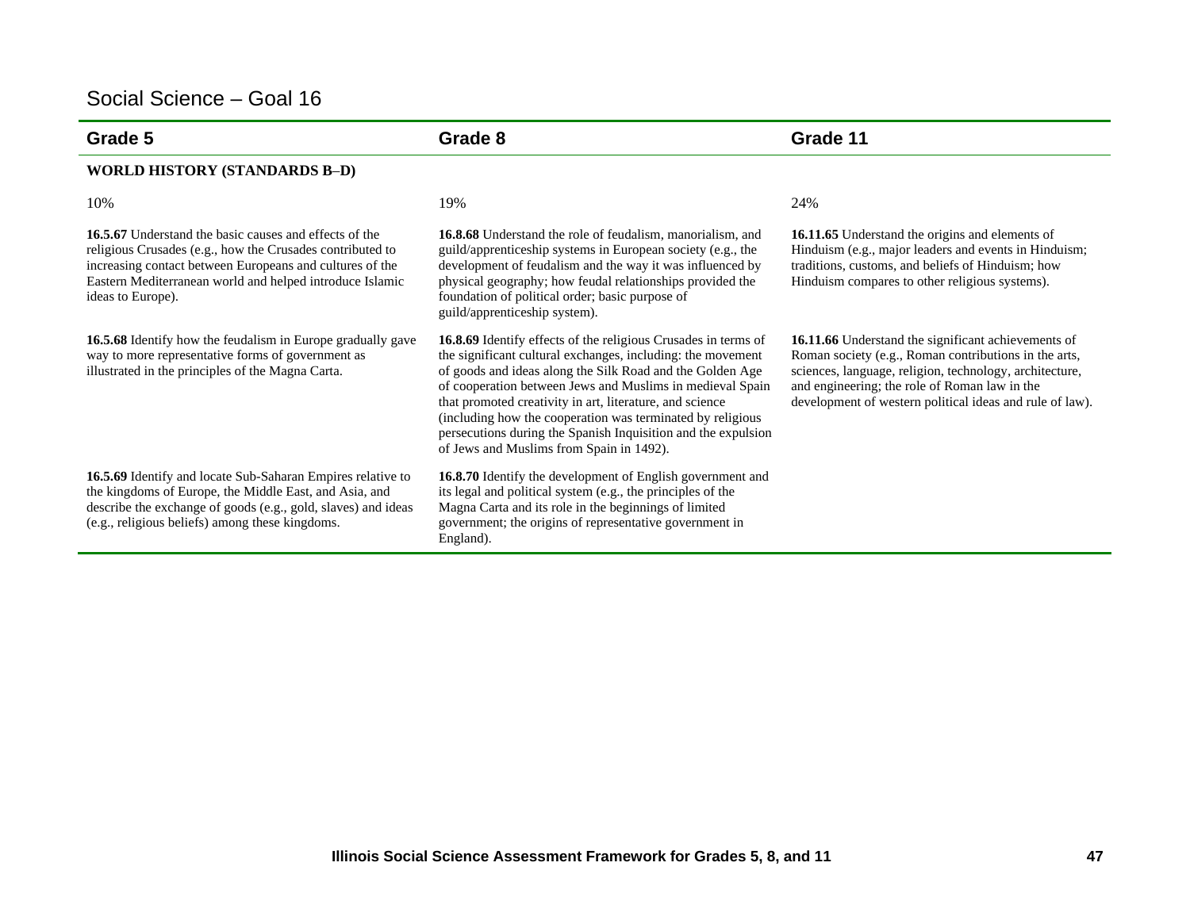# Social Science – Goal 16

| Grade 5 | Grade 8 | Grade 11 |
|---|---|---|
| **WORLD HISTORY (STANDARDS B–D)** | | |
| 10% | 19% | 24% |
| **16.5.67** Understand the basic causes and effects of the religious Crusades (e.g., how the Crusades contributed to increasing contact between Europeans and cultures of the Eastern Mediterranean world and helped introduce Islamic ideas to Europe). | **16.8.68** Understand the role of feudalism, manorialism, and guild/apprenticeship systems in European society (e.g., the development of feudalism and the way it was influenced by physical geography; how feudal relationships provided the foundation of political order; basic purpose of guild/apprenticeship system). | **16.11.65** Understand the origins and elements of Hinduism (e.g., major leaders and events in Hinduism; traditions, customs, and beliefs of Hinduism; how Hinduism compares to other religious systems). |
| **16.5.68** Identify how the feudalism in Europe gradually gave way to more representative forms of government as illustrated in the principles of the Magna Carta. | **16.8.69** Identify effects of the religious Crusades in terms of the significant cultural exchanges, including: the movement of goods and ideas along the Silk Road and the Golden Age of cooperation between Jews and Muslims in medieval Spain that promoted creativity in art, literature, and science (including how the cooperation was terminated by religious persecutions during the Spanish Inquisition and the expulsion of Jews and Muslims from Spain in 1492). | **16.11.66** Understand the significant achievements of Roman society (e.g., Roman contributions in the arts, sciences, language, religion, technology, architecture, and engineering; the role of Roman law in the development of western political ideas and rule of law). |
| **16.5.69** Identify and locate Sub-Saharan Empires relative to the kingdoms of Europe, the Middle East, and Asia, and describe the exchange of goods (e.g., gold, slaves) and ideas (e.g., religious beliefs) among these kingdoms. | **16.8.70** Identify the development of English government and its legal and political system (e.g., the principles of the Magna Carta and its role in the beginnings of limited government; the origins of representative government in England). | |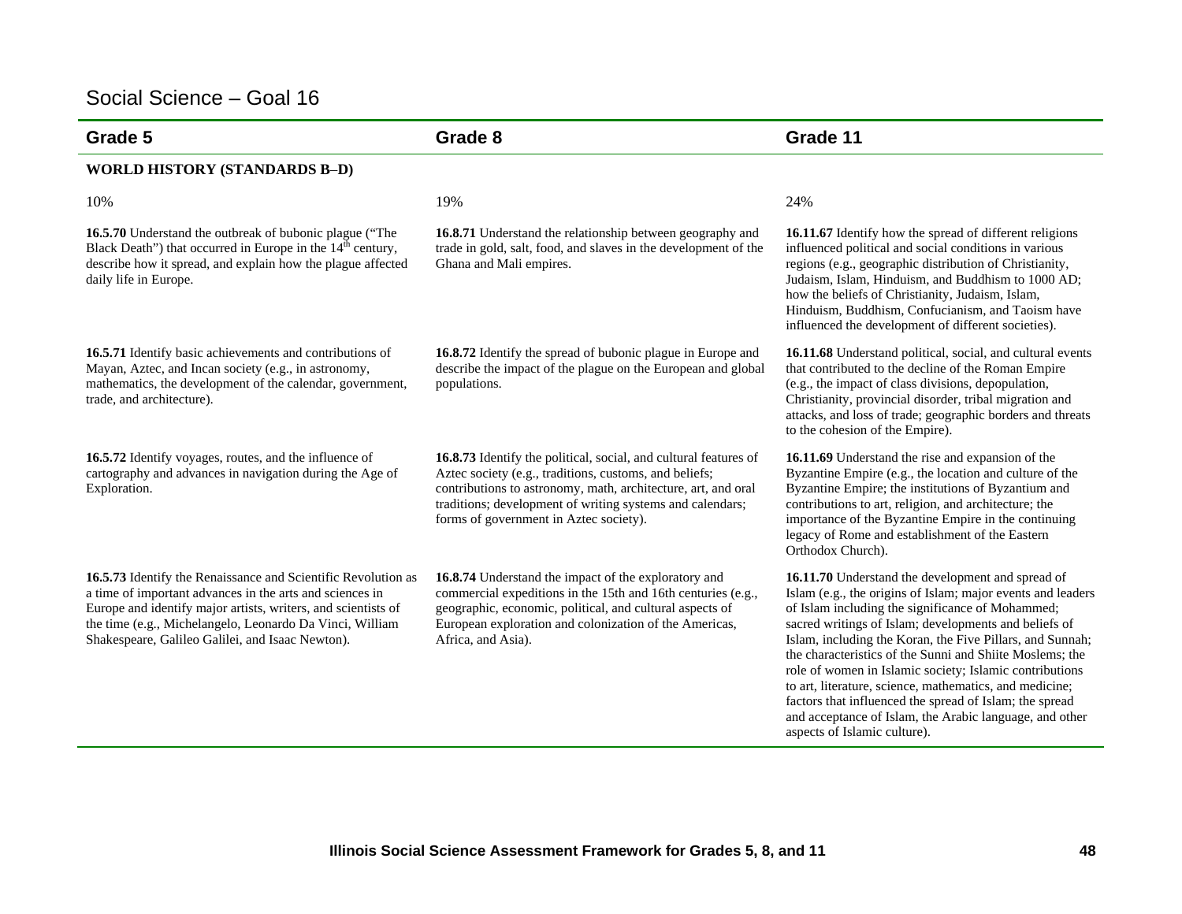## Social Science – Goal 16

| Grade 5 | Grade 8 | Grade 11 |
| --- | --- | --- |
| **WORLD HISTORY (STANDARDS B–D)** | | |
| 10% | 19% | 24% |
| **16.5.70** Understand the outbreak of bubonic plague ("The Black Death") that occurred in Europe in the 14th century, describe how it spread, and explain how the plague affected daily life in Europe. | **16.8.71** Understand the relationship between geography and trade in gold, salt, food, and slaves in the development of the Ghana and Mali empires. | **16.11.67** Identify how the spread of different religions influenced political and social conditions in various regions (e.g., geographic distribution of Christianity, Judaism, Islam, Hinduism, and Buddhism to 1000 AD; how the beliefs of Christianity, Judaism, Islam, Hinduism, Buddhism, Confucianism, and Taoism have influenced the development of different societies). |
| **16.5.71** Identify basic achievements and contributions of Mayan, Aztec, and Incan society (e.g., in astronomy, mathematics, the development of the calendar, government, trade, and architecture). | **16.8.72** Identify the spread of bubonic plague in Europe and describe the impact of the plague on the European and global populations. | **16.11.68** Understand political, social, and cultural events that contributed to the decline of the Roman Empire (e.g., the impact of class divisions, depopulation, Christianity, provincial disorder, tribal migration and attacks, and loss of trade; geographic borders and threats to the cohesion of the Empire). |
| **16.5.72** Identify voyages, routes, and the influence of cartography and advances in navigation during the Age of Exploration. | **16.8.73** Identify the political, social, and cultural features of Aztec society (e.g., traditions, customs, and beliefs; contributions to astronomy, math, architecture, art, and oral traditions; development of writing systems and calendars; forms of government in Aztec society). | **16.11.69** Understand the rise and expansion of the Byzantine Empire (e.g., the location and culture of the Byzantine Empire; the institutions of Byzantium and contributions to art, religion, and architecture; the importance of the Byzantine Empire in the continuing legacy of Rome and establishment of the Eastern Orthodox Church). |
| **16.5.73** Identify the Renaissance and Scientific Revolution as a time of important advances in the arts and sciences in Europe and identify major artists, writers, and scientists of the time (e.g., Michelangelo, Leonardo Da Vinci, William Shakespeare, Galileo Galilei, and Isaac Newton). | **16.8.74** Understand the impact of the exploratory and commercial expeditions in the 15th and 16th centuries (e.g., geographic, economic, political, and cultural aspects of European exploration and colonization of the Americas, Africa, and Asia). | **16.11.70** Understand the development and spread of Islam (e.g., the origins of Islam; major events and leaders of Islam including the significance of Mohammed; sacred writings of Islam; developments and beliefs of Islam, including the Koran, the Five Pillars, and Sunnah; the characteristics of the Sunni and Shiite Moslems; the role of women in Islamic society; Islamic contributions to art, literature, science, mathematics, and medicine; factors that influenced the spread of Islam; the spread and acceptance of Islam, the Arabic language, and other aspects of Islamic culture). |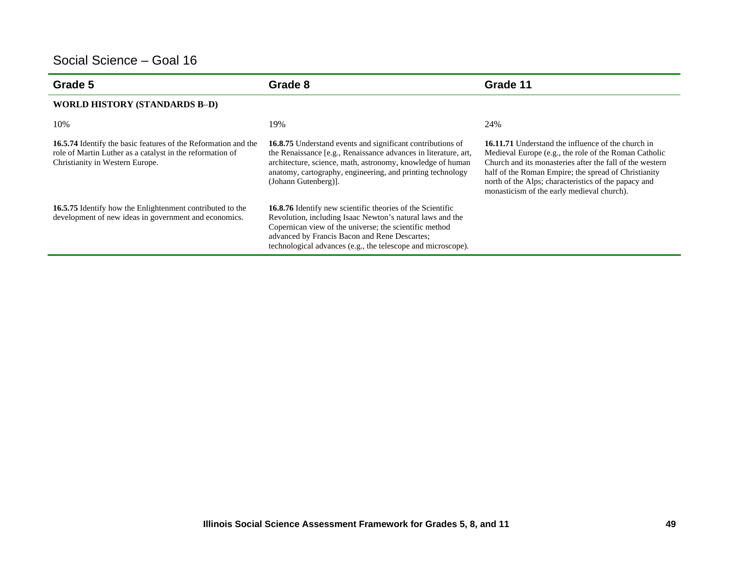## Social Science – Goal 16

| Grade 5 | Grade 8 | Grade 11 |
|---|---|---|
| **WORLD HISTORY (STANDARDS B–D)** | | |
| 10% | 19% | 24% |
| **16.5.74** Identify the basic features of the Reformation and the role of Martin Luther as a catalyst in the reformation of Christianity in Western Europe. | **16.8.75** Understand events and significant contributions of the Renaissance [e.g., Renaissance advances in literature, art, architecture, science, math, astronomy, knowledge of human anatomy, cartography, engineering, and printing technology (Johann Gutenberg)]. | **16.11.71** Understand the influence of the church in Medieval Europe (e.g., the role of the Roman Catholic Church and its monasteries after the fall of the western half of the Roman Empire; the spread of Christianity north of the Alps; characteristics of the papacy and monasticism of the early medieval church). |
| **16.5.75** Identify how the Enlightenment contributed to the development of new ideas in government and economics. | **16.8.76** Identify new scientific theories of the Scientific Revolution, including Isaac Newton's natural laws and the Copernican view of the universe; the scientific method advanced by Francis Bacon and Rene Descartes; technological advances (e.g., the telescope and microscope). | |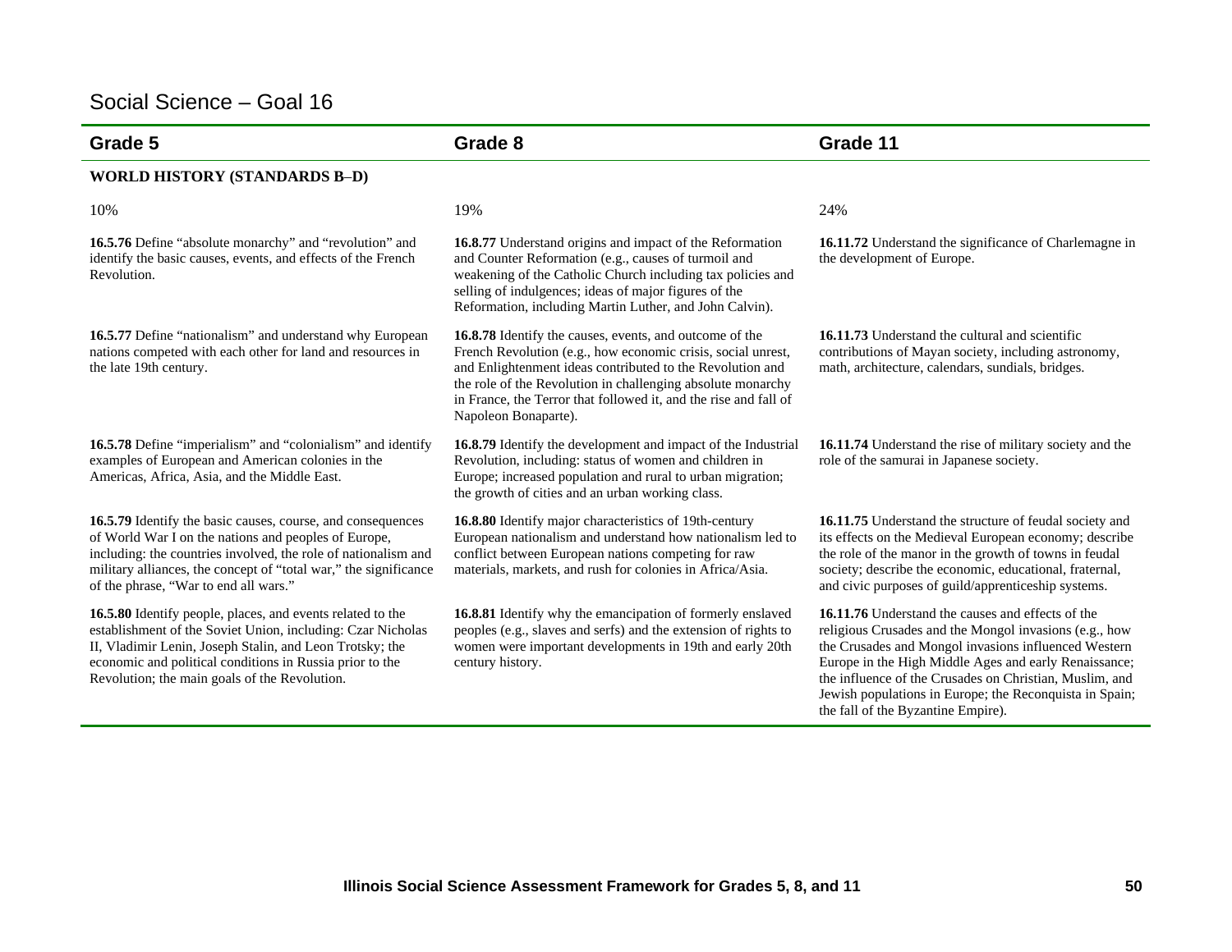## Social Science – Goal 16

| Grade 5 | Grade 8 | Grade 11 |
|---|---|---|
| **WORLD HISTORY (STANDARDS B–D)** | | |
| 10% | 19% | 24% |
| **16.5.76** Define "absolute monarchy" and "revolution" and identify the basic causes, events, and effects of the French Revolution. | **16.8.77** Understand origins and impact of the Reformation and Counter Reformation (e.g., causes of turmoil and weakening of the Catholic Church including tax policies and selling of indulgences; ideas of major figures of the Reformation, including Martin Luther, and John Calvin). | **16.11.72** Understand the significance of Charlemagne in the development of Europe. |
| **16.5.77** Define "nationalism" and understand why European nations competed with each other for land and resources in the late 19th century. | **16.8.78** Identify the causes, events, and outcome of the French Revolution (e.g., how economic crisis, social unrest, and Enlightenment ideas contributed to the Revolution and the role of the Revolution in challenging absolute monarchy in France, the Terror that followed it, and the rise and fall of Napoleon Bonaparte). | **16.11.73** Understand the cultural and scientific contributions of Mayan society, including astronomy, math, architecture, calendars, sundials, bridges. |
| **16.5.78** Define "imperialism" and "colonialism" and identify examples of European and American colonies in the Americas, Africa, Asia, and the Middle East. | **16.8.79** Identify the development and impact of the Industrial Revolution, including: status of women and children in Europe; increased population and rural to urban migration; the growth of cities and an urban working class. | **16.11.74** Understand the rise of military society and the role of the samurai in Japanese society. |
| **16.5.79** Identify the basic causes, course, and consequences of World War I on the nations and peoples of Europe, including: the countries involved, the role of nationalism and military alliances, the concept of "total war," the significance of the phrase, "War to end all wars." | **16.8.80** Identify major characteristics of 19th-century European nationalism and understand how nationalism led to conflict between European nations competing for raw materials, markets, and rush for colonies in Africa/Asia. | **16.11.75** Understand the structure of feudal society and its effects on the Medieval European economy; describe the role of the manor in the growth of towns in feudal society; describe the economic, educational, fraternal, and civic purposes of guild/apprenticeship systems. |
| **16.5.80** Identify people, places, and events related to the establishment of the Soviet Union, including: Czar Nicholas II, Vladimir Lenin, Joseph Stalin, and Leon Trotsky; the economic and political conditions in Russia prior to the Revolution; the main goals of the Revolution. | **16.8.81** Identify why the emancipation of formerly enslaved peoples (e.g., slaves and serfs) and the extension of rights to women were important developments in 19th and early 20th century history. | **16.11.76** Understand the causes and effects of the religious Crusades and the Mongol invasions (e.g., how the Crusades and Mongol invasions influenced Western Europe in the High Middle Ages and early Renaissance; the influence of the Crusades on Christian, Muslim, and Jewish populations in Europe; the Reconquista in Spain; the fall of the Byzantine Empire). |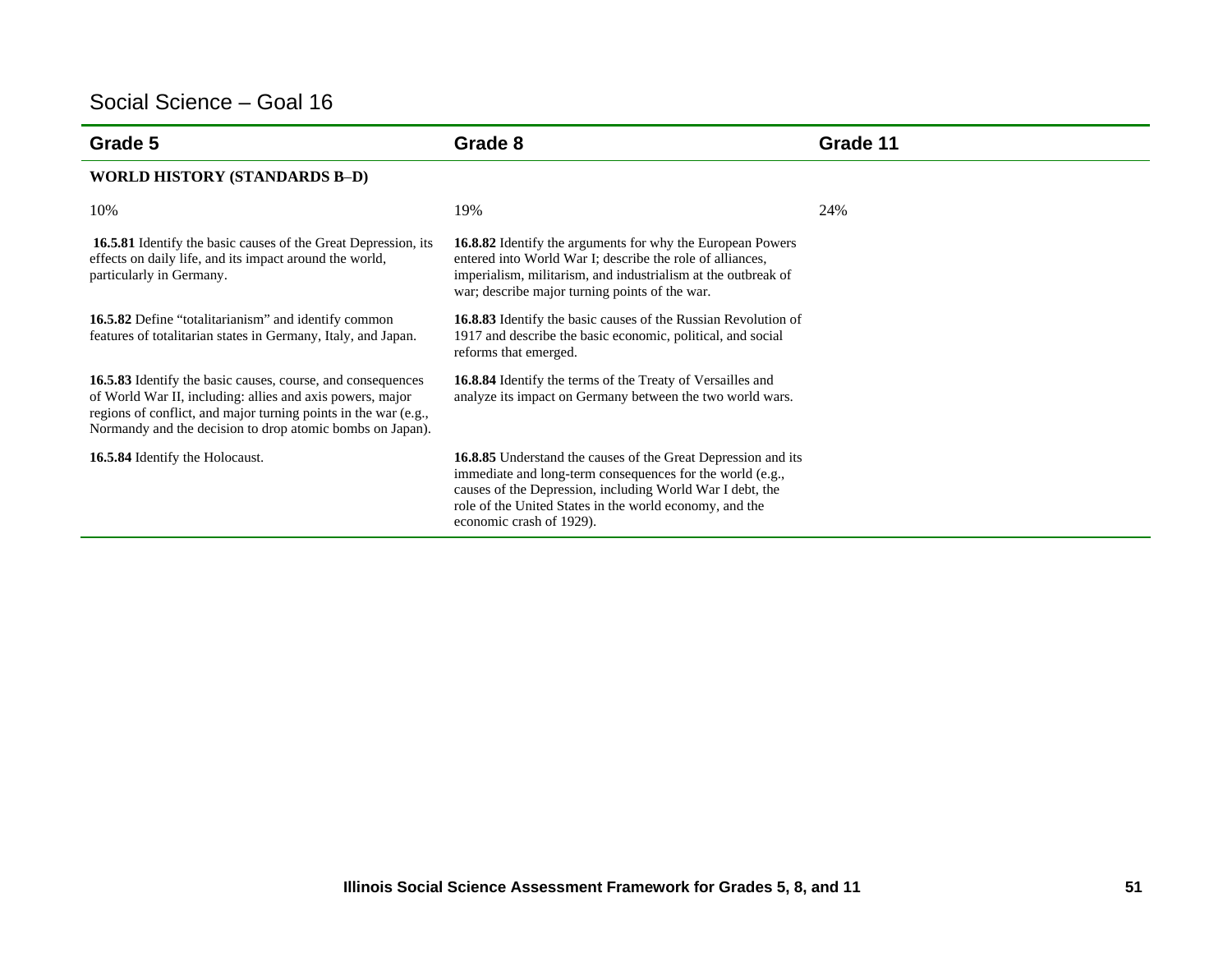## Social Science – Goal 16

| Grade 5 | Grade 8 | Grade 11 |
|---|---|---|
| **WORLD HISTORY (STANDARDS B–D)** | | |
| 10% | 19% | 24% |
| **16.5.81** Identify the basic causes of the Great Depression, its effects on daily life, and its impact around the world, particularly in Germany. | **16.8.82** Identify the arguments for why the European Powers entered into World War I; describe the role of alliances, imperialism, militarism, and industrialism at the outbreak of war; describe major turning points of the war. | |
| **16.5.82** Define "totalitarianism" and identify common features of totalitarian states in Germany, Italy, and Japan. | **16.8.83** Identify the basic causes of the Russian Revolution of 1917 and describe the basic economic, political, and social reforms that emerged. | |
| **16.5.83** Identify the basic causes, course, and consequences of World War II, including: allies and axis powers, major regions of conflict, and major turning points in the war (e.g., Normandy and the decision to drop atomic bombs on Japan). | **16.8.84** Identify the terms of the Treaty of Versailles and analyze its impact on Germany between the two world wars. | |
| **16.5.84** Identify the Holocaust. | **16.8.85** Understand the causes of the Great Depression and its immediate and long-term consequences for the world (e.g., causes of the Depression, including World War I debt, the role of the United States in the world economy, and the economic crash of 1929). | |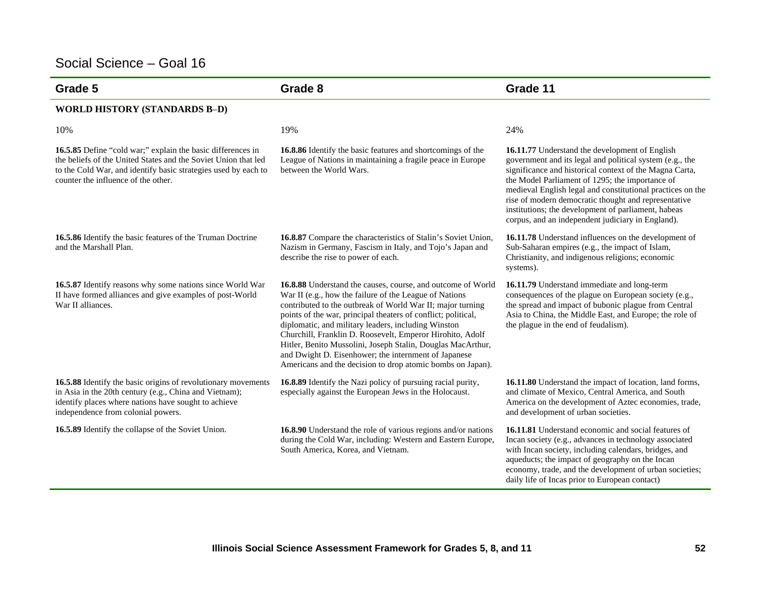## Social Science – Goal 16

| Grade 5 | Grade 8 | Grade 11 |
|---|---|---|
| **WORLD HISTORY (STANDARDS B–D)** | | |
| 10% | 19% | 24% |
| **16.5.85** Define "cold war;" explain the basic differences in the beliefs of the United States and the Soviet Union that led to the Cold War, and identify basic strategies used by each to counter the influence of the other. | **16.8.86** Identify the basic features and shortcomings of the League of Nations in maintaining a fragile peace in Europe between the World Wars. | **16.11.77** Understand the development of English government and its legal and political system (e.g., the significance and historical context of the Magna Carta, the Model Parliament of 1295; the importance of medieval English legal and constitutional practices on the rise of modern democratic thought and representative institutions; the development of parliament, habeas corpus, and an independent judiciary in England). |
| **16.5.86** Identify the basic features of the Truman Doctrine and the Marshall Plan. | **16.8.87** Compare the characteristics of Stalin's Soviet Union, Nazism in Germany, Fascism in Italy, and Tojo's Japan and describe the rise to power of each. | **16.11.78** Understand influences on the development of Sub-Saharan empires (e.g., the impact of Islam, Christianity, and indigenous religions; economic systems). |
| **16.5.87** Identify reasons why some nations since World War II have formed alliances and give examples of post-World War II alliances. | **16.8.88** Understand the causes, course, and outcome of World War II (e.g., how the failure of the League of Nations contributed to the outbreak of World War II; major turning points of the war, principal theaters of conflict; political, diplomatic, and military leaders, including Winston Churchill, Franklin D. Roosevelt, Emperor Hirohito, Adolf Hitler, Benito Mussolini, Joseph Stalin, Douglas MacArthur, and Dwight D. Eisenhower; the internment of Japanese Americans and the decision to drop atomic bombs on Japan). | **16.11.79** Understand immediate and long-term consequences of the plague on European society (e.g., the spread and impact of bubonic plague from Central Asia to China, the Middle East, and Europe; the role of the plague in the end of feudalism). |
| **16.5.88** Identify the basic origins of revolutionary movements in Asia in the 20th century (e.g., China and Vietnam); identify places where nations have sought to achieve independence from colonial powers. | **16.8.89** Identify the Nazi policy of pursuing racial purity, especially against the European Jews in the Holocaust. | **16.11.80** Understand the impact of location, land forms, and climate of Mexico, Central America, and South America on the development of Aztec economies, trade, and development of urban societies. |
| **16.5.89** Identify the collapse of the Soviet Union. | **16.8.90** Understand the role of various regions and/or nations during the Cold War, including: Western and Eastern Europe, South America, Korea, and Vietnam. | **16.11.81** Understand economic and social features of Incan society (e.g., advances in technology associated with Incan society, including calendars, bridges, and aqueducts; the impact of geography on the Incan economy, trade, and the development of urban societies; daily life of Incas prior to European contact) |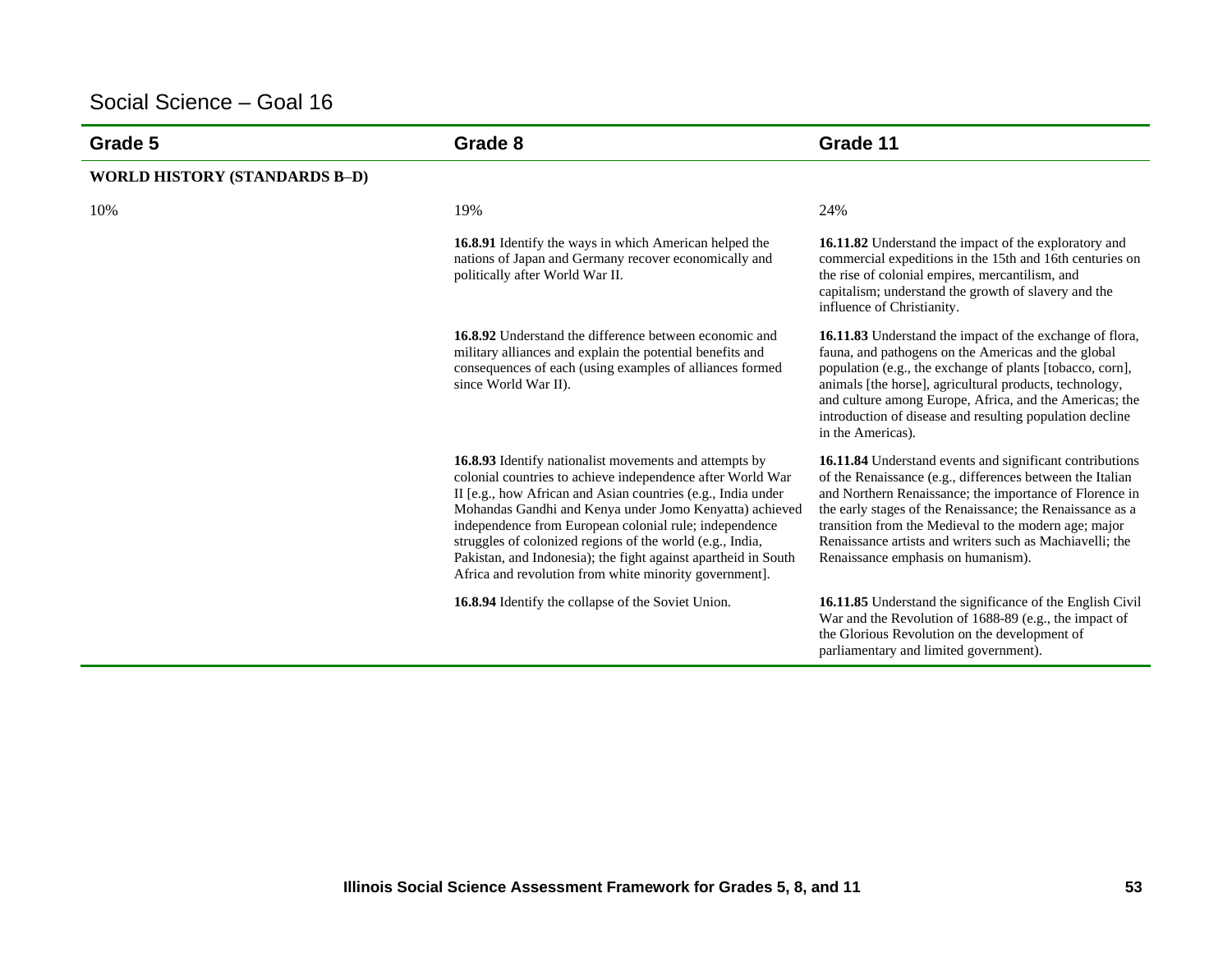## Social Science – Goal 16

| Grade 5 | Grade 8 | Grade 11 |
|---|---|---|
| **WORLD HISTORY (STANDARDS B–D)** | | |
| 10% | 19% | 24% |
| | **16.8.91** Identify the ways in which American helped the nations of Japan and Germany recover economically and politically after World War II. | **16.11.82** Understand the impact of the exploratory and commercial expeditions in the 15th and 16th centuries on the rise of colonial empires, mercantilism, and capitalism; understand the growth of slavery and the influence of Christianity. |
| | **16.8.92** Understand the difference between economic and military alliances and explain the potential benefits and consequences of each (using examples of alliances formed since World War II). | **16.11.83** Understand the impact of the exchange of flora, fauna, and pathogens on the Americas and the global population (e.g., the exchange of plants [tobacco, corn], animals [the horse], agricultural products, technology, and culture among Europe, Africa, and the Americas; the introduction of disease and resulting population decline in the Americas). |
| | **16.8.93** Identify nationalist movements and attempts by colonial countries to achieve independence after World War II [e.g., how African and Asian countries (e.g., India under Mohandas Gandhi and Kenya under Jomo Kenyatta) achieved independence from European colonial rule; independence struggles of colonized regions of the world (e.g., India, Pakistan, and Indonesia); the fight against apartheid in South Africa and revolution from white minority government]. | **16.11.84** Understand events and significant contributions of the Renaissance (e.g., differences between the Italian and Northern Renaissance; the importance of Florence in the early stages of the Renaissance; the Renaissance as a transition from the Medieval to the modern age; major Renaissance artists and writers such as Machiavelli; the Renaissance emphasis on humanism). |
| | **16.8.94** Identify the collapse of the Soviet Union. | **16.11.85** Understand the significance of the English Civil War and the Revolution of 1688-89 (e.g., the impact of the Glorious Revolution on the development of parliamentary and limited government). |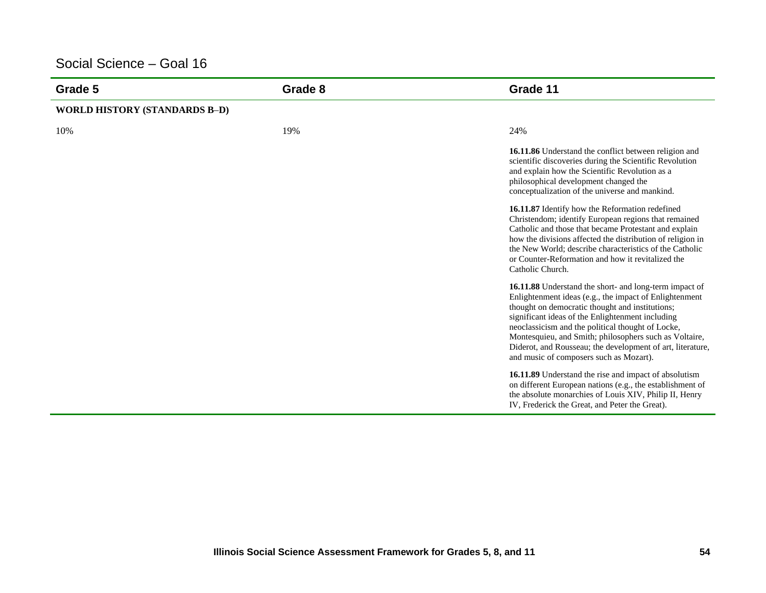## Social Science – Goal 16

| Grade 5 | Grade 8 | Grade 11 |
|---|---|---|
| **WORLD HISTORY (STANDARDS B–D)** | | |
| 10% | 19% | 24% |
| | | **16.11.86** Understand the conflict between religion and scientific discoveries during the Scientific Revolution and explain how the Scientific Revolution as a philosophical development changed the conceptualization of the universe and mankind. |
| | | **16.11.87** Identify how the Reformation redefined Christendom; identify European regions that remained Catholic and those that became Protestant and explain how the divisions affected the distribution of religion in the New World; describe characteristics of the Catholic or Counter-Reformation and how it revitalized the Catholic Church. |
| | | **16.11.88** Understand the short- and long-term impact of Enlightenment ideas (e.g., the impact of Enlightenment thought on democratic thought and institutions; significant ideas of the Enlightenment including neoclassicism and the political thought of Locke, Montesquieu, and Smith; philosophers such as Voltaire, Diderot, and Rousseau; the development of art, literature, and music of composers such as Mozart). |
| | | **16.11.89** Understand the rise and impact of absolutism on different European nations (e.g., the establishment of the absolute monarchies of Louis XIV, Philip II, Henry IV, Frederick the Great, and Peter the Great). |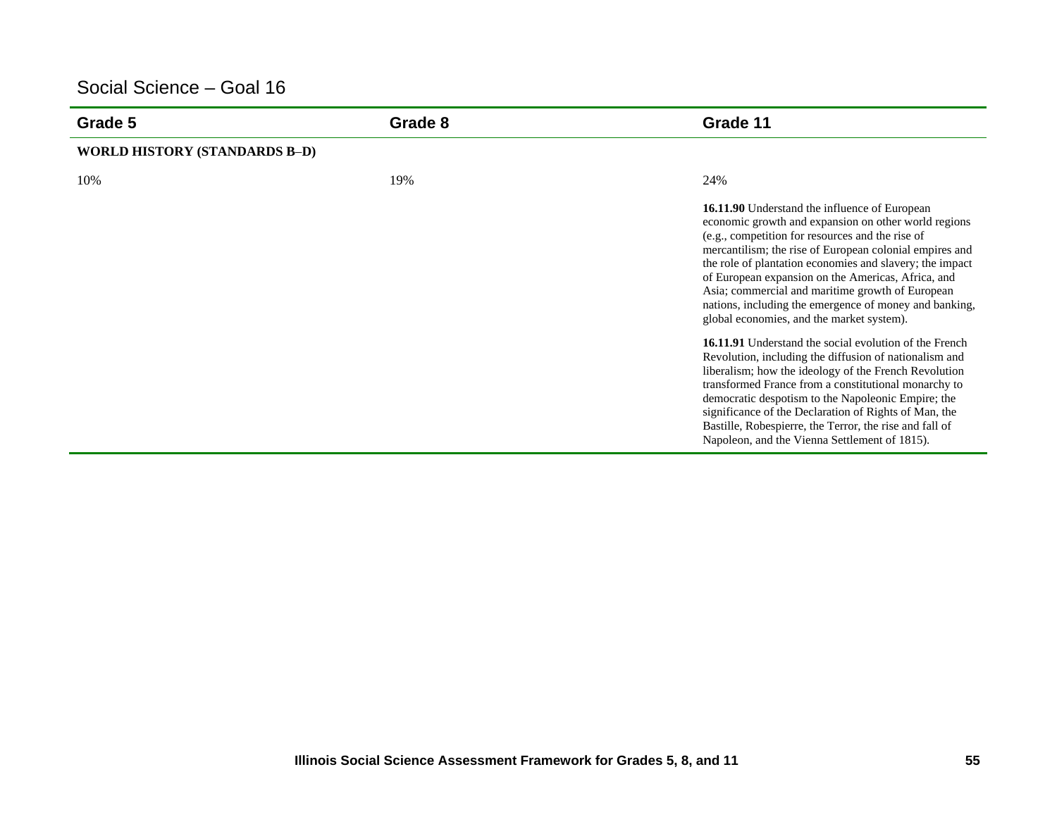## Social Science – Goal 16

| Grade 5 | Grade 8 | Grade 11 |
|---|---|---|
| **WORLD HISTORY (STANDARDS B–D)** | | |
| 10% | 19% | 24% |
| | | **16.11.90** Understand the influence of European economic growth and expansion on other world regions (e.g., competition for resources and the rise of mercantilism; the rise of European colonial empires and the role of plantation economies and slavery; the impact of European expansion on the Americas, Africa, and Asia; commercial and maritime growth of European nations, including the emergence of money and banking, global economies, and the market system). |
| | | **16.11.91** Understand the social evolution of the French Revolution, including the diffusion of nationalism and liberalism; how the ideology of the French Revolution transformed France from a constitutional monarchy to democratic despotism to the Napoleonic Empire; the significance of the Declaration of Rights of Man, the Bastille, Robespierre, the Terror, the rise and fall of Napoleon, and the Vienna Settlement of 1815). |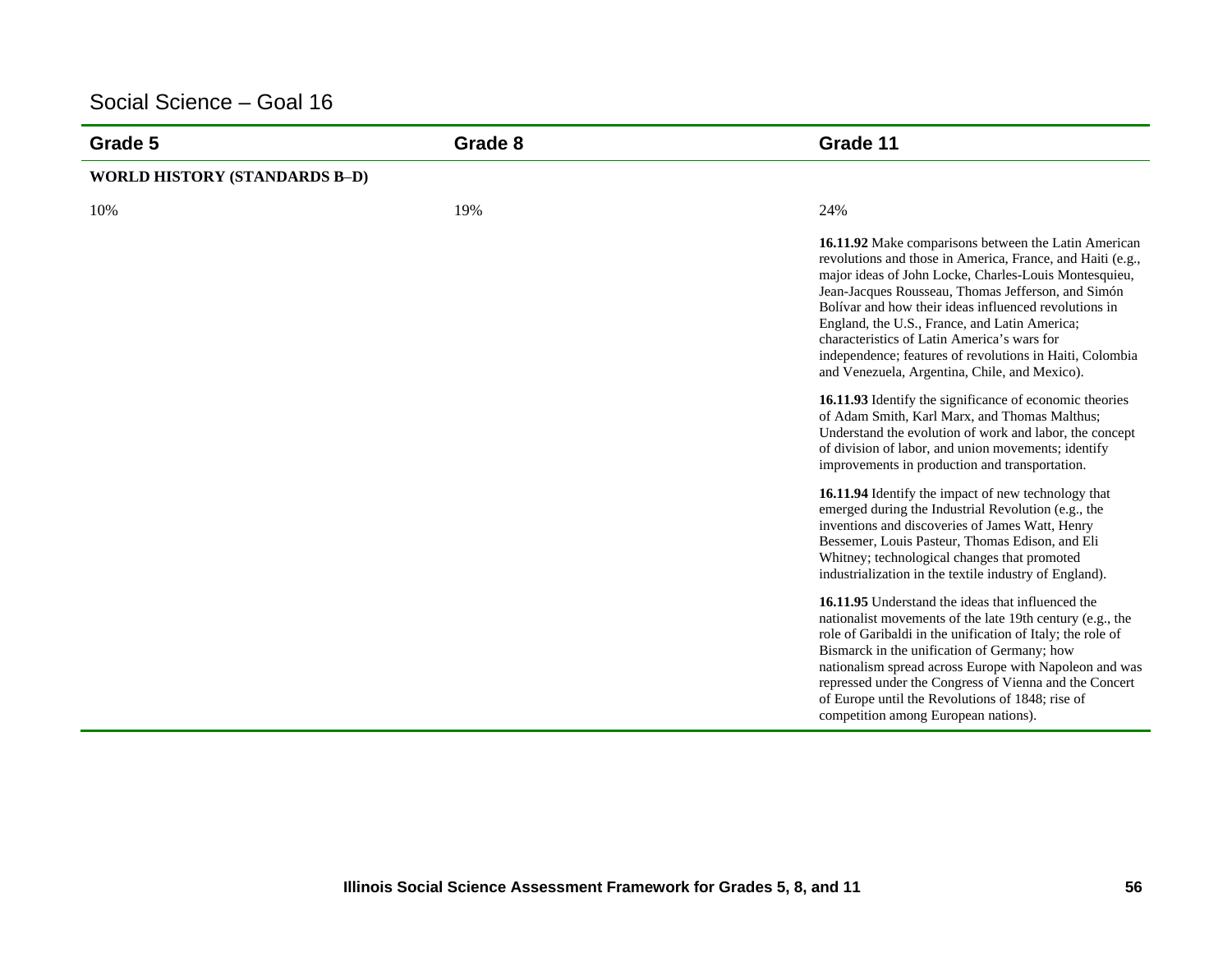## Social Science – Goal 16

| Grade 5 | Grade 8 | Grade 11 |
|---|---|---|
| **WORLD HISTORY (STANDARDS B–D)** | | |
| 10% | 19% | 24% |
| | | **16.11.92** Make comparisons between the Latin American revolutions and those in America, France, and Haiti (e.g., major ideas of John Locke, Charles-Louis Montesquieu, Jean-Jacques Rousseau, Thomas Jefferson, and Simón Bolívar and how their ideas influenced revolutions in England, the U.S., France, and Latin America; characteristics of Latin America's wars for independence; features of revolutions in Haiti, Colombia and Venezuela, Argentina, Chile, and Mexico). |
| | | **16.11.93** Identify the significance of economic theories of Adam Smith, Karl Marx, and Thomas Malthus; Understand the evolution of work and labor, the concept of division of labor, and union movements; identify improvements in production and transportation. |
| | | **16.11.94** Identify the impact of new technology that emerged during the Industrial Revolution (e.g., the inventions and discoveries of James Watt, Henry Bessemer, Louis Pasteur, Thomas Edison, and Eli Whitney; technological changes that promoted industrialization in the textile industry of England). |
| | | **16.11.95** Understand the ideas that influenced the nationalist movements of the late 19th century (e.g., the role of Garibaldi in the unification of Italy; the role of Bismarck in the unification of Germany; how nationalism spread across Europe with Napoleon and was repressed under the Congress of Vienna and the Concert of Europe until the Revolutions of 1848; rise of competition among European nations). |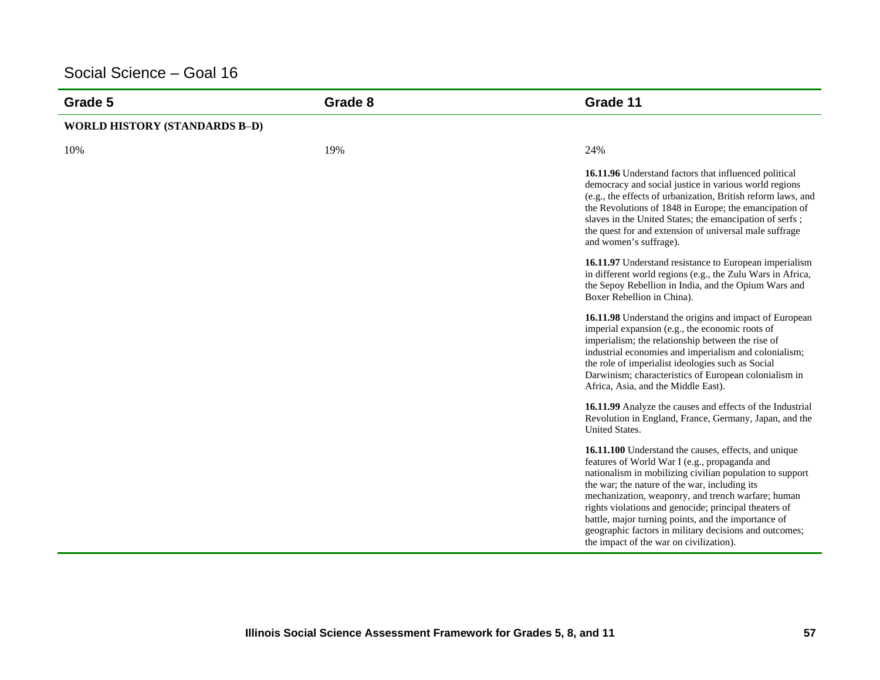## Social Science – Goal 16

| Grade 5 | Grade 8 | Grade 11 |
|---|---|---|
| **WORLD HISTORY (STANDARDS B–D)** | | |
| 10% | 19% | 24% |
| | | **16.11.96** Understand factors that influenced political democracy and social justice in various world regions (e.g., the effects of urbanization, British reform laws, and the Revolutions of 1848 in Europe; the emancipation of slaves in the United States; the emancipation of serfs ; the quest for and extension of universal male suffrage and women's suffrage). |
| | | **16.11.97** Understand resistance to European imperialism in different world regions (e.g., the Zulu Wars in Africa, the Sepoy Rebellion in India, and the Opium Wars and Boxer Rebellion in China). |
| | | **16.11.98** Understand the origins and impact of European imperial expansion (e.g., the economic roots of imperialism; the relationship between the rise of industrial economies and imperialism and colonialism; the role of imperialist ideologies such as Social Darwinism; characteristics of European colonialism in Africa, Asia, and the Middle East). |
| | | **16.11.99** Analyze the causes and effects of the Industrial Revolution in England, France, Germany, Japan, and the United States. |
| | | **16.11.100** Understand the causes, effects, and unique features of World War I (e.g., propaganda and nationalism in mobilizing civilian population to support the war; the nature of the war, including its mechanization, weaponry, and trench warfare; human rights violations and genocide; principal theaters of battle, major turning points, and the importance of geographic factors in military decisions and outcomes; the impact of the war on civilization). |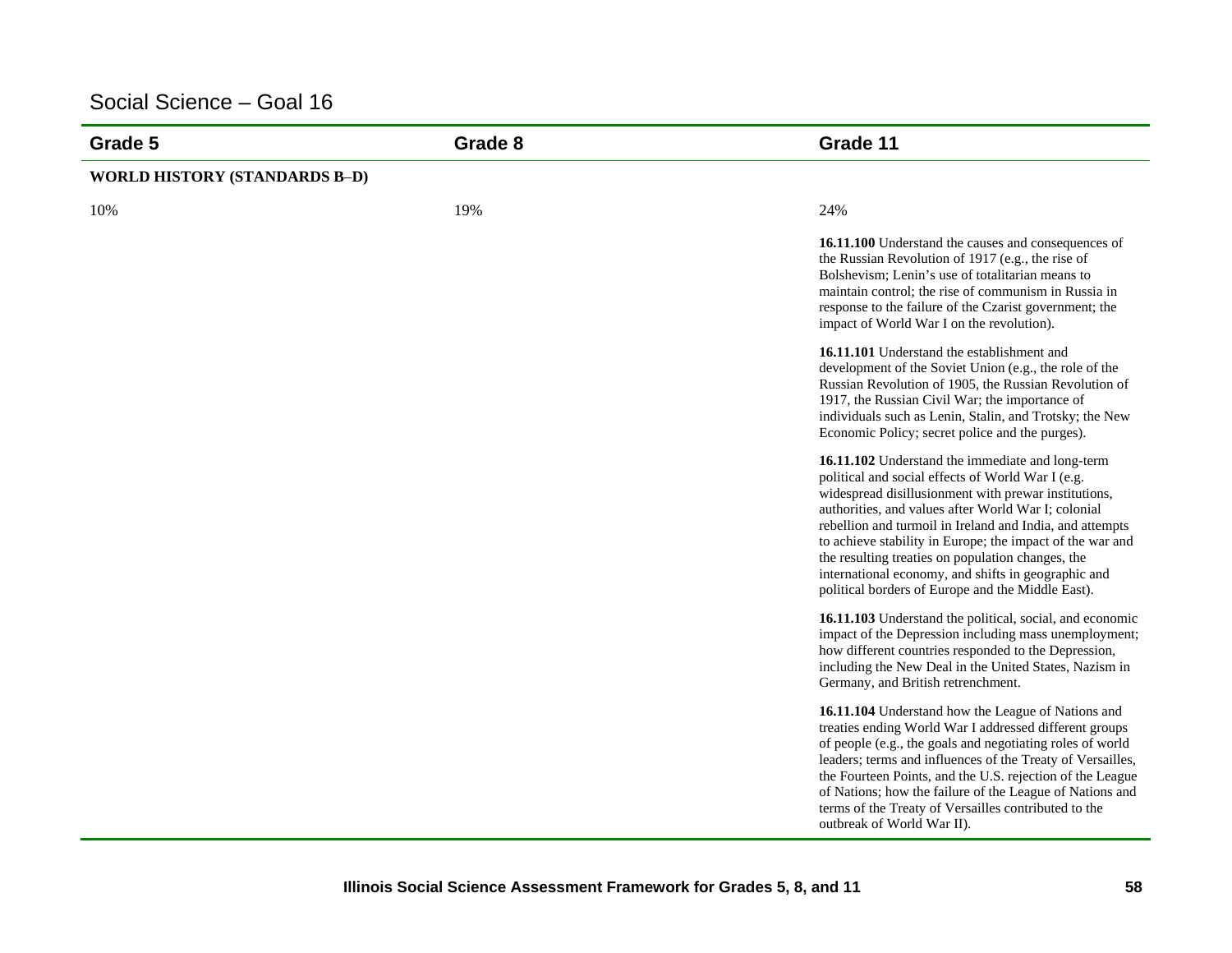## Social Science – Goal 16

| Grade 5 | Grade 8 | Grade 11 |
|---|---|---|
| **WORLD HISTORY (STANDARDS B–D)** | | |
| 10% | 19% | 24% |
| | | **16.11.100** Understand the causes and consequences of the Russian Revolution of 1917 (e.g., the rise of Bolshevism; Lenin's use of totalitarian means to maintain control; the rise of communism in Russia in response to the failure of the Czarist government; the impact of World War I on the revolution). |
| | | **16.11.101** Understand the establishment and development of the Soviet Union (e.g., the role of the Russian Revolution of 1905, the Russian Revolution of 1917, the Russian Civil War; the importance of individuals such as Lenin, Stalin, and Trotsky; the New Economic Policy; secret police and the purges). |
| | | **16.11.102** Understand the immediate and long-term political and social effects of World War I (e.g. widespread disillusionment with prewar institutions, authorities, and values after World War I; colonial rebellion and turmoil in Ireland and India, and attempts to achieve stability in Europe; the impact of the war and the resulting treaties on population changes, the international economy, and shifts in geographic and political borders of Europe and the Middle East). |
| | | **16.11.103** Understand the political, social, and economic impact of the Depression including mass unemployment; how different countries responded to the Depression, including the New Deal in the United States, Nazism in Germany, and British retrenchment. |
| | | **16.11.104** Understand how the League of Nations and treaties ending World War I addressed different groups of people (e.g., the goals and negotiating roles of world leaders; terms and influences of the Treaty of Versailles, the Fourteen Points, and the U.S. rejection of the League of Nations; how the failure of the League of Nations and terms of the Treaty of Versailles contributed to the outbreak of World War II). |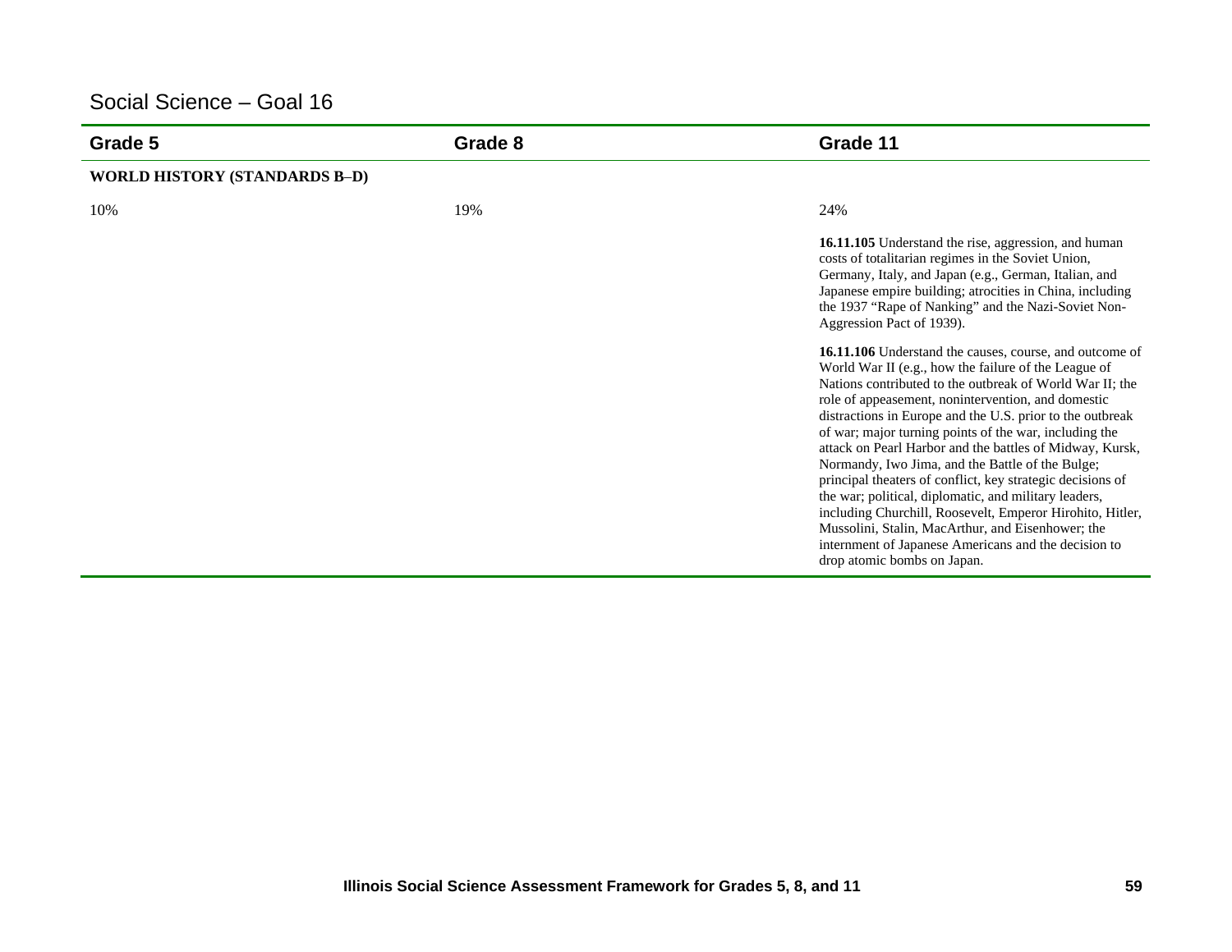## Social Science – Goal 16

| Grade 5 | Grade 8 | Grade 11 |
|---|---|---|
| **WORLD HISTORY (STANDARDS B–D)** | | |
| 10% | 19% | 24% |
| | | **16.11.105** Understand the rise, aggression, and human costs of totalitarian regimes in the Soviet Union, Germany, Italy, and Japan (e.g., German, Italian, and Japanese empire building; atrocities in China, including the 1937 "Rape of Nanking" and the Nazi-Soviet Non-Aggression Pact of 1939). |
| | | **16.11.106** Understand the causes, course, and outcome of World War II (e.g., how the failure of the League of Nations contributed to the outbreak of World War II; the role of appeasement, nonintervention, and domestic distractions in Europe and the U.S. prior to the outbreak of war; major turning points of the war, including the attack on Pearl Harbor and the battles of Midway, Kursk, Normandy, Iwo Jima, and the Battle of the Bulge; principal theaters of conflict, key strategic decisions of the war; political, diplomatic, and military leaders, including Churchill, Roosevelt, Emperor Hirohito, Hitler, Mussolini, Stalin, MacArthur, and Eisenhower; the internment of Japanese Americans and the decision to drop atomic bombs on Japan. |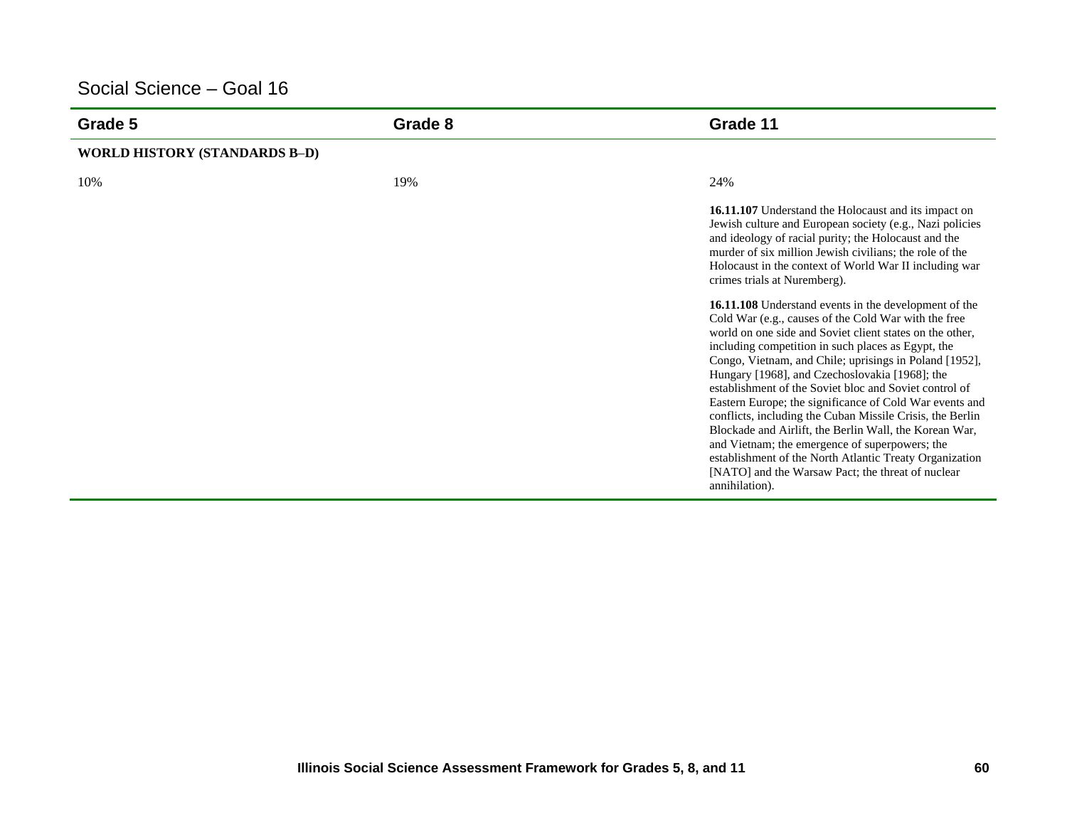## Social Science – Goal 16

| Grade 5 | Grade 8 | Grade 11 |
|---|---|---|
| **WORLD HISTORY (STANDARDS B–D)** | | |
| 10% | 19% | 24% |
| | | **16.11.107** Understand the Holocaust and its impact on Jewish culture and European society (e.g., Nazi policies and ideology of racial purity; the Holocaust and the murder of six million Jewish civilians; the role of the Holocaust in the context of World War II including war crimes trials at Nuremberg). |
| | | **16.11.108** Understand events in the development of the Cold War (e.g., causes of the Cold War with the free world on one side and Soviet client states on the other, including competition in such places as Egypt, the Congo, Vietnam, and Chile; uprisings in Poland [1952], Hungary [1968], and Czechoslovakia [1968]; the establishment of the Soviet bloc and Soviet control of Eastern Europe; the significance of Cold War events and conflicts, including the Cuban Missile Crisis, the Berlin Blockade and Airlift, the Berlin Wall, the Korean War, and Vietnam; the emergence of superpowers; the establishment of the North Atlantic Treaty Organization [NATO] and the Warsaw Pact; the threat of nuclear annihilation). |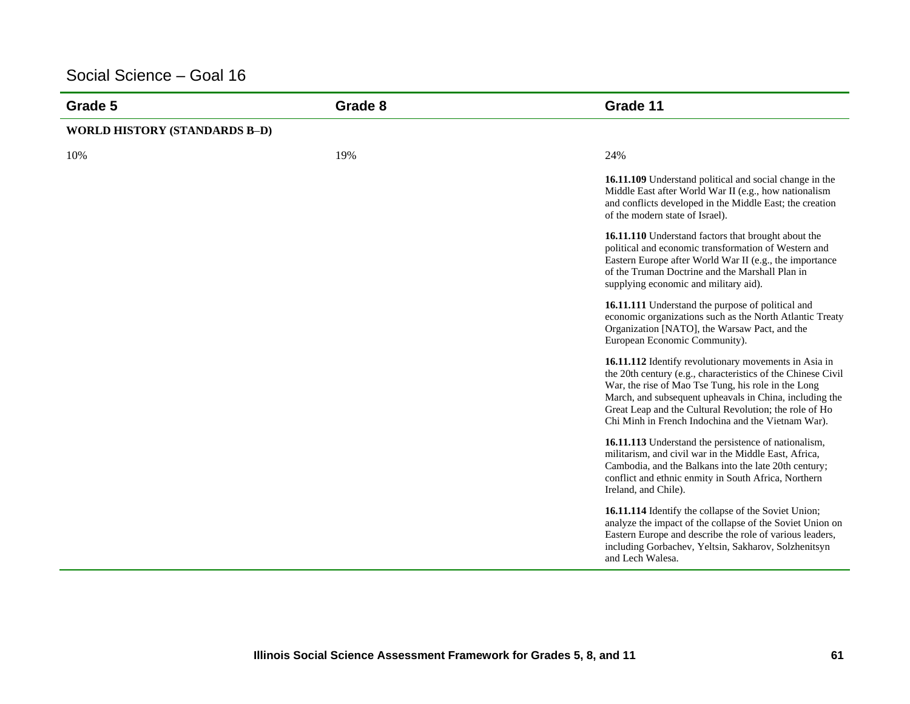## Social Science – Goal 16

| Grade 5 | Grade 8 | Grade 11 |
|---|---|---|
| **WORLD HISTORY (STANDARDS B–D)** | | |
| 10% | 19% | 24% |
| | | **16.11.109** Understand political and social change in the Middle East after World War II (e.g., how nationalism and conflicts developed in the Middle East; the creation of the modern state of Israel). |
| | | **16.11.110** Understand factors that brought about the political and economic transformation of Western and Eastern Europe after World War II (e.g., the importance of the Truman Doctrine and the Marshall Plan in supplying economic and military aid). |
| | | **16.11.111** Understand the purpose of political and economic organizations such as the North Atlantic Treaty Organization [NATO], the Warsaw Pact, and the European Economic Community). |
| | | **16.11.112** Identify revolutionary movements in Asia in the 20th century (e.g., characteristics of the Chinese Civil War, the rise of Mao Tse Tung, his role in the Long March, and subsequent upheavals in China, including the Great Leap and the Cultural Revolution; the role of Ho Chi Minh in French Indochina and the Vietnam War). |
| | | **16.11.113** Understand the persistence of nationalism, militarism, and civil war in the Middle East, Africa, Cambodia, and the Balkans into the late 20th century; conflict and ethnic enmity in South Africa, Northern Ireland, and Chile). |
| | | **16.11.114** Identify the collapse of the Soviet Union; analyze the impact of the collapse of the Soviet Union on Eastern Europe and describe the role of various leaders, including Gorbachev, Yeltsin, Sakharov, Solzhenitsyn and Lech Walesa. |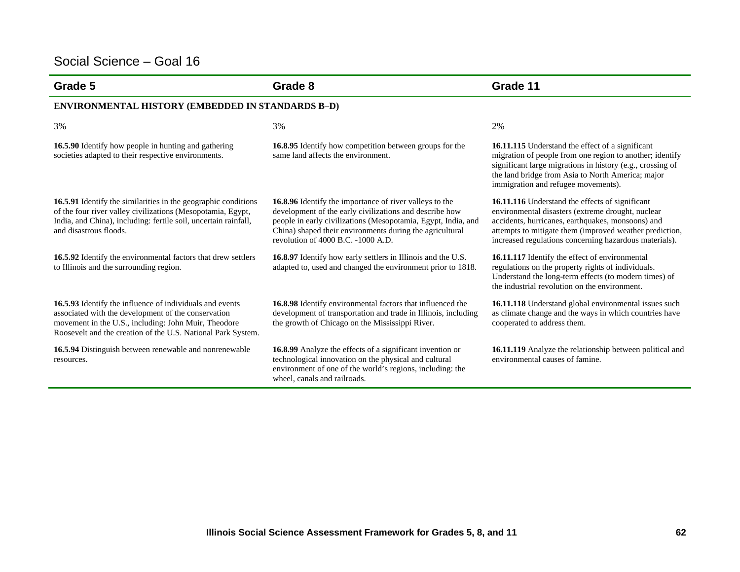# Social Science – Goal 16

| Grade 5 | Grade 8 | Grade 11 |
|---|---|---|
| **ENVIRONMENTAL HISTORY (EMBEDDED IN STANDARDS B–D)** | | |
| 3% | 3% | 2% |
| **16.5.90** Identify how people in hunting and gathering societies adapted to their respective environments. | **16.8.95** Identify how competition between groups for the same land affects the environment. | **16.11.115** Understand the effect of a significant migration of people from one region to another; identify significant large migrations in history (e.g., crossing of the land bridge from Asia to North America; major immigration and refugee movements). |
| **16.5.91** Identify the similarities in the geographic conditions of the four river valley civilizations (Mesopotamia, Egypt, India, and China), including: fertile soil, uncertain rainfall, and disastrous floods. | **16.8.96** Identify the importance of river valleys to the development of the early civilizations and describe how people in early civilizations (Mesopotamia, Egypt, India, and China) shaped their environments during the agricultural revolution of 4000 B.C. -1000 A.D. | **16.11.116** Understand the effects of significant environmental disasters (extreme drought, nuclear accidents, hurricanes, earthquakes, monsoons) and attempts to mitigate them (improved weather prediction, increased regulations concerning hazardous materials). |
| **16.5.92** Identify the environmental factors that drew settlers to Illinois and the surrounding region. | **16.8.97** Identify how early settlers in Illinois and the U.S. adapted to, used and changed the environment prior to 1818. | **16.11.117** Identify the effect of environmental regulations on the property rights of individuals. Understand the long-term effects (to modern times) of the industrial revolution on the environment. |
| **16.5.93** Identify the influence of individuals and events associated with the development of the conservation movement in the U.S., including: John Muir, Theodore Roosevelt and the creation of the U.S. National Park System. | **16.8.98** Identify environmental factors that influenced the development of transportation and trade in Illinois, including the growth of Chicago on the Mississippi River. | **16.11.118** Understand global environmental issues such as climate change and the ways in which countries have cooperated to address them. |
| **16.5.94** Distinguish between renewable and nonrenewable resources. | **16.8.99** Analyze the effects of a significant invention or technological innovation on the physical and cultural environment of one of the world's regions, including: the wheel, canals and railroads. | **16.11.119** Analyze the relationship between political and environmental causes of famine. |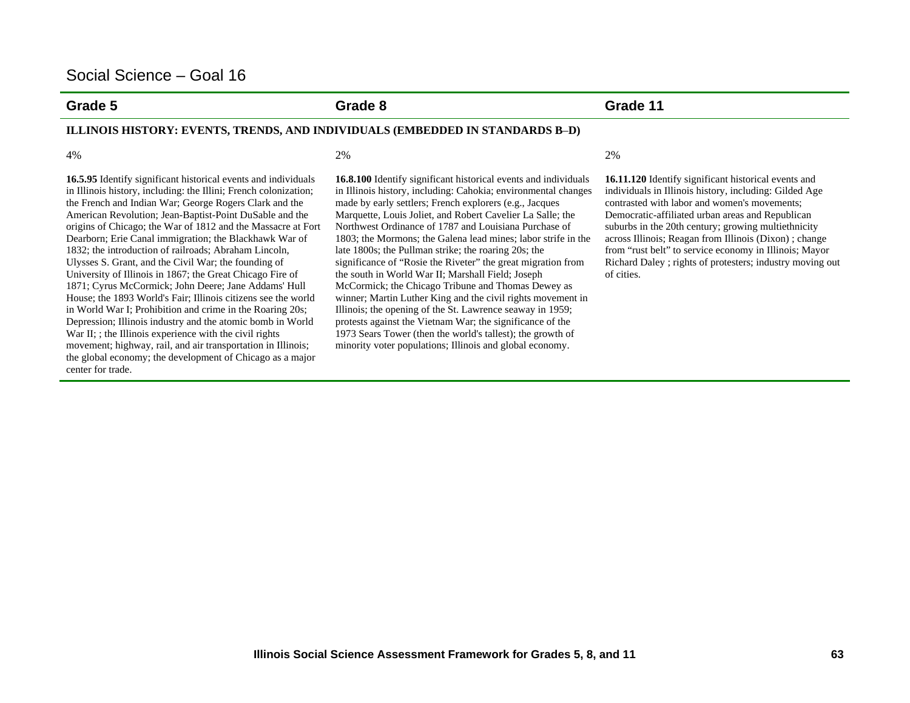## Social Science – Goal 16

| Grade 5 | Grade 8 | Grade 11 |
|---|---|---|
| **ILLINOIS HISTORY: EVENTS, TRENDS, AND INDIVIDUALS (EMBEDDED IN STANDARDS B–D)** | | |
| 4% | 2% | 2% |
| **16.5.95** Identify significant historical events and individuals in Illinois history, including: the Illini; French colonization; the French and Indian War; George Rogers Clark and the American Revolution; Jean-Baptist-Point DuSable and the origins of Chicago; the War of 1812 and the Massacre at Fort Dearborn; Erie Canal immigration; the Blackhawk War of 1832; the introduction of railroads; Abraham Lincoln, Ulysses S. Grant, and the Civil War; the founding of University of Illinois in 1867; the Great Chicago Fire of 1871; Cyrus McCormick; John Deere; Jane Addams' Hull House; the 1893 World's Fair; Illinois citizens see the world in World War I; Prohibition and crime in the Roaring 20s; Depression; Illinois industry and the atomic bomb in World War II; ; the Illinois experience with the civil rights movement; highway, rail, and air transportation in Illinois; the global economy; the development of Chicago as a major center for trade. | **16.8.100** Identify significant historical events and individuals in Illinois history, including: Cahokia; environmental changes made by early settlers; French explorers (e.g., Jacques Marquette, Louis Joliet, and Robert Cavelier La Salle; the Northwest Ordinance of 1787 and Louisiana Purchase of 1803; the Mormons; the Galena lead mines; labor strife in the late 1800s; the Pullman strike; the roaring 20s; the significance of "Rosie the Riveter" the great migration from the south in World War II; Marshall Field; Joseph McCormick; the Chicago Tribune and Thomas Dewey as winner; Martin Luther King and the civil rights movement in Illinois; the opening of the St. Lawrence seaway in 1959; protests against the Vietnam War; the significance of the 1973 Sears Tower (then the world's tallest); the growth of minority voter populations; Illinois and global economy. | **16.11.120** Identify significant historical events and individuals in Illinois history, including: Gilded Age contrasted with labor and women's movements; Democratic-affiliated urban areas and Republican suburbs in the 20th century; growing multiethnicity across Illinois; Reagan from Illinois (Dixon) ; change from "rust belt" to service economy in Illinois; Mayor Richard Daley ; rights of protesters; industry moving out of cities. |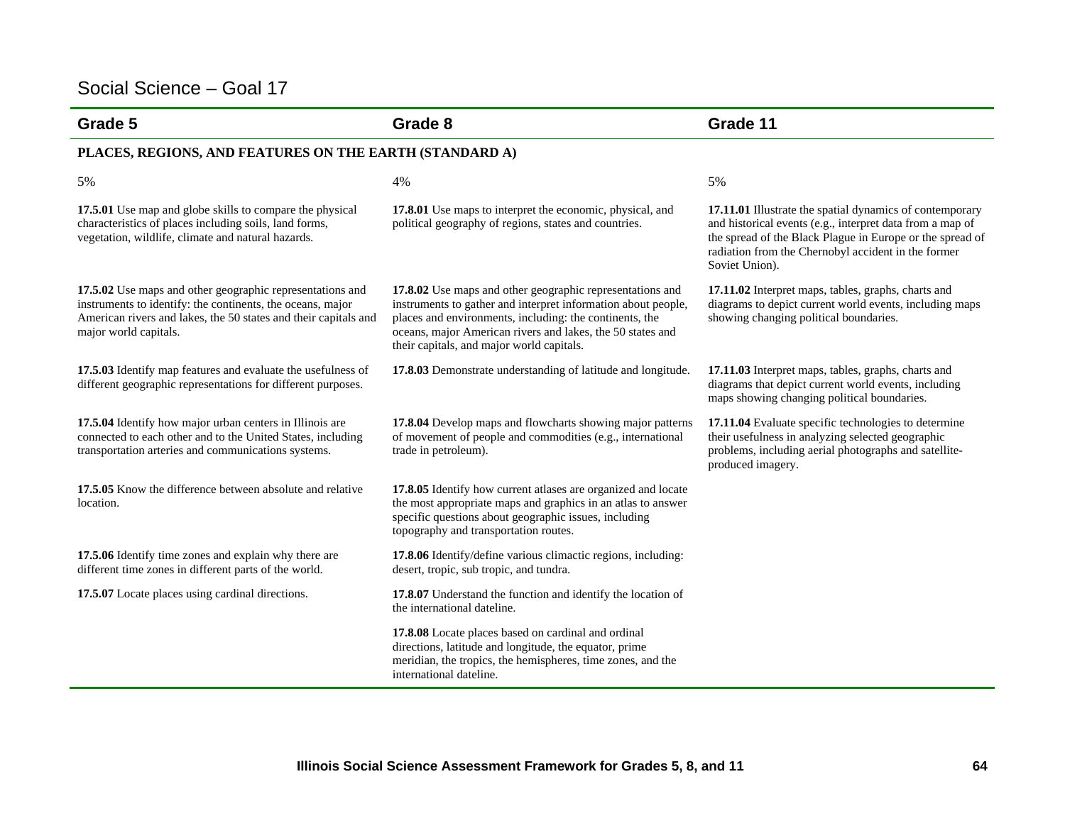# Social Science – Goal 17

| Grade 5 | Grade 8 | Grade 11 |
|---|---|---|
| **PLACES, REGIONS, AND FEATURES ON THE EARTH (STANDARD A)** | | |
| 5% | 4% | 5% |
| **17.5.01** Use map and globe skills to compare the physical characteristics of places including soils, land forms, vegetation, wildlife, climate and natural hazards. | **17.8.01** Use maps to interpret the economic, physical, and political geography of regions, states and countries. | **17.11.01** Illustrate the spatial dynamics of contemporary and historical events (e.g., interpret data from a map of the spread of the Black Plague in Europe or the spread of radiation from the Chernobyl accident in the former Soviet Union). |
| **17.5.02** Use maps and other geographic representations and instruments to identify: the continents, the oceans, major American rivers and lakes, the 50 states and their capitals and major world capitals. | **17.8.02** Use maps and other geographic representations and instruments to gather and interpret information about people, places and environments, including: the continents, the oceans, major American rivers and lakes, the 50 states and their capitals, and major world capitals. | **17.11.02** Interpret maps, tables, graphs, charts and diagrams to depict current world events, including maps showing changing political boundaries. |
| **17.5.03** Identify map features and evaluate the usefulness of different geographic representations for different purposes. | **17.8.03** Demonstrate understanding of latitude and longitude. | **17.11.03** Interpret maps, tables, graphs, charts and diagrams that depict current world events, including maps showing changing political boundaries. |
| **17.5.04** Identify how major urban centers in Illinois are connected to each other and to the United States, including transportation arteries and communications systems. | **17.8.04** Develop maps and flowcharts showing major patterns of movement of people and commodities (e.g., international trade in petroleum). | **17.11.04** Evaluate specific technologies to determine their usefulness in analyzing selected geographic problems, including aerial photographs and satellite-produced imagery. |
| **17.5.05** Know the difference between absolute and relative location. | **17.8.05** Identify how current atlases are organized and locate the most appropriate maps and graphics in an atlas to answer specific questions about geographic issues, including topography and transportation routes. | |
| **17.5.06** Identify time zones and explain why there are different time zones in different parts of the world. | **17.8.06** Identify/define various climactic regions, including: desert, tropic, sub tropic, and tundra. | |
| **17.5.07** Locate places using cardinal directions. | **17.8.07** Understand the function and identify the location of the international dateline. | |
| | **17.8.08** Locate places based on cardinal and ordinal directions, latitude and longitude, the equator, prime meridian, the tropics, the hemispheres, time zones, and the international dateline. | |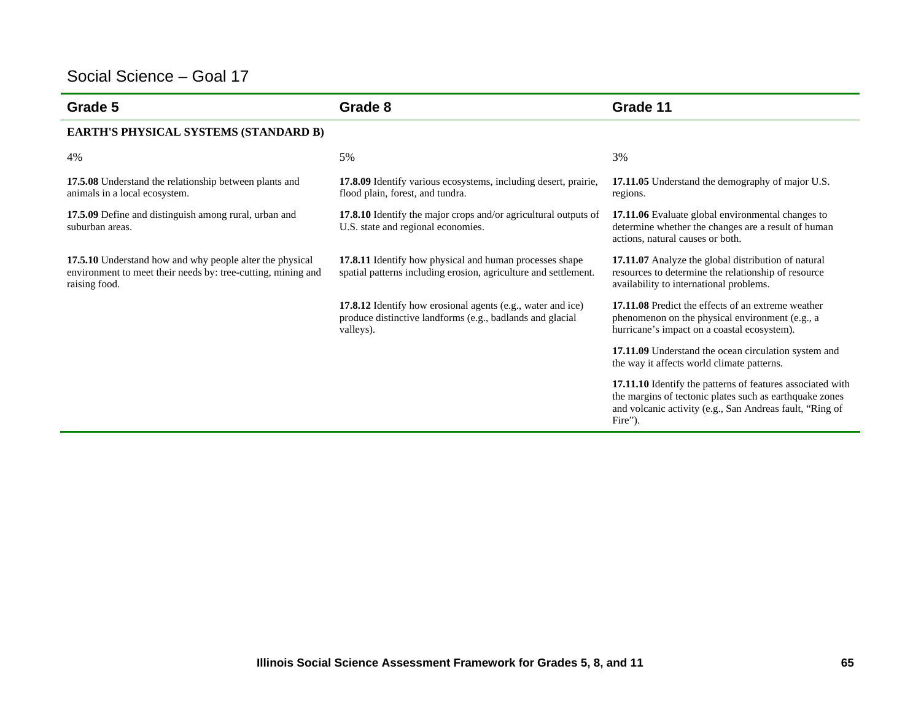# Social Science – Goal 17

| Grade 5 | Grade 8 | Grade 11 |
|---|---|---|
| **EARTH'S PHYSICAL SYSTEMS (STANDARD B)** | | |
| 4% | 5% | 3% |
| **17.5.08** Understand the relationship between plants and animals in a local ecosystem. | **17.8.09** Identify various ecosystems, including desert, prairie, flood plain, forest, and tundra. | **17.11.05** Understand the demography of major U.S. regions. |
| **17.5.09** Define and distinguish among rural, urban and suburban areas. | **17.8.10** Identify the major crops and/or agricultural outputs of U.S. state and regional economies. | **17.11.06** Evaluate global environmental changes to determine whether the changes are a result of human actions, natural causes or both. |
| **17.5.10** Understand how and why people alter the physical environment to meet their needs by: tree-cutting, mining and raising food. | **17.8.11** Identify how physical and human processes shape spatial patterns including erosion, agriculture and settlement. | **17.11.07** Analyze the global distribution of natural resources to determine the relationship of resource availability to international problems. |
| | **17.8.12** Identify how erosional agents (e.g., water and ice) produce distinctive landforms (e.g., badlands and glacial valleys). | **17.11.08** Predict the effects of an extreme weather phenomenon on the physical environment (e.g., a hurricane's impact on a coastal ecosystem). |
| | | **17.11.09** Understand the ocean circulation system and the way it affects world climate patterns. |
| | | **17.11.10** Identify the patterns of features associated with the margins of tectonic plates such as earthquake zones and volcanic activity (e.g., San Andreas fault, "Ring of Fire"). |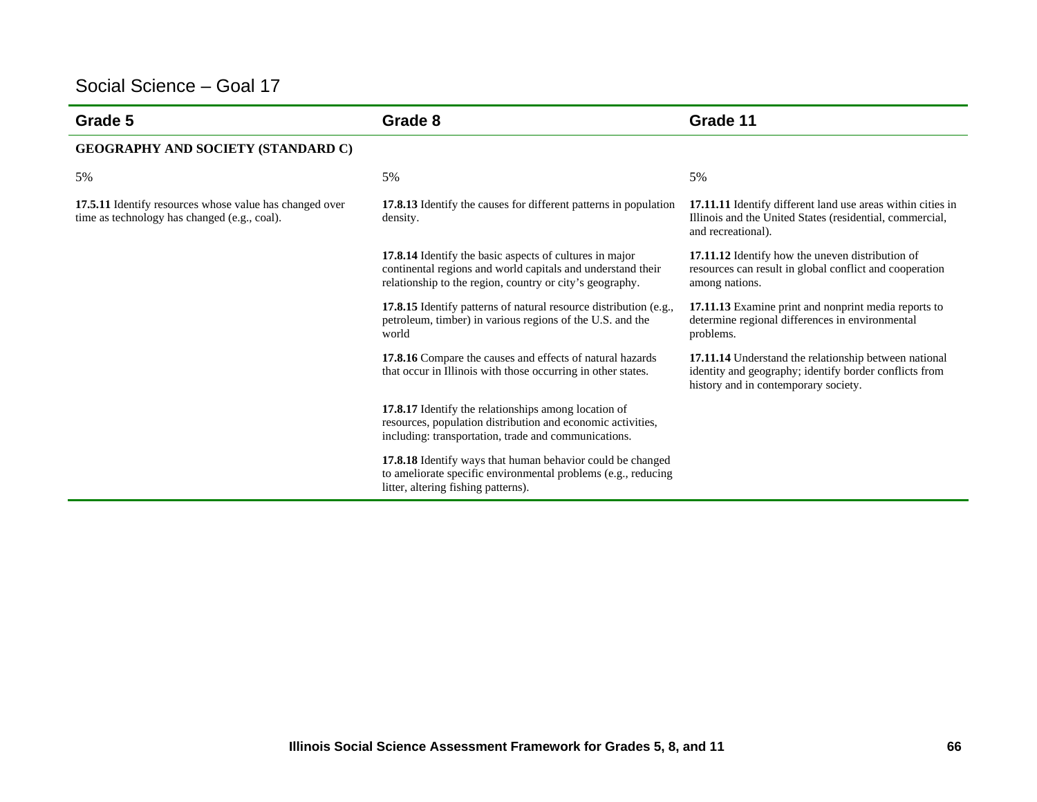## Social Science – Goal 17

| Grade 5 | Grade 8 | Grade 11 |
|---|---|---|
| **GEOGRAPHY AND SOCIETY (STANDARD C)** | | |
| 5% | 5% | 5% |
| **17.5.11** Identify resources whose value has changed over time as technology has changed (e.g., coal). | **17.8.13** Identify the causes for different patterns in population density. | **17.11.11** Identify different land use areas within cities in Illinois and the United States (residential, commercial, and recreational). |
| | **17.8.14** Identify the basic aspects of cultures in major continental regions and world capitals and understand their relationship to the region, country or city's geography. | **17.11.12** Identify how the uneven distribution of resources can result in global conflict and cooperation among nations. |
| | **17.8.15** Identify patterns of natural resource distribution (e.g., petroleum, timber) in various regions of the U.S. and the world | **17.11.13** Examine print and nonprint media reports to determine regional differences in environmental problems. |
| | **17.8.16** Compare the causes and effects of natural hazards that occur in Illinois with those occurring in other states. | **17.11.14** Understand the relationship between national identity and geography; identify border conflicts from history and in contemporary society. |
| | **17.8.17** Identify the relationships among location of resources, population distribution and economic activities, including: transportation, trade and communications. | |
| | **17.8.18** Identify ways that human behavior could be changed to ameliorate specific environmental problems (e.g., reducing litter, altering fishing patterns). | |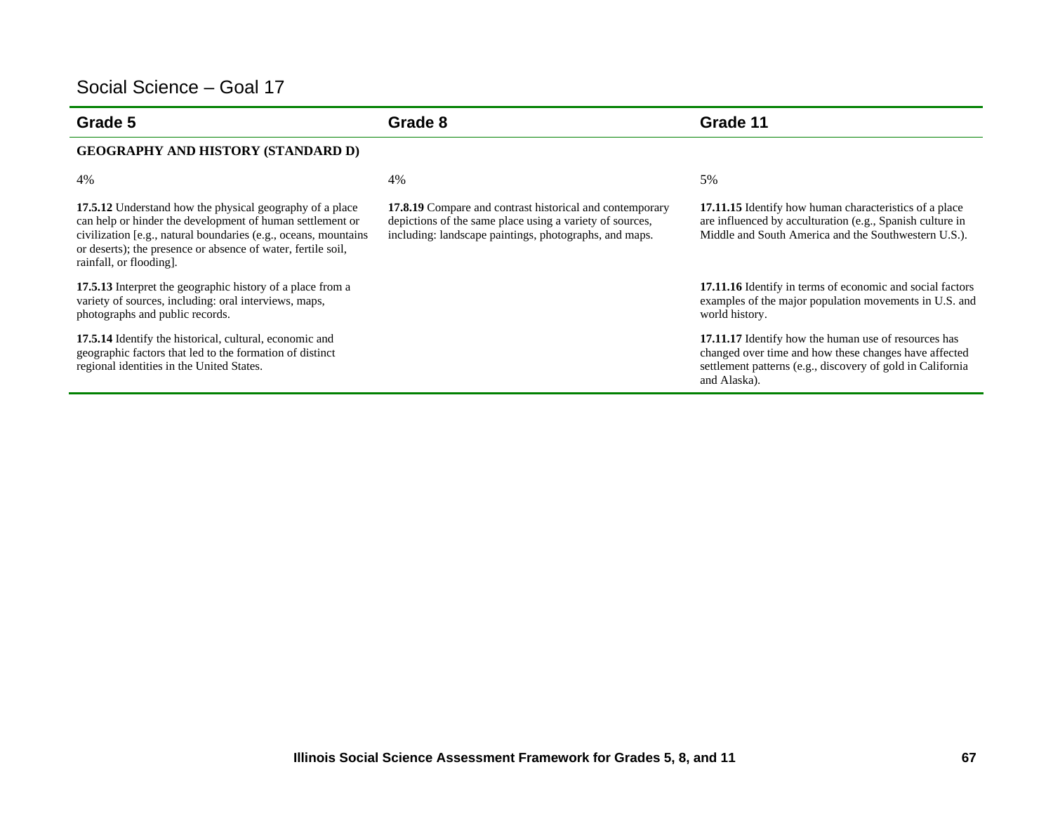# Social Science – Goal 17

| Grade 5 | Grade 8 | Grade 11 |
|---|---|---|
| **GEOGRAPHY AND HISTORY (STANDARD D)** | | |
| 4% | 4% | 5% |
| **17.5.12** Understand how the physical geography of a place can help or hinder the development of human settlement or civilization [e.g., natural boundaries (e.g., oceans, mountains or deserts); the presence or absence of water, fertile soil, rainfall, or flooding]. | **17.8.19** Compare and contrast historical and contemporary depictions of the same place using a variety of sources, including: landscape paintings, photographs, and maps. | **17.11.15** Identify how human characteristics of a place are influenced by acculturation (e.g., Spanish culture in Middle and South America and the Southwestern U.S.). |
| **17.5.13** Interpret the geographic history of a place from a variety of sources, including: oral interviews, maps, photographs and public records. | | **17.11.16** Identify in terms of economic and social factors examples of the major population movements in U.S. and world history. |
| **17.5.14** Identify the historical, cultural, economic and geographic factors that led to the formation of distinct regional identities in the United States. | | **17.11.17** Identify how the human use of resources has changed over time and how these changes have affected settlement patterns (e.g., discovery of gold in California and Alaska). |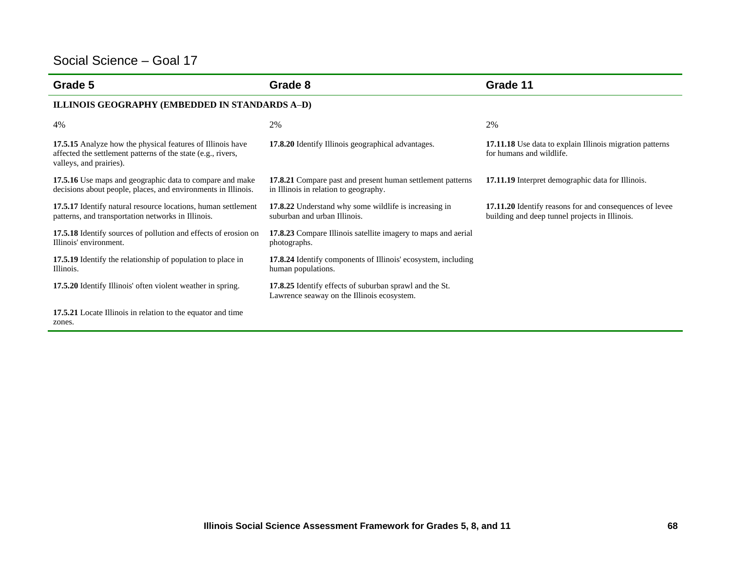# Social Science – Goal 17

| Grade 5 | Grade 8 | Grade 11 |
|---|---|---|
| **ILLINOIS GEOGRAPHY (EMBEDDED IN STANDARDS A–D)** | | |
| 4% | 2% | 2% |
| **17.5.15** Analyze how the physical features of Illinois have affected the settlement patterns of the state (e.g., rivers, valleys, and prairies). | **17.8.20** Identify Illinois geographical advantages. | **17.11.18** Use data to explain Illinois migration patterns for humans and wildlife. |
| **17.5.16** Use maps and geographic data to compare and make decisions about people, places, and environments in Illinois. | **17.8.21** Compare past and present human settlement patterns in Illinois in relation to geography. | **17.11.19** Interpret demographic data for Illinois. |
| **17.5.17** Identify natural resource locations, human settlement patterns, and transportation networks in Illinois. | **17.8.22** Understand why some wildlife is increasing in suburban and urban Illinois. | **17.11.20** Identify reasons for and consequences of levee building and deep tunnel projects in Illinois. |
| **17.5.18** Identify sources of pollution and effects of erosion on Illinois' environment. | **17.8.23** Compare Illinois satellite imagery to maps and aerial photographs. | |
| **17.5.19** Identify the relationship of population to place in Illinois. | **17.8.24** Identify components of Illinois' ecosystem, including human populations. | |
| **17.5.20** Identify Illinois' often violent weather in spring. | **17.8.25** Identify effects of suburban sprawl and the St. Lawrence seaway on the Illinois ecosystem. | |
| **17.5.21** Locate Illinois in relation to the equator and time zones. | | |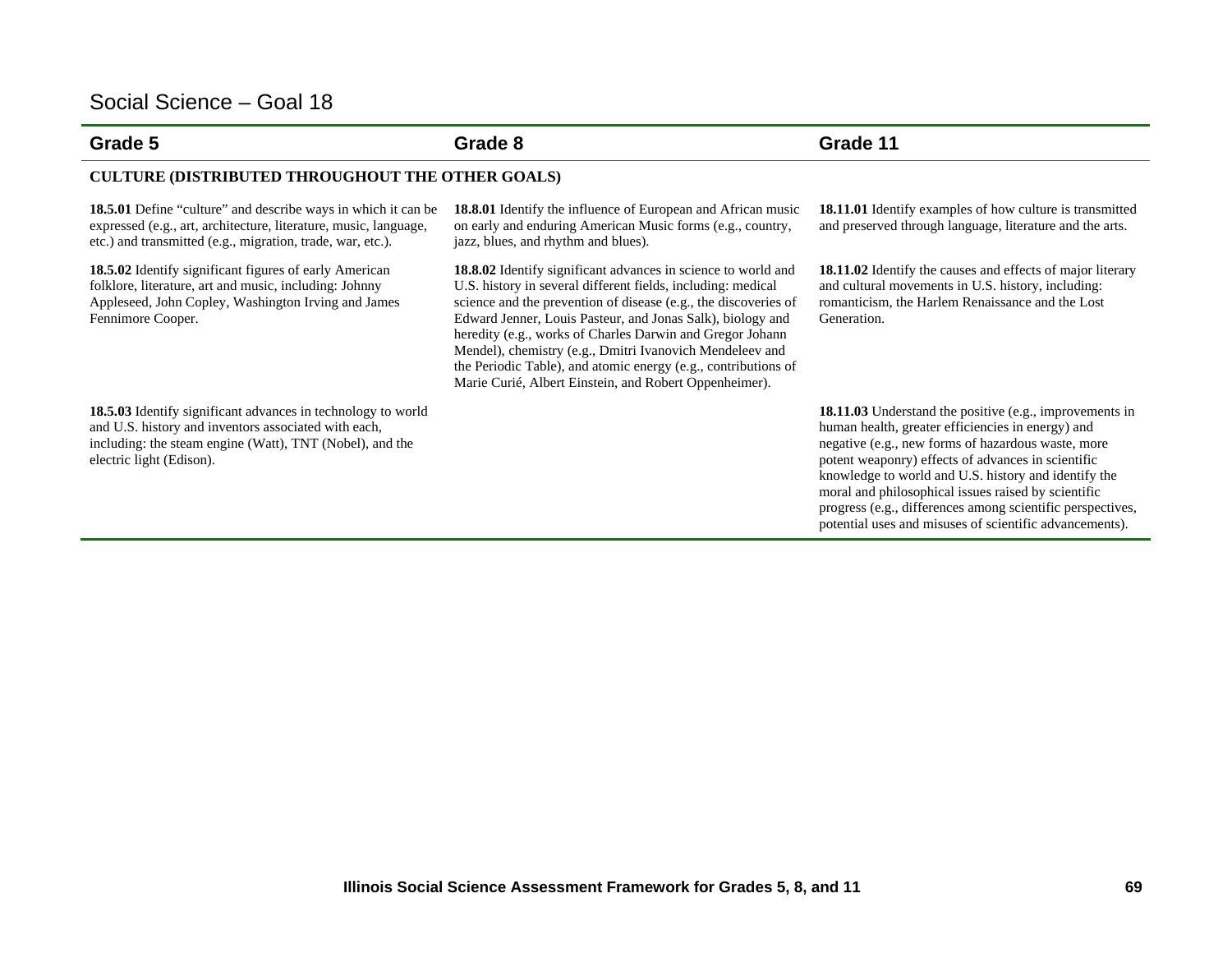# Social Science – Goal 18

| Grade 5 | Grade 8 | Grade 11 |
| --- | --- | --- |
| **CULTURE (DISTRIBUTED THROUGHOUT THE OTHER GOALS)** | | |
| **18.5.01** Define "culture" and describe ways in which it can be expressed (e.g., art, architecture, literature, music, language, etc.) and transmitted (e.g., migration, trade, war, etc.). | **18.8.01** Identify the influence of European and African music on early and enduring American Music forms (e.g., country, jazz, blues, and rhythm and blues). | **18.11.01** Identify examples of how culture is transmitted and preserved through language, literature and the arts. |
| **18.5.02** Identify significant figures of early American folklore, literature, art and music, including: Johnny Appleseed, John Copley, Washington Irving and James Fennimore Cooper. | **18.8.02** Identify significant advances in science to world and U.S. history in several different fields, including: medical science and the prevention of disease (e.g., the discoveries of Edward Jenner, Louis Pasteur, and Jonas Salk), biology and heredity (e.g., works of Charles Darwin and Gregor Johann Mendel), chemistry (e.g., Dmitri Ivanovich Mendeleev and the Periodic Table), and atomic energy (e.g., contributions of Marie Curié, Albert Einstein, and Robert Oppenheimer). | **18.11.02** Identify the causes and effects of major literary and cultural movements in U.S. history, including: romanticism, the Harlem Renaissance and the Lost Generation. |
| **18.5.03** Identify significant advances in technology to world and U.S. history and inventors associated with each, including: the steam engine (Watt), TNT (Nobel), and the electric light (Edison). | | **18.11.03** Understand the positive (e.g., improvements in human health, greater efficiencies in energy) and negative (e.g., new forms of hazardous waste, more potent weaponry) effects of advances in scientific knowledge to world and U.S. history and identify the moral and philosophical issues raised by scientific progress (e.g., differences among scientific perspectives, potential uses and misuses of scientific advancements). |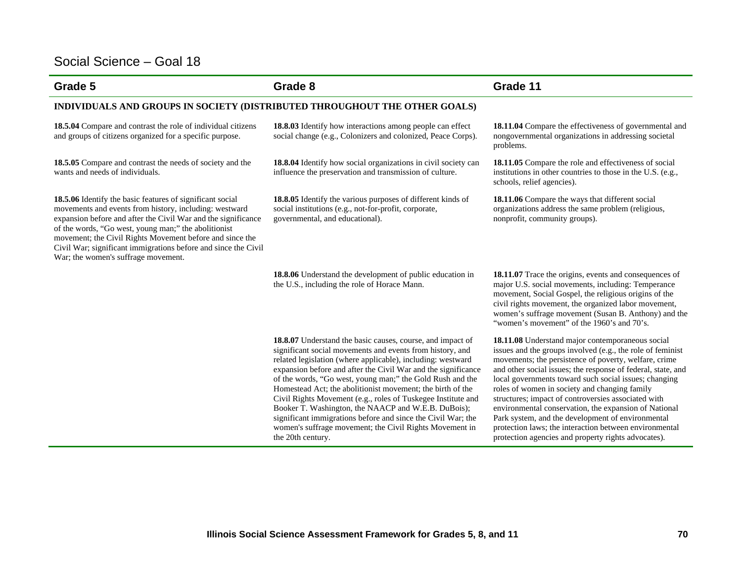## Social Science – Goal 18

| Grade 5 | Grade 8 | Grade 11 |
|---|---|---|
| **INDIVIDUALS AND GROUPS IN SOCIETY (DISTRIBUTED THROUGHOUT THE OTHER GOALS)** | | |
| **18.5.04** Compare and contrast the role of individual citizens and groups of citizens organized for a specific purpose. | **18.8.03** Identify how interactions among people can effect social change (e.g., Colonizers and colonized, Peace Corps). | **18.11.04** Compare the effectiveness of governmental and nongovernmental organizations in addressing societal problems. |
| **18.5.05** Compare and contrast the needs of society and the wants and needs of individuals. | **18.8.04** Identify how social organizations in civil society can influence the preservation and transmission of culture. | **18.11.05** Compare the role and effectiveness of social institutions in other countries to those in the U.S. (e.g., schools, relief agencies). |
| **18.5.06** Identify the basic features of significant social movements and events from history, including: westward expansion before and after the Civil War and the significance of the words, "Go west, young man;" the abolitionist movement; the Civil Rights Movement before and since the Civil War; significant immigrations before and since the Civil War; the women's suffrage movement. | **18.8.05** Identify the various purposes of different kinds of social institutions (e.g., not-for-profit, corporate, governmental, and educational). | **18.11.06** Compare the ways that different social organizations address the same problem (religious, nonprofit, community groups). |
| | **18.8.06** Understand the development of public education in the U.S., including the role of Horace Mann. | **18.11.07** Trace the origins, events and consequences of major U.S. social movements, including: Temperance movement, Social Gospel, the religious origins of the civil rights movement, the organized labor movement, women's suffrage movement (Susan B. Anthony) and the "women's movement" of the 1960's and 70's. |
| | **18.8.07** Understand the basic causes, course, and impact of significant social movements and events from history, and related legislation (where applicable), including: westward expansion before and after the Civil War and the significance of the words, "Go west, young man;" the Gold Rush and the Homestead Act; the abolitionist movement; the birth of the Civil Rights Movement (e.g., roles of Tuskegee Institute and Booker T. Washington, the NAACP and W.E.B. DuBois); significant immigrations before and since the Civil War; the women's suffrage movement; the Civil Rights Movement in the 20th century. | **18.11.08** Understand major contemporaneous social issues and the groups involved (e.g., the role of feminist movements; the persistence of poverty, welfare, crime and other social issues; the response of federal, state, and local governments toward such social issues; changing roles of women in society and changing family structures; impact of controversies associated with environmental conservation, the expansion of National Park system, and the development of environmental protection laws; the interaction between environmental protection agencies and property rights advocates). |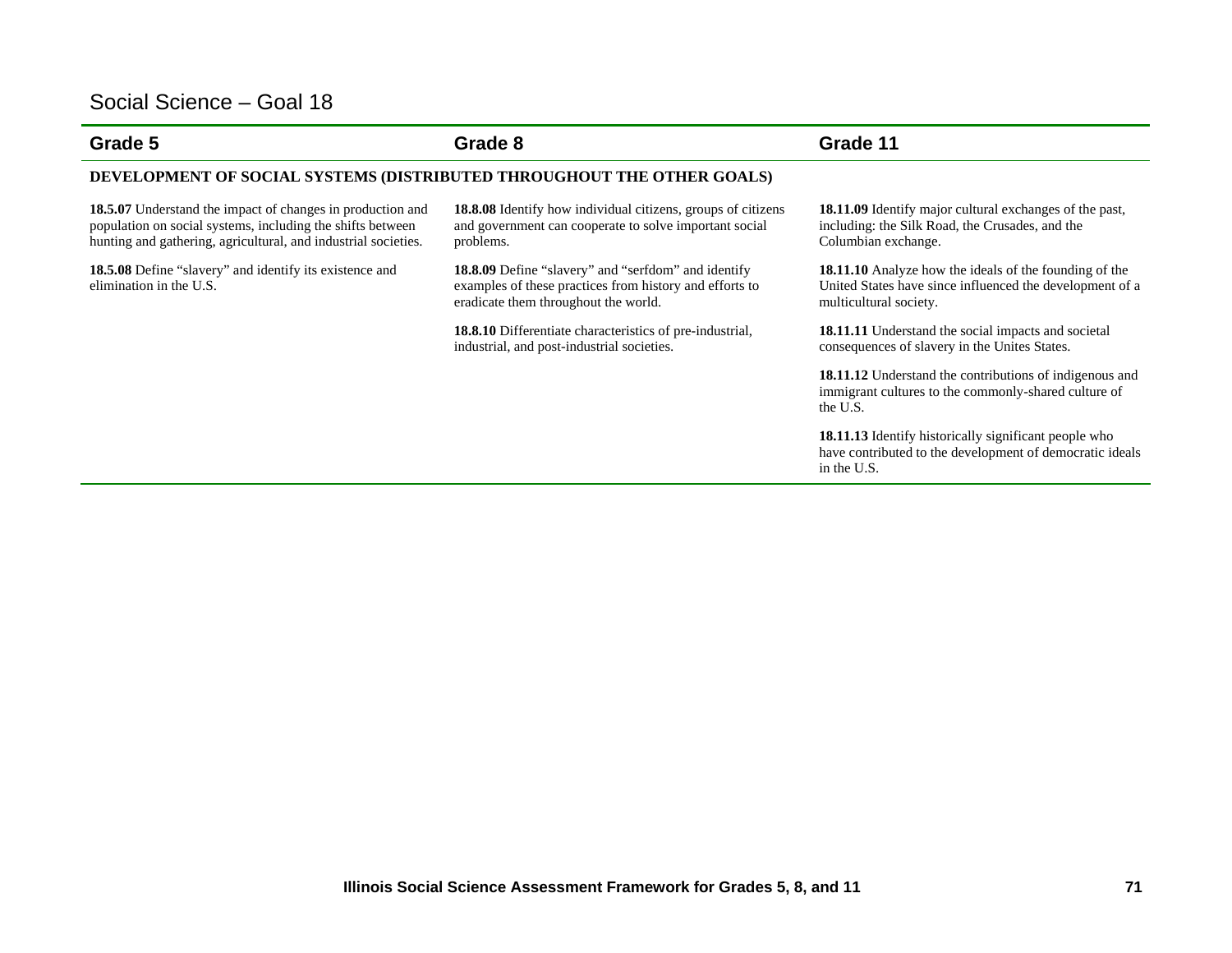## Social Science – Goal 18

| Grade 5 | Grade 8 | Grade 11 |
|---|---|---|
| **DEVELOPMENT OF SOCIAL SYSTEMS (DISTRIBUTED THROUGHOUT THE OTHER GOALS)** | | |
| **18.5.07** Understand the impact of changes in production and population on social systems, including the shifts between hunting and gathering, agricultural, and industrial societies. | **18.8.08** Identify how individual citizens, groups of citizens and government can cooperate to solve important social problems. | **18.11.09** Identify major cultural exchanges of the past, including: the Silk Road, the Crusades, and the Columbian exchange. |
| **18.5.08** Define “slavery” and identify its existence and elimination in the U.S. | **18.8.09** Define “slavery” and “serfdom” and identify examples of these practices from history and efforts to eradicate them throughout the world. | **18.11.10** Analyze how the ideals of the founding of the United States have since influenced the development of a multicultural society. |
| | **18.8.10** Differentiate characteristics of pre-industrial, industrial, and post-industrial societies. | **18.11.11** Understand the social impacts and societal consequences of slavery in the Unites States. |
| | | **18.11.12** Understand the contributions of indigenous and immigrant cultures to the commonly-shared culture of the U.S. |
| | | **18.11.13** Identify historically significant people who have contributed to the development of democratic ideals in the U.S. |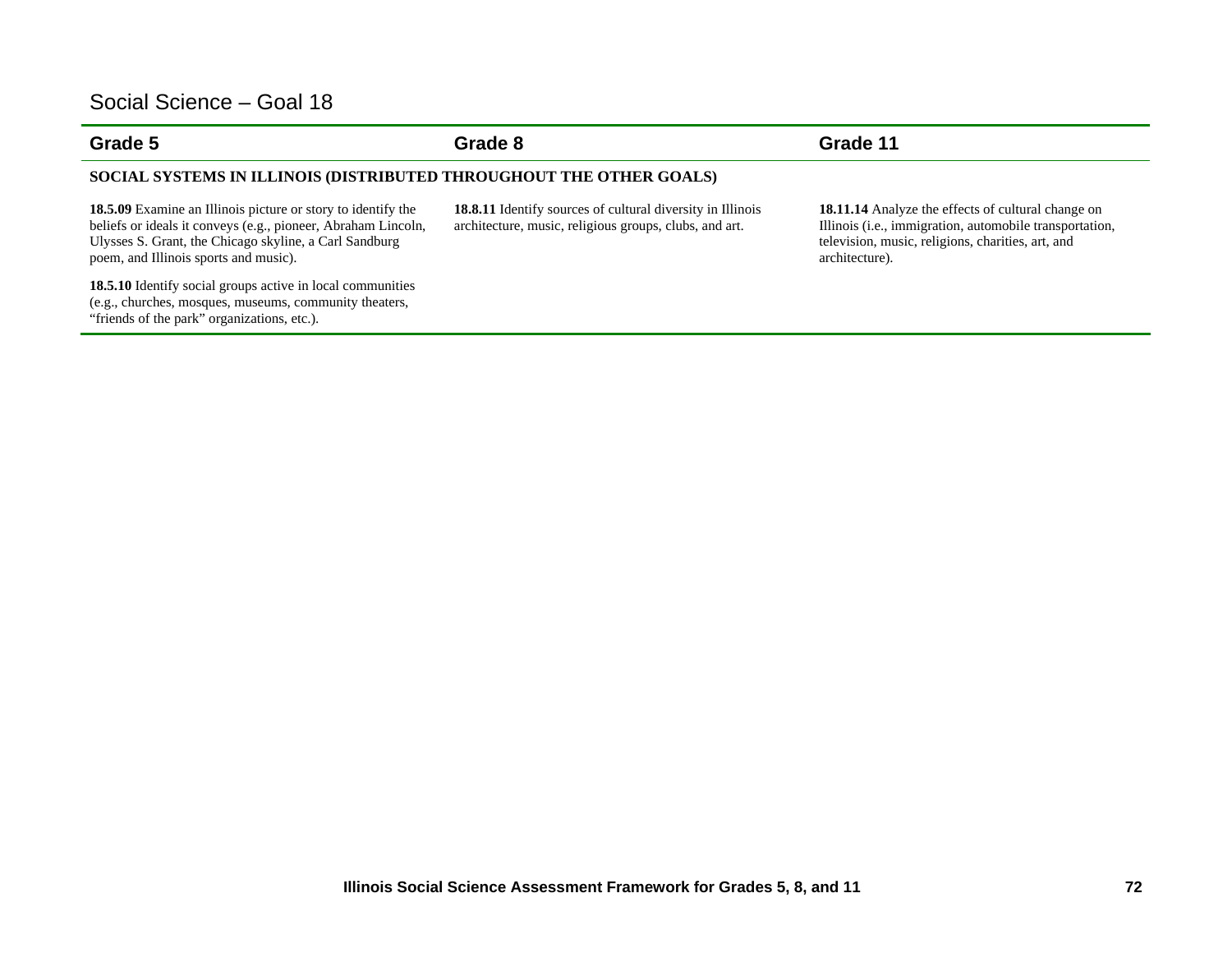## Social Science – Goal 18

| Grade 5 | Grade 8 | Grade 11 |
|---|---|---|
| **SOCIAL SYSTEMS IN ILLINOIS (DISTRIBUTED THROUGHOUT THE OTHER GOALS)** | | |
| **18.5.09** Examine an Illinois picture or story to identify the beliefs or ideals it conveys (e.g., pioneer, Abraham Lincoln, Ulysses S. Grant, the Chicago skyline, a Carl Sandburg poem, and Illinois sports and music). | **18.8.11** Identify sources of cultural diversity in Illinois architecture, music, religious groups, clubs, and art. | **18.11.14** Analyze the effects of cultural change on Illinois (i.e., immigration, automobile transportation, television, music, religions, charities, art, and architecture). |
| **18.5.10** Identify social groups active in local communities (e.g., churches, mosques, museums, community theaters, "friends of the park" organizations, etc.). | | |